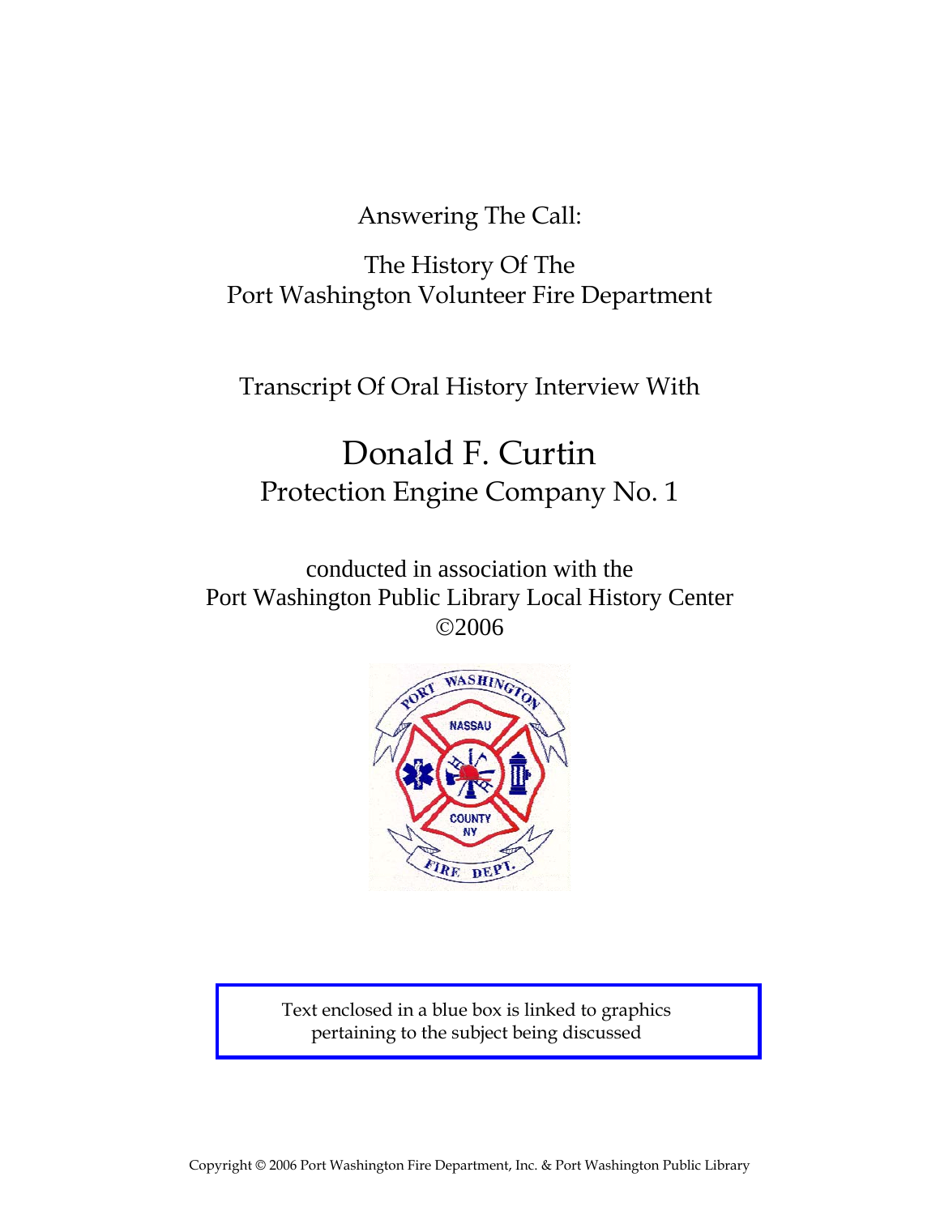Answering The Call:

The History Of The
Port Washington Volunteer Fire Department

Transcript Of Oral History Interview With

# Donald F. Curtin

## Protection Engine Company No. 1

conducted in association with the
Port Washington Public Library Local History Center
©2006

Text enclosed in a blue box is linked to graphics pertaining to the subject being discussed

Copyright © 2006 Port Washington Fire Department, Inc. & Port Washington Public Library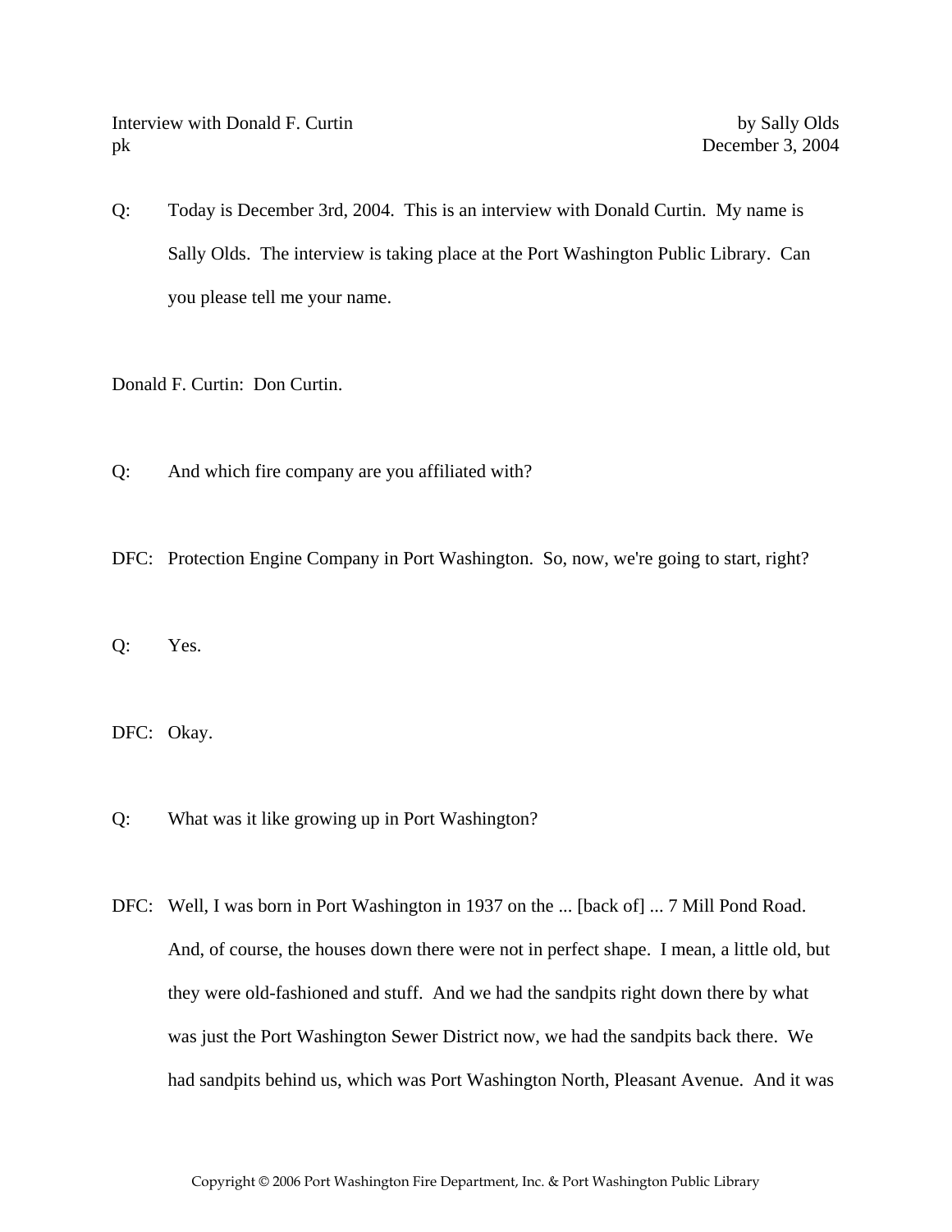Interview with Donald F. Curtin by Sally Olds
pk December 3, 2004

Q: Today is December 3rd, 2004. This is an interview with Donald Curtin. My name is Sally Olds. The interview is taking place at the Port Washington Public Library. Can you please tell me your name.

Donald F. Curtin: Don Curtin.

Q: And which fire company are you affiliated with?

DFC: Protection Engine Company in Port Washington. So, now, we're going to start, right?

Q: Yes.

DFC: Okay.

Q: What was it like growing up in Port Washington?

DFC: Well, I was born in Port Washington in 1937 on the ... [back of] ... 7 Mill Pond Road. And, of course, the houses down there were not in perfect shape. I mean, a little old, but they were old-fashioned and stuff. And we had the sandpits right down there by what was just the Port Washington Sewer District now, we had the sandpits back there. We had sandpits behind us, which was Port Washington North, Pleasant Avenue. And it was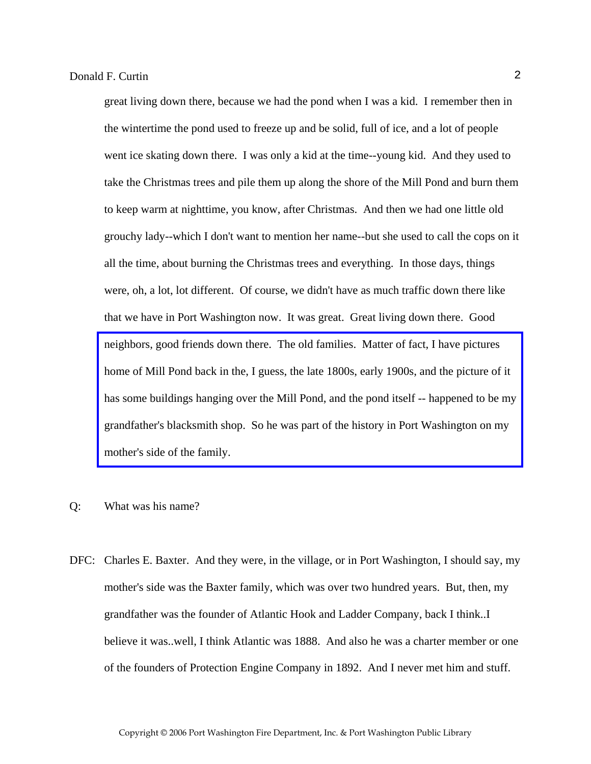great living down there, because we had the pond when I was a kid. I remember then in the wintertime the pond used to freeze up and be solid, full of ice, and a lot of people went ice skating down there. I was only a kid at the time--young kid. And they used to take the Christmas trees and pile them up along the shore of the Mill Pond and burn them to keep warm at nighttime, you know, after Christmas. And then we had one little old grouchy lady--which I don't want to mention her name--but she used to call the cops on it all the time, about burning the Christmas trees and everything. In those days, things were, oh, a lot, lot different. Of course, we didn't have as much traffic down there like that we have in Port Washington now. It was great. Great living down there. Good neighbors, good friends down there. The old families. Matter of fact, I have pictures home of Mill Pond back in the, I guess, the late 1800s, early 1900s, and the picture of it has some buildings hanging over the Mill Pond, and the pond itself -- happened to be my grandfather's blacksmith shop. So he was part of the history in Port Washington on my mother's side of the family.

Q: What was his name?

DFC: Charles E. Baxter. And they were, in the village, or in Port Washington, I should say, my mother's side was the Baxter family, which was over two hundred years. But, then, my grandfather was the founder of Atlantic Hook and Ladder Company, back I think..I believe it was..well, I think Atlantic was 1888. And also he was a charter member or one of the founders of Protection Engine Company in 1892. And I never met him and stuff.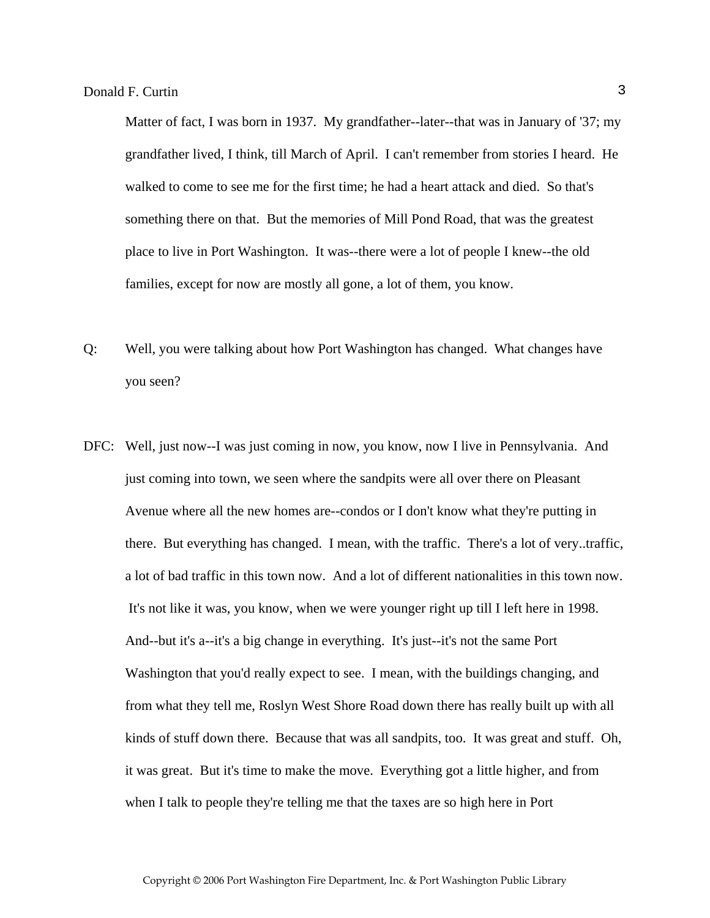Matter of fact, I was born in 1937. My grandfather--later--that was in January of '37; my grandfather lived, I think, till March of April. I can't remember from stories I heard. He walked to come to see me for the first time; he had a heart attack and died. So that's something there on that. But the memories of Mill Pond Road, that was the greatest place to live in Port Washington. It was--there were a lot of people I knew--the old families, except for now are mostly all gone, a lot of them, you know.

Q: Well, you were talking about how Port Washington has changed. What changes have you seen?

DFC: Well, just now--I was just coming in now, you know, now I live in Pennsylvania. And just coming into town, we seen where the sandpits were all over there on Pleasant Avenue where all the new homes are--condos or I don't know what they're putting in there. But everything has changed. I mean, with the traffic. There's a lot of very..traffic, a lot of bad traffic in this town now. And a lot of different nationalities in this town now. It's not like it was, you know, when we were younger right up till I left here in 1998. And--but it's a--it's a big change in everything. It's just--it's not the same Port Washington that you'd really expect to see. I mean, with the buildings changing, and from what they tell me, Roslyn West Shore Road down there has really built up with all kinds of stuff down there. Because that was all sandpits, too. It was great and stuff. Oh, it was great. But it's time to make the move. Everything got a little higher, and from when I talk to people they're telling me that the taxes are so high here in Port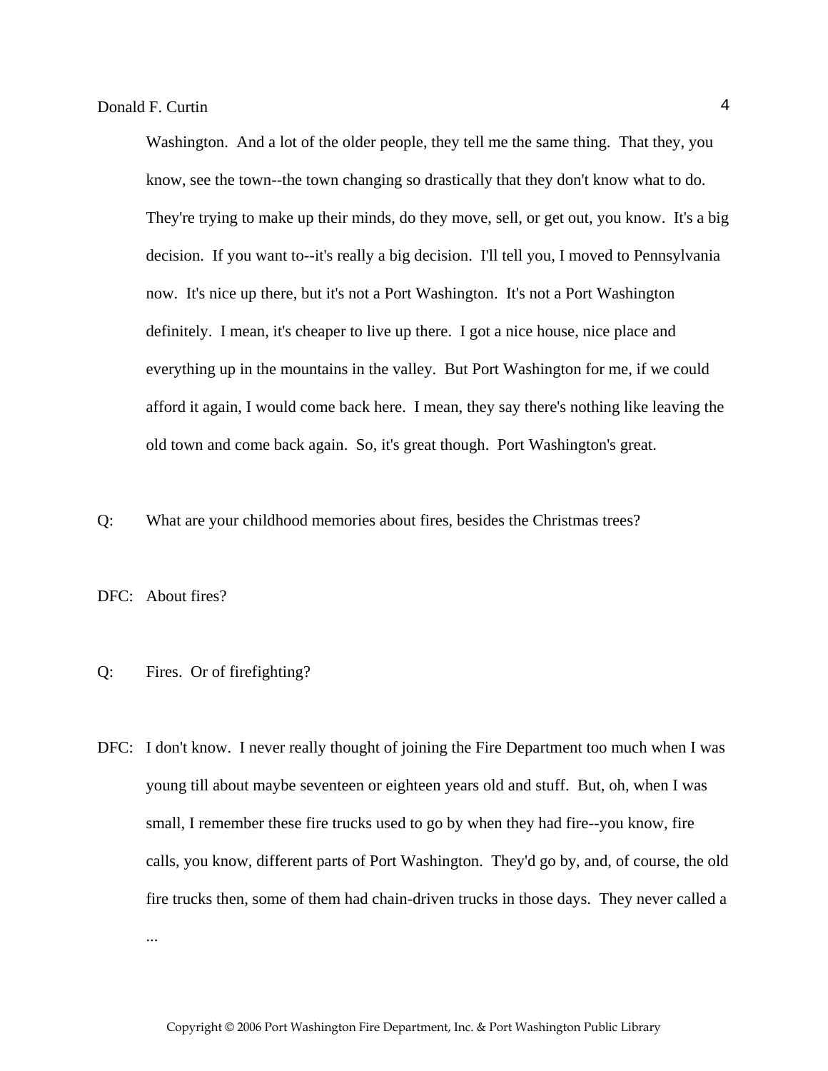Washington. And a lot of the older people, they tell me the same thing. That they, you know, see the town--the town changing so drastically that they don't know what to do. They're trying to make up their minds, do they move, sell, or get out, you know. It's a big decision. If you want to--it's really a big decision. I'll tell you, I moved to Pennsylvania now. It's nice up there, but it's not a Port Washington. It's not a Port Washington definitely. I mean, it's cheaper to live up there. I got a nice house, nice place and everything up in the mountains in the valley. But Port Washington for me, if we could afford it again, I would come back here. I mean, they say there's nothing like leaving the old town and come back again. So, it's great though. Port Washington's great.

Q: What are your childhood memories about fires, besides the Christmas trees?

DFC: About fires?

Q: Fires. Or of firefighting?

DFC: I don't know. I never really thought of joining the Fire Department too much when I was young till about maybe seventeen or eighteen years old and stuff. But, oh, when I was small, I remember these fire trucks used to go by when they had fire--you know, fire calls, you know, different parts of Port Washington. They'd go by, and, of course, the old fire trucks then, some of them had chain-driven trucks in those days. They never called a ...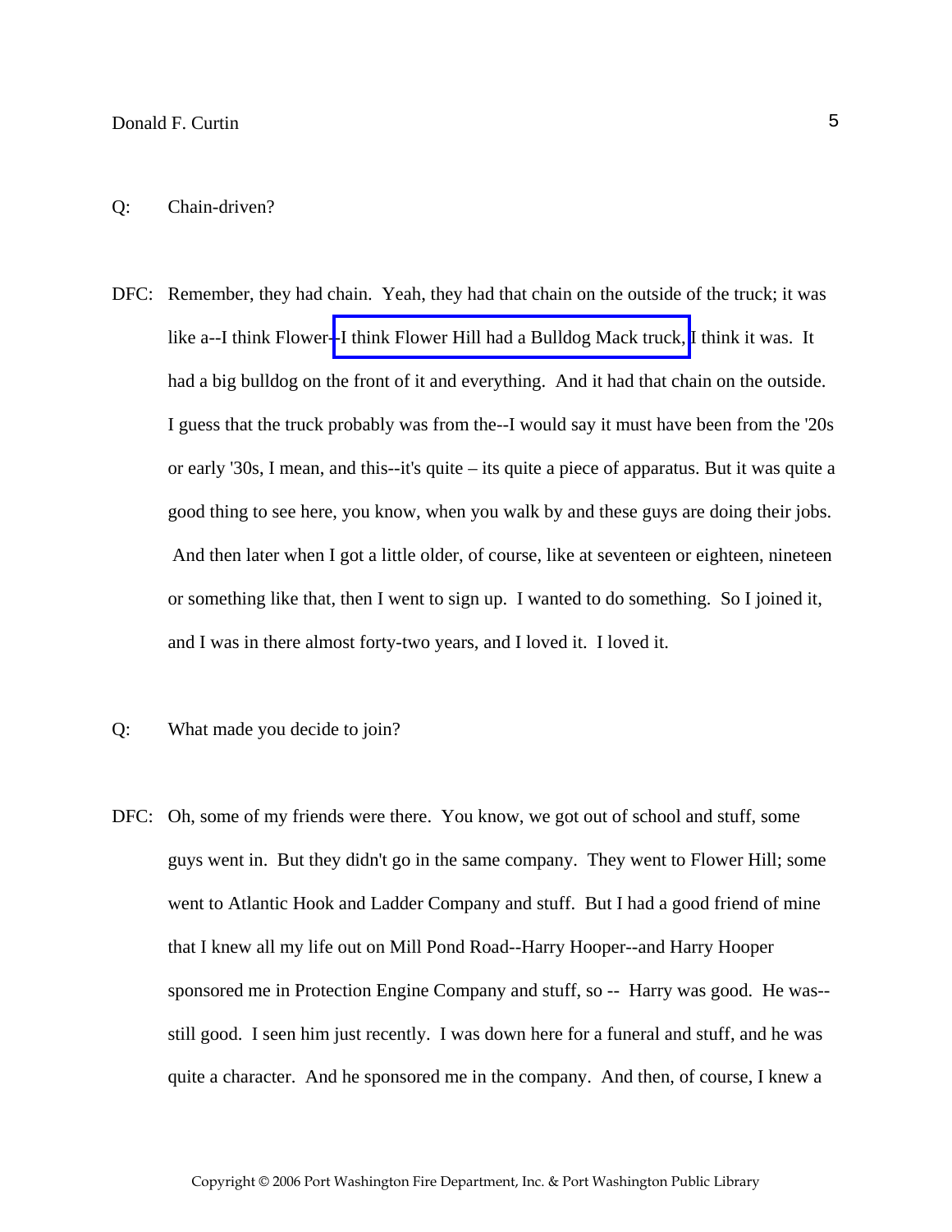Q: Chain-driven?

DFC: Remember, they had chain. Yeah, they had that chain on the outside of the truck; it was like a--I think Flower--I think Flower Hill had a Bulldog Mack truck, I think it was. It had a big bulldog on the front of it and everything. And it had that chain on the outside. I guess that the truck probably was from the--I would say it must have been from the '20s or early '30s, I mean, and this--it's quite – its quite a piece of apparatus. But it was quite a good thing to see here, you know, when you walk by and these guys are doing their jobs. And then later when I got a little older, of course, like at seventeen or eighteen, nineteen or something like that, then I went to sign up. I wanted to do something. So I joined it, and I was in there almost forty-two years, and I loved it. I loved it.

Q: What made you decide to join?

DFC: Oh, some of my friends were there. You know, we got out of school and stuff, some guys went in. But they didn't go in the same company. They went to Flower Hill; some went to Atlantic Hook and Ladder Company and stuff. But I had a good friend of mine that I knew all my life out on Mill Pond Road--Harry Hooper--and Harry Hooper sponsored me in Protection Engine Company and stuff, so -- Harry was good. He was--still good. I seen him just recently. I was down here for a funeral and stuff, and he was quite a character. And he sponsored me in the company. And then, of course, I knew a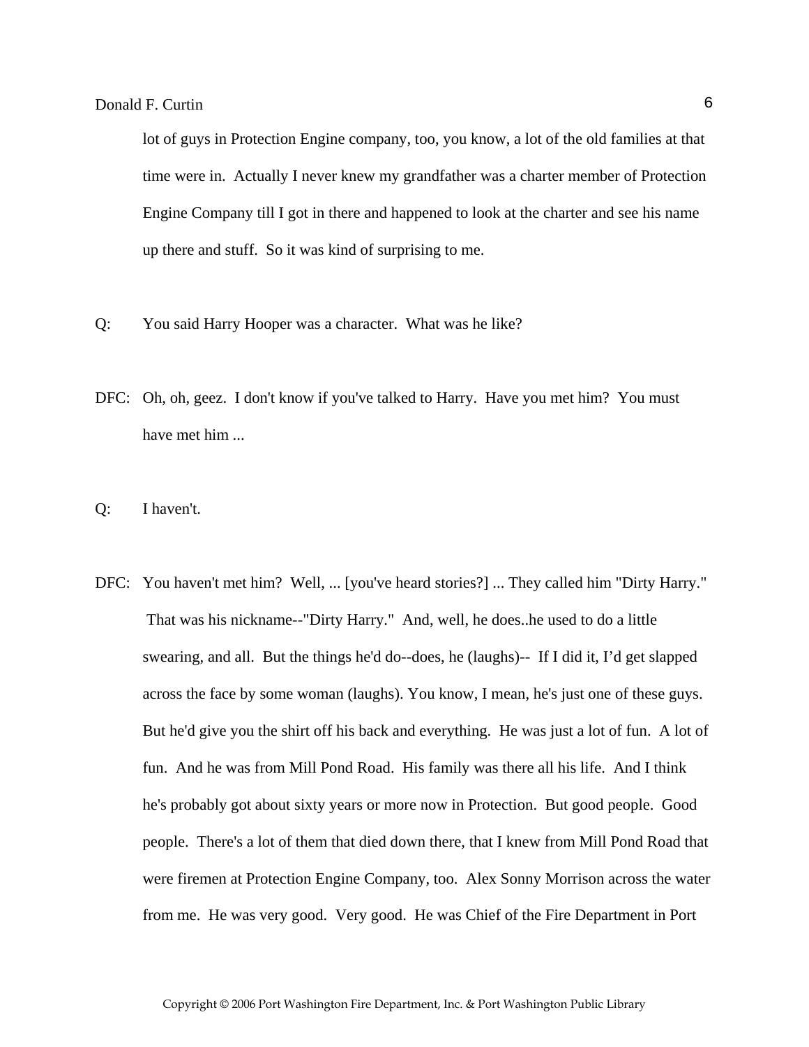lot of guys in Protection Engine company, too, you know, a lot of the old families at that time were in.  Actually I never knew my grandfather was a charter member of Protection Engine Company till I got in there and happened to look at the charter and see his name up there and stuff.  So it was kind of surprising to me.

Q: You said Harry Hooper was a character.  What was he like?

DFC: Oh, oh, geez.  I don't know if you've talked to Harry.  Have you met him?  You must have met him ...

Q: I haven't.

DFC: You haven't met him?  Well, ... [you've heard stories?] ... They called him "Dirty Harry."  That was his nickname--"Dirty Harry."  And, well, he does..he used to do a little swearing, and all.  But the things he'd do--does, he (laughs)--  If I did it, I'd get slapped across the face by some woman (laughs). You know, I mean, he's just one of these guys.  But he'd give you the shirt off his back and everything.  He was just a lot of fun.  A lot of fun.  And he was from Mill Pond Road.  His family was there all his life.  And I think he's probably got about sixty years or more now in Protection.  But good people.  Good people.  There's a lot of them that died down there, that I knew from Mill Pond Road that were firemen at Protection Engine Company, too.  Alex Sonny Morrison across the water from me.  He was very good.  Very good.  He was Chief of the Fire Department in Port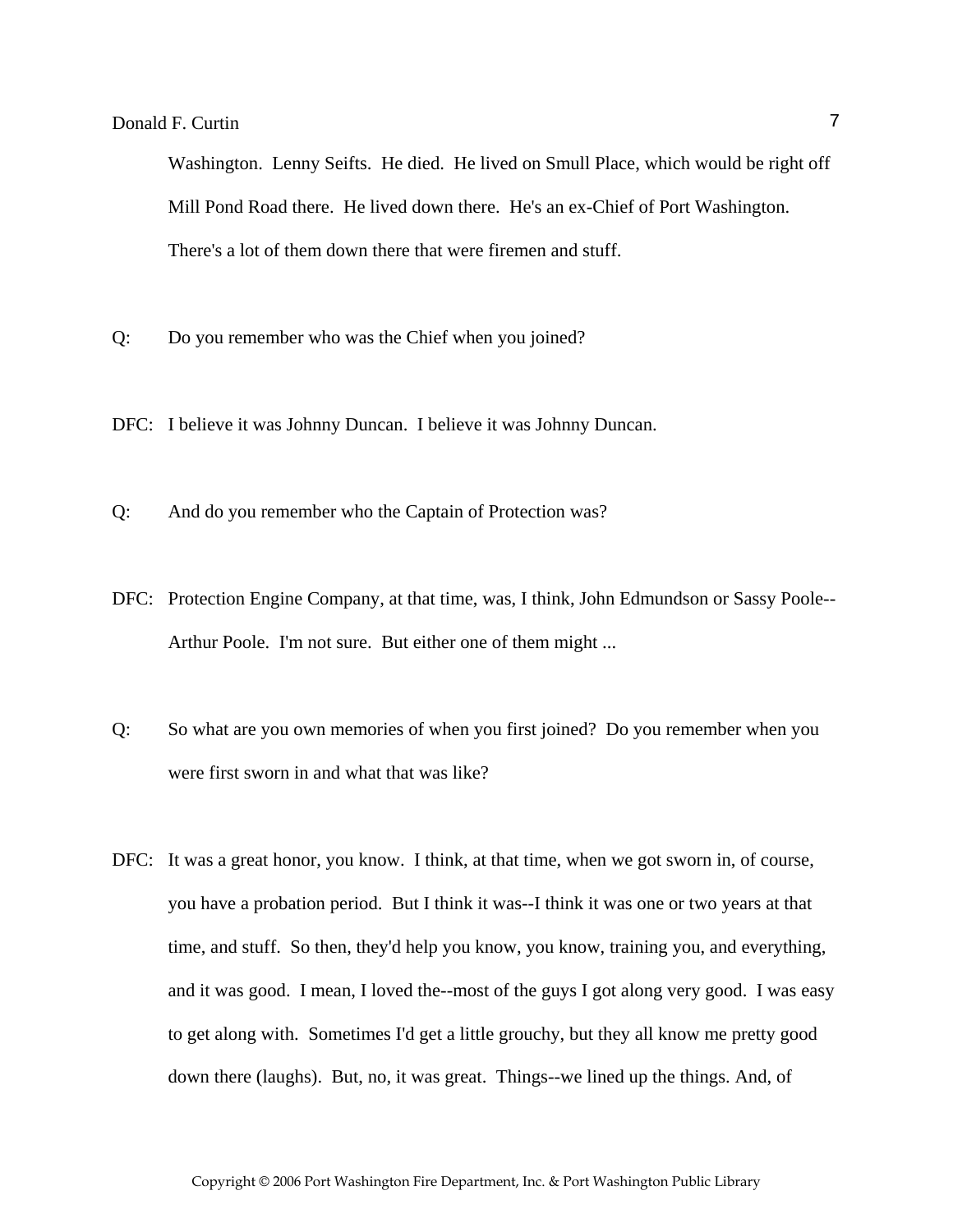Washington. Lenny Seifts. He died. He lived on Smull Place, which would be right off Mill Pond Road there. He lived down there. He's an ex-Chief of Port Washington. There's a lot of them down there that were firemen and stuff.

Q: Do you remember who was the Chief when you joined?

DFC: I believe it was Johnny Duncan. I believe it was Johnny Duncan.

Q: And do you remember who the Captain of Protection was?

DFC: Protection Engine Company, at that time, was, I think, John Edmundson or Sassy Poole--Arthur Poole. I'm not sure. But either one of them might ...

Q: So what are you own memories of when you first joined? Do you remember when you were first sworn in and what that was like?

DFC: It was a great honor, you know. I think, at that time, when we got sworn in, of course, you have a probation period. But I think it was--I think it was one or two years at that time, and stuff. So then, they'd help you know, you know, training you, and everything, and it was good. I mean, I loved the--most of the guys I got along very good. I was easy to get along with. Sometimes I'd get a little grouchy, but they all know me pretty good down there (laughs). But, no, it was great. Things--we lined up the things. And, of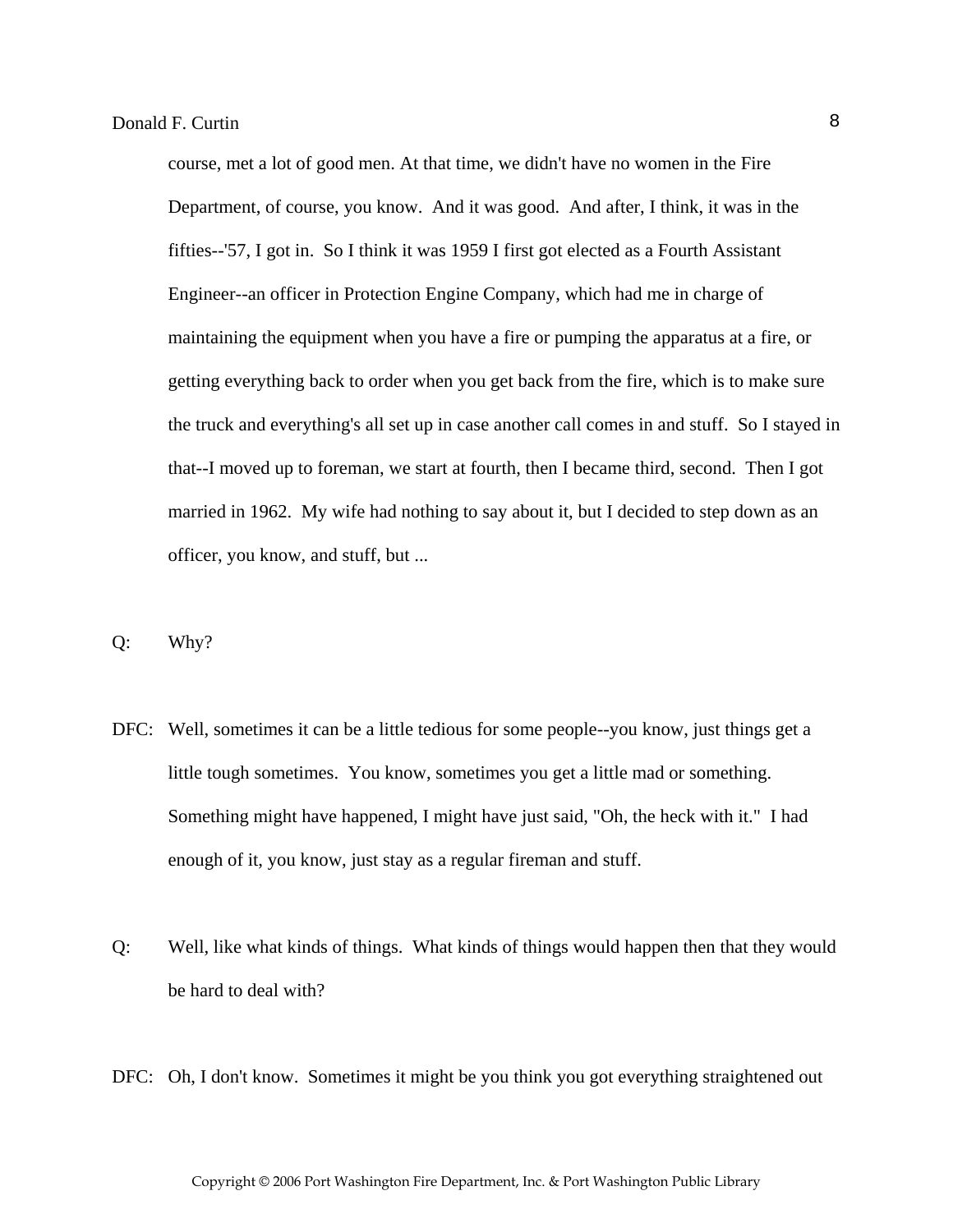course, met a lot of good men. At that time, we didn't have no women in the Fire Department, of course, you know. And it was good. And after, I think, it was in the fifties--'57, I got in. So I think it was 1959 I first got elected as a Fourth Assistant Engineer--an officer in Protection Engine Company, which had me in charge of maintaining the equipment when you have a fire or pumping the apparatus at a fire, or getting everything back to order when you get back from the fire, which is to make sure the truck and everything's all set up in case another call comes in and stuff. So I stayed in that--I moved up to foreman, we start at fourth, then I became third, second. Then I got married in 1962. My wife had nothing to say about it, but I decided to step down as an officer, you know, and stuff, but ...

Q: Why?

DFC: Well, sometimes it can be a little tedious for some people--you know, just things get a little tough sometimes. You know, sometimes you get a little mad or something. Something might have happened, I might have just said, "Oh, the heck with it." I had enough of it, you know, just stay as a regular fireman and stuff.

Q: Well, like what kinds of things. What kinds of things would happen then that they would be hard to deal with?

DFC: Oh, I don't know. Sometimes it might be you think you got everything straightened out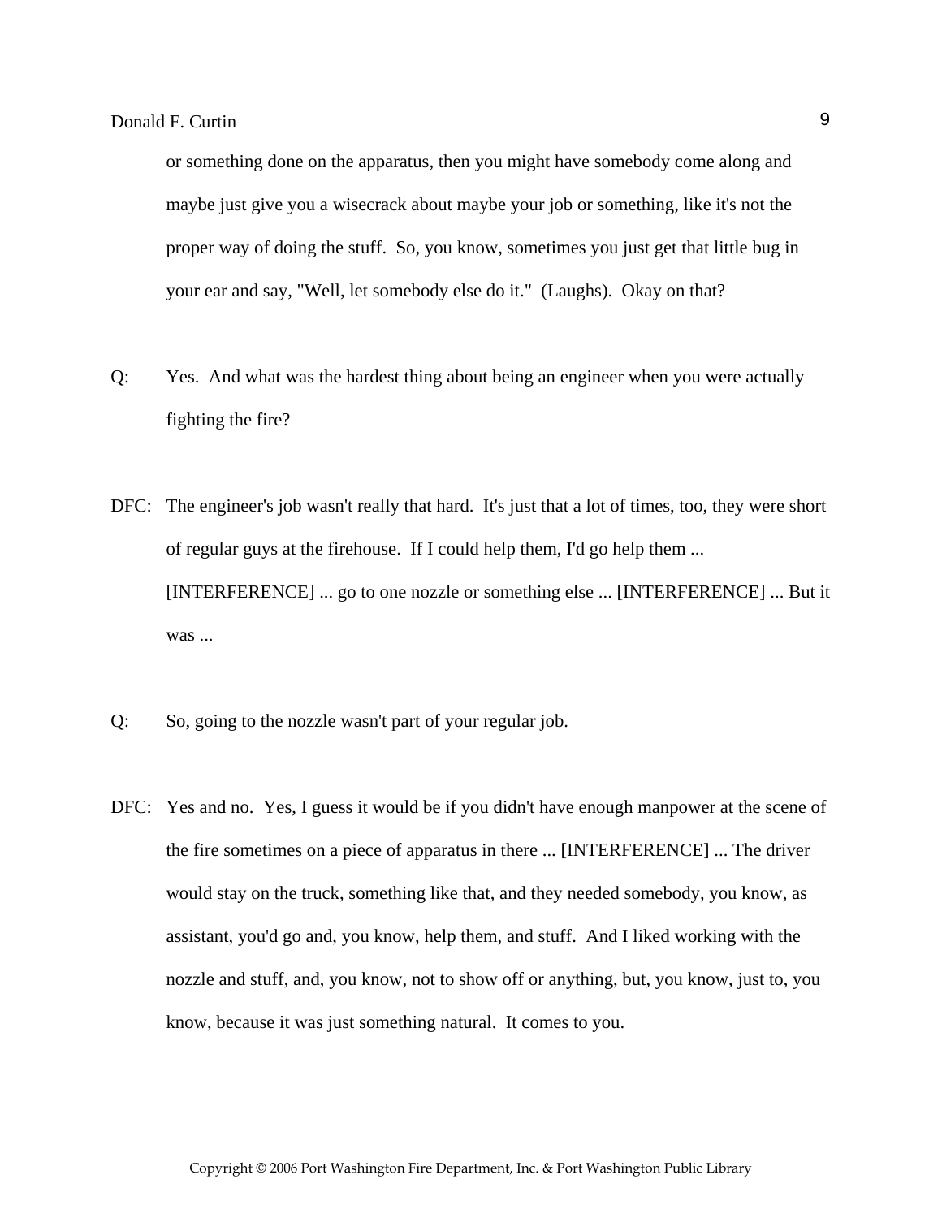or something done on the apparatus, then you might have somebody come along and maybe just give you a wisecrack about maybe your job or something, like it's not the proper way of doing the stuff. So, you know, sometimes you just get that little bug in your ear and say, "Well, let somebody else do it." (Laughs). Okay on that?

Q: Yes. And what was the hardest thing about being an engineer when you were actually fighting the fire?

DFC: The engineer's job wasn't really that hard. It's just that a lot of times, too, they were short of regular guys at the firehouse. If I could help them, I'd go help them ... [INTERFERENCE] ... go to one nozzle or something else ... [INTERFERENCE] ... But it was ...

Q: So, going to the nozzle wasn't part of your regular job.

DFC: Yes and no. Yes, I guess it would be if you didn't have enough manpower at the scene of the fire sometimes on a piece of apparatus in there ... [INTERFERENCE] ... The driver would stay on the truck, something like that, and they needed somebody, you know, as assistant, you'd go and, you know, help them, and stuff. And I liked working with the nozzle and stuff, and, you know, not to show off or anything, but, you know, just to, you know, because it was just something natural. It comes to you.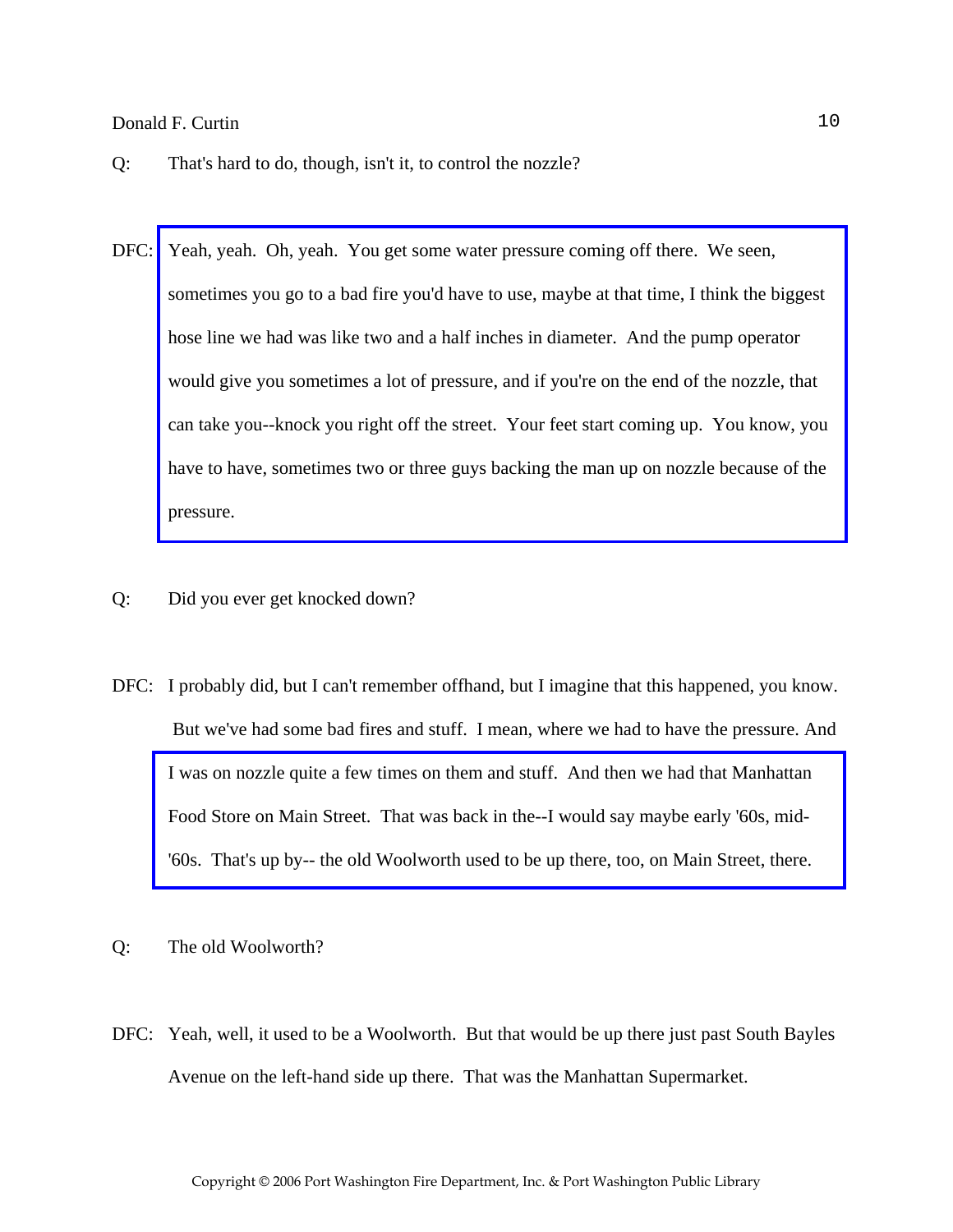Q: That's hard to do, though, isn't it, to control the nozzle?

DFC: Yeah, yeah. Oh, yeah. You get some water pressure coming off there. We seen, sometimes you go to a bad fire you'd have to use, maybe at that time, I think the biggest hose line we had was like two and a half inches in diameter. And the pump operator would give you sometimes a lot of pressure, and if you're on the end of the nozzle, that can take you--knock you right off the street. Your feet start coming up. You know, you have to have, sometimes two or three guys backing the man up on nozzle because of the pressure.

Q: Did you ever get knocked down?

DFC: I probably did, but I can't remember offhand, but I imagine that this happened, you know. But we've had some bad fires and stuff. I mean, where we had to have the pressure. And I was on nozzle quite a few times on them and stuff. And then we had that Manhattan Food Store on Main Street. That was back in the--I would say maybe early '60s, mid-'60s. That's up by-- the old Woolworth used to be up there, too, on Main Street, there.

Q: The old Woolworth?

DFC: Yeah, well, it used to be a Woolworth. But that would be up there just past South Bayles Avenue on the left-hand side up there. That was the Manhattan Supermarket.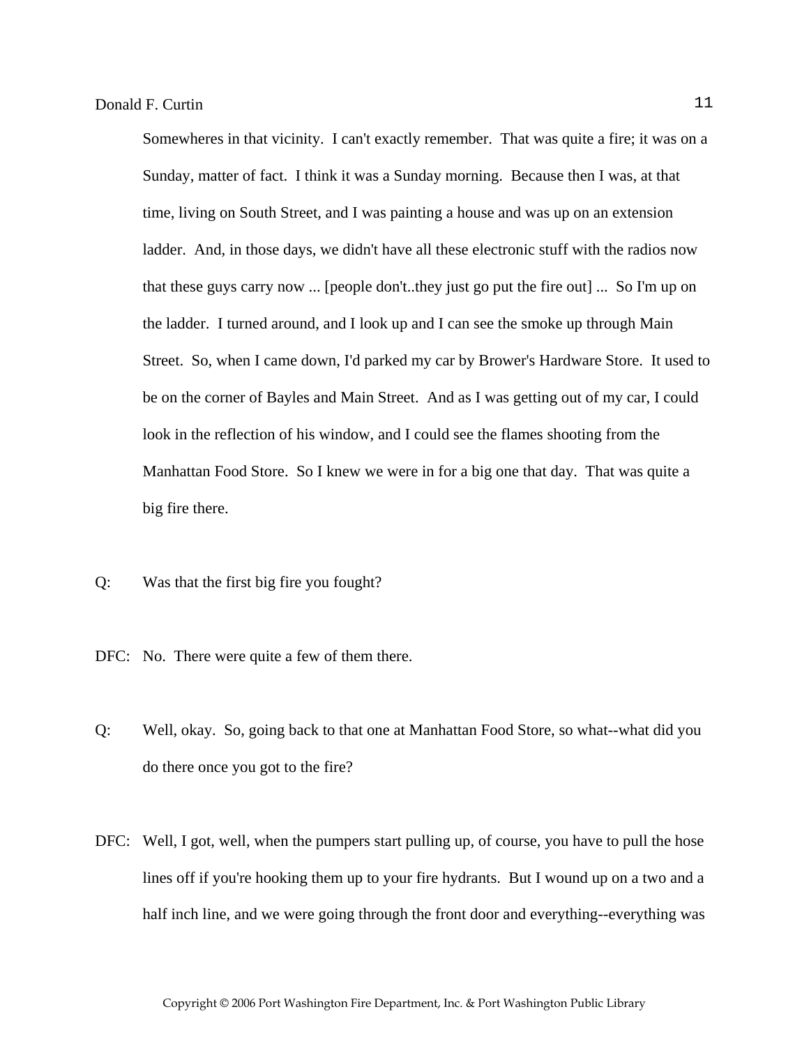Somewheres in that vicinity. I can't exactly remember. That was quite a fire; it was on a Sunday, matter of fact. I think it was a Sunday morning. Because then I was, at that time, living on South Street, and I was painting a house and was up on an extension ladder. And, in those days, we didn't have all these electronic stuff with the radios now that these guys carry now ... [people don't..they just go put the fire out] ... So I'm up on the ladder. I turned around, and I look up and I can see the smoke up through Main Street. So, when I came down, I'd parked my car by Brower's Hardware Store. It used to be on the corner of Bayles and Main Street. And as I was getting out of my car, I could look in the reflection of his window, and I could see the flames shooting from the Manhattan Food Store. So I knew we were in for a big one that day. That was quite a big fire there.

Q: Was that the first big fire you fought?

DFC: No. There were quite a few of them there.

Q: Well, okay. So, going back to that one at Manhattan Food Store, so what--what did you do there once you got to the fire?

DFC: Well, I got, well, when the pumpers start pulling up, of course, you have to pull the hose lines off if you're hooking them up to your fire hydrants. But I wound up on a two and a half inch line, and we were going through the front door and everything--everything was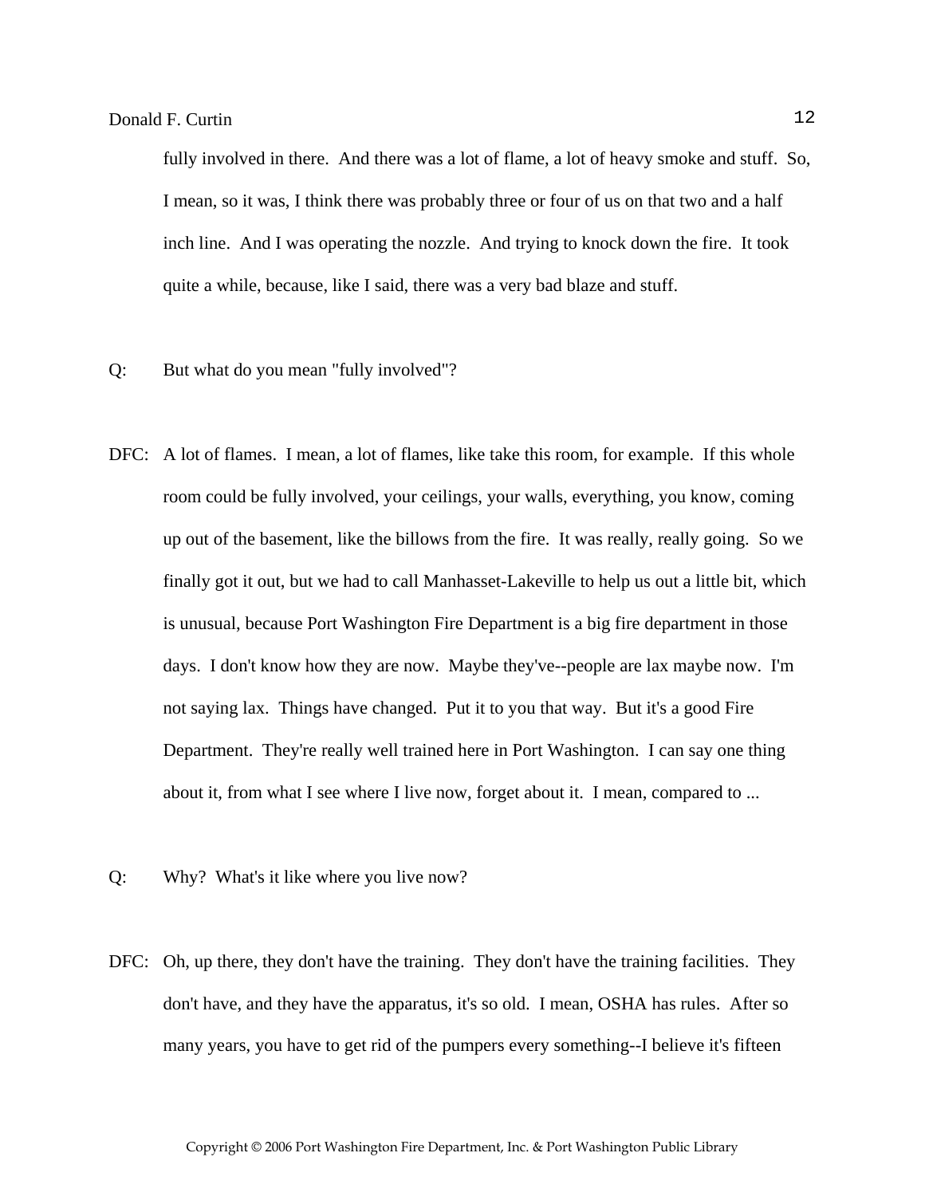fully involved in there. And there was a lot of flame, a lot of heavy smoke and stuff. So, I mean, so it was, I think there was probably three or four of us on that two and a half inch line. And I was operating the nozzle. And trying to knock down the fire. It took quite a while, because, like I said, there was a very bad blaze and stuff.

Q: But what do you mean "fully involved"?

DFC: A lot of flames. I mean, a lot of flames, like take this room, for example. If this whole room could be fully involved, your ceilings, your walls, everything, you know, coming up out of the basement, like the billows from the fire. It was really, really going. So we finally got it out, but we had to call Manhasset-Lakeville to help us out a little bit, which is unusual, because Port Washington Fire Department is a big fire department in those days. I don't know how they are now. Maybe they've--people are lax maybe now. I'm not saying lax. Things have changed. Put it to you that way. But it's a good Fire Department. They're really well trained here in Port Washington. I can say one thing about it, from what I see where I live now, forget about it. I mean, compared to ...

Q: Why? What's it like where you live now?

DFC: Oh, up there, they don't have the training. They don't have the training facilities. They don't have, and they have the apparatus, it's so old. I mean, OSHA has rules. After so many years, you have to get rid of the pumpers every something--I believe it's fifteen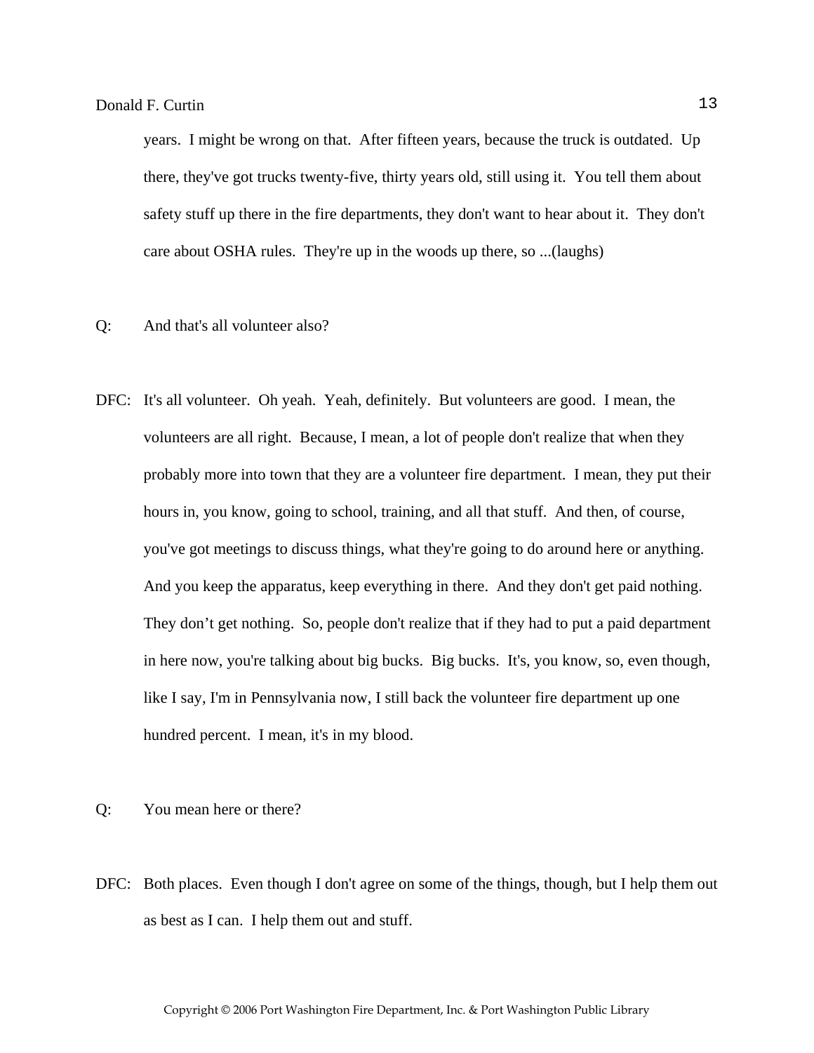years.  I might be wrong on that.  After fifteen years, because the truck is outdated.  Up there, they've got trucks twenty-five, thirty years old, still using it.  You tell them about safety stuff up there in the fire departments, they don't want to hear about it.  They don't care about OSHA rules.  They're up in the woods up there, so ...(laughs)

Q: And that's all volunteer also?

DFC: It's all volunteer.  Oh yeah.  Yeah, definitely.  But volunteers are good.  I mean, the volunteers are all right.  Because, I mean, a lot of people don't realize that when they probably more into town that they are a volunteer fire department.  I mean, they put their hours in, you know, going to school, training, and all that stuff.  And then, of course, you've got meetings to discuss things, what they're going to do around here or anything.  And you keep the apparatus, keep everything in there.  And they don't get paid nothing.  They don't get nothing.  So, people don't realize that if they had to put a paid department in here now, you're talking about big bucks.  Big bucks.  It's, you know, so, even though, like I say, I'm in Pennsylvania now, I still back the volunteer fire department up one hundred percent.  I mean, it's in my blood.

Q: You mean here or there?

DFC: Both places.  Even though I don't agree on some of the things, though, but I help them out as best as I can.  I help them out and stuff.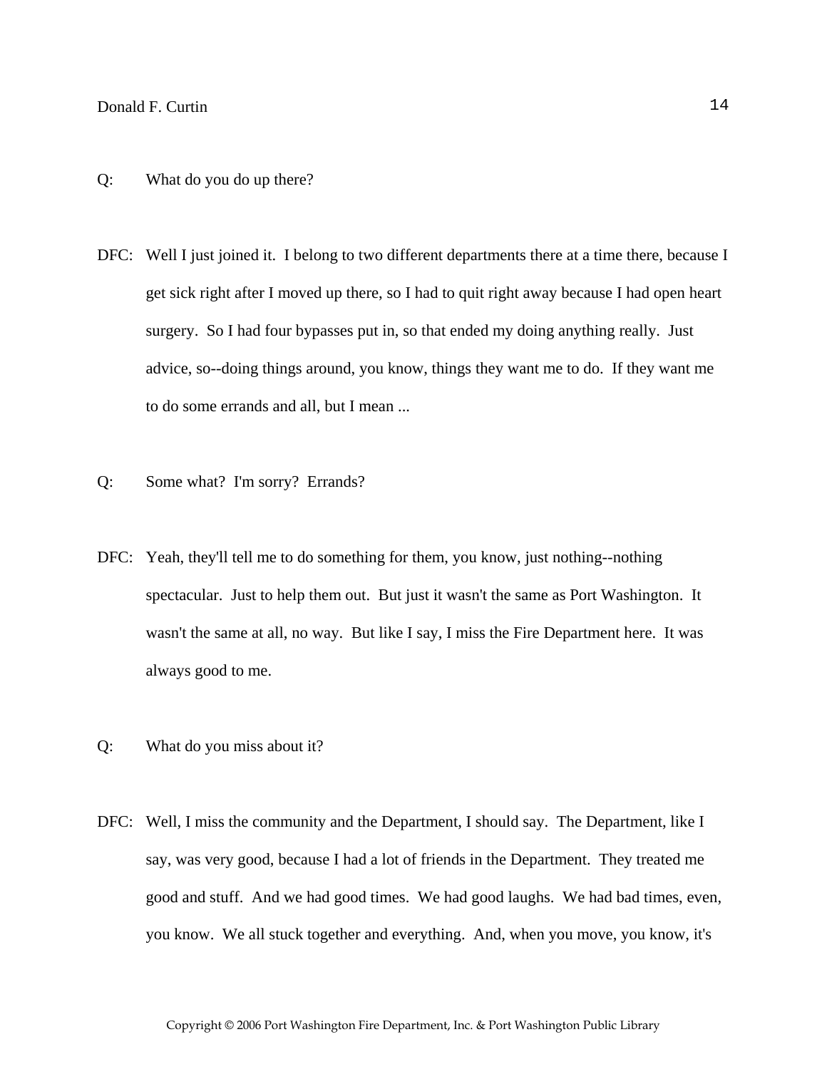Q: What do you do up there?

DFC: Well I just joined it. I belong to two different departments there at a time there, because I get sick right after I moved up there, so I had to quit right away because I had open heart surgery. So I had four bypasses put in, so that ended my doing anything really. Just advice, so--doing things around, you know, things they want me to do. If they want me to do some errands and all, but I mean ...

Q: Some what? I'm sorry? Errands?

DFC: Yeah, they'll tell me to do something for them, you know, just nothing--nothing spectacular. Just to help them out. But just it wasn't the same as Port Washington. It wasn't the same at all, no way. But like I say, I miss the Fire Department here. It was always good to me.

Q: What do you miss about it?

DFC: Well, I miss the community and the Department, I should say. The Department, like I say, was very good, because I had a lot of friends in the Department. They treated me good and stuff. And we had good times. We had good laughs. We had bad times, even, you know. We all stuck together and everything. And, when you move, you know, it's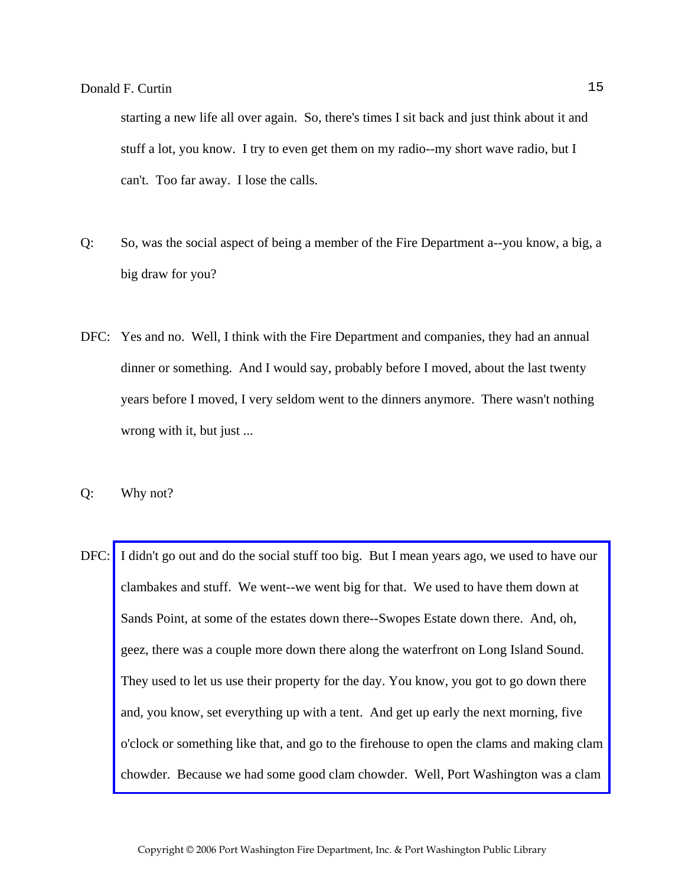starting a new life all over again. So, there's times I sit back and just think about it and stuff a lot, you know. I try to even get them on my radio--my short wave radio, but I can't. Too far away. I lose the calls.

Q: So, was the social aspect of being a member of the Fire Department a--you know, a big, a big draw for you?

DFC: Yes and no. Well, I think with the Fire Department and companies, they had an annual dinner or something. And I would say, probably before I moved, about the last twenty years before I moved, I very seldom went to the dinners anymore. There wasn't nothing wrong with it, but just ...

Q: Why not?

DFC: I didn't go out and do the social stuff too big. But I mean years ago, we used to have our clambakes and stuff. We went--we went big for that. We used to have them down at Sands Point, at some of the estates down there--Swopes Estate down there. And, oh, geez, there was a couple more down there along the waterfront on Long Island Sound. They used to let us use their property for the day. You know, you got to go down there and, you know, set everything up with a tent. And get up early the next morning, five o'clock or something like that, and go to the firehouse to open the clams and making clam chowder. Because we had some good clam chowder. Well, Port Washington was a clam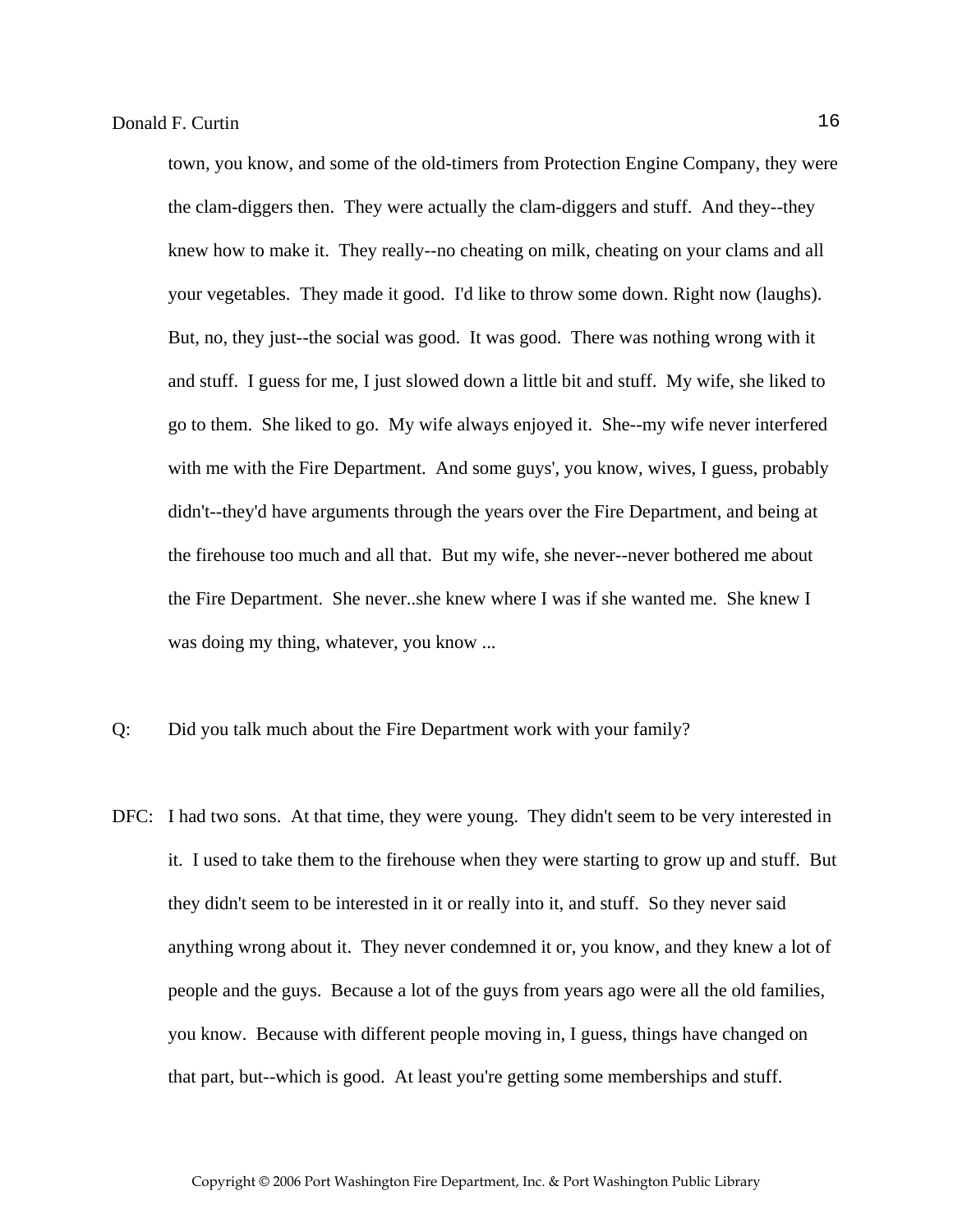town, you know, and some of the old-timers from Protection Engine Company, they were the clam-diggers then. They were actually the clam-diggers and stuff. And they--they knew how to make it. They really--no cheating on milk, cheating on your clams and all your vegetables. They made it good. I'd like to throw some down. Right now (laughs). But, no, they just--the social was good. It was good. There was nothing wrong with it and stuff. I guess for me, I just slowed down a little bit and stuff. My wife, she liked to go to them. She liked to go. My wife always enjoyed it. She--my wife never interfered with me with the Fire Department. And some guys', you know, wives, I guess, probably didn't--they'd have arguments through the years over the Fire Department, and being at the firehouse too much and all that. But my wife, she never--never bothered me about the Fire Department. She never..she knew where I was if she wanted me. She knew I was doing my thing, whatever, you know ...

Q: Did you talk much about the Fire Department work with your family?

DFC: I had two sons. At that time, they were young. They didn't seem to be very interested in it. I used to take them to the firehouse when they were starting to grow up and stuff. But they didn't seem to be interested in it or really into it, and stuff. So they never said anything wrong about it. They never condemned it or, you know, and they knew a lot of people and the guys. Because a lot of the guys from years ago were all the old families, you know. Because with different people moving in, I guess, things have changed on that part, but--which is good. At least you're getting some memberships and stuff.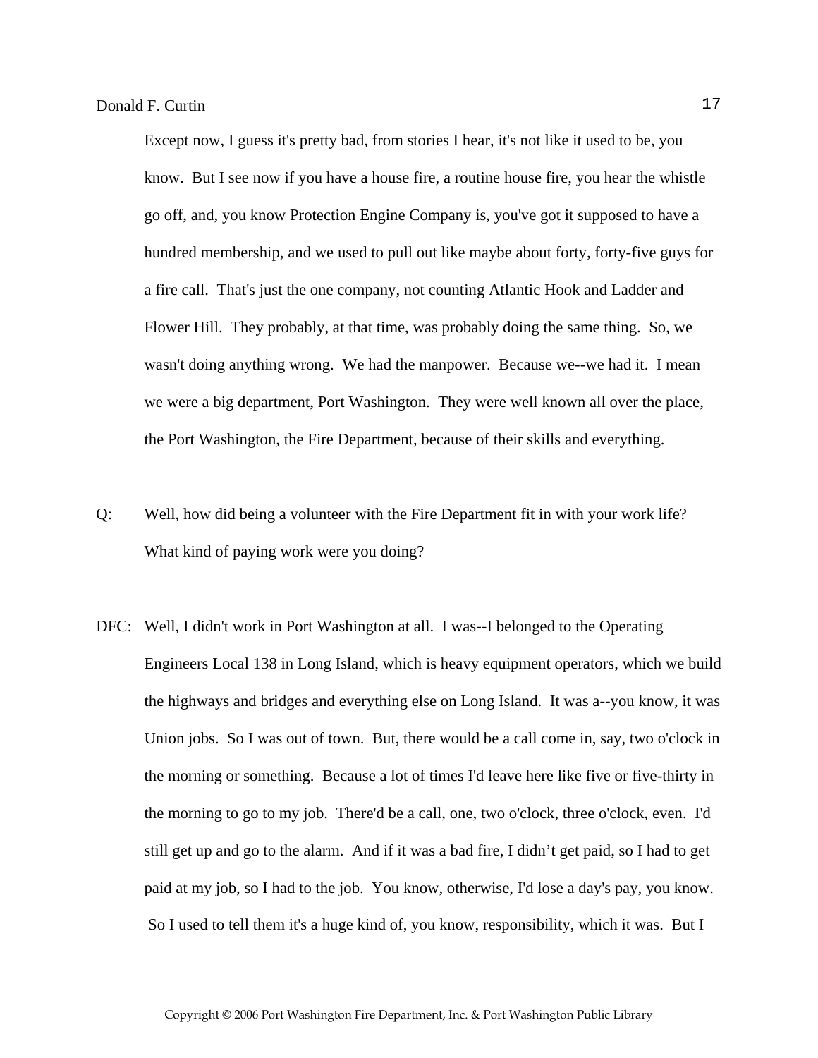Except now, I guess it's pretty bad, from stories I hear, it's not like it used to be, you know. But I see now if you have a house fire, a routine house fire, you hear the whistle go off, and, you know Protection Engine Company is, you've got it supposed to have a hundred membership, and we used to pull out like maybe about forty, forty-five guys for a fire call. That's just the one company, not counting Atlantic Hook and Ladder and Flower Hill. They probably, at that time, was probably doing the same thing. So, we wasn't doing anything wrong. We had the manpower. Because we--we had it. I mean we were a big department, Port Washington. They were well known all over the place, the Port Washington, the Fire Department, because of their skills and everything.

Q: Well, how did being a volunteer with the Fire Department fit in with your work life? What kind of paying work were you doing?

DFC: Well, I didn't work in Port Washington at all. I was--I belonged to the Operating Engineers Local 138 in Long Island, which is heavy equipment operators, which we build the highways and bridges and everything else on Long Island. It was a--you know, it was Union jobs. So I was out of town. But, there would be a call come in, say, two o'clock in the morning or something. Because a lot of times I'd leave here like five or five-thirty in the morning to go to my job. There'd be a call, one, two o'clock, three o'clock, even. I'd still get up and go to the alarm. And if it was a bad fire, I didn't get paid, so I had to get paid at my job, so I had to the job. You know, otherwise, I'd lose a day's pay, you know. So I used to tell them it's a huge kind of, you know, responsibility, which it was. But I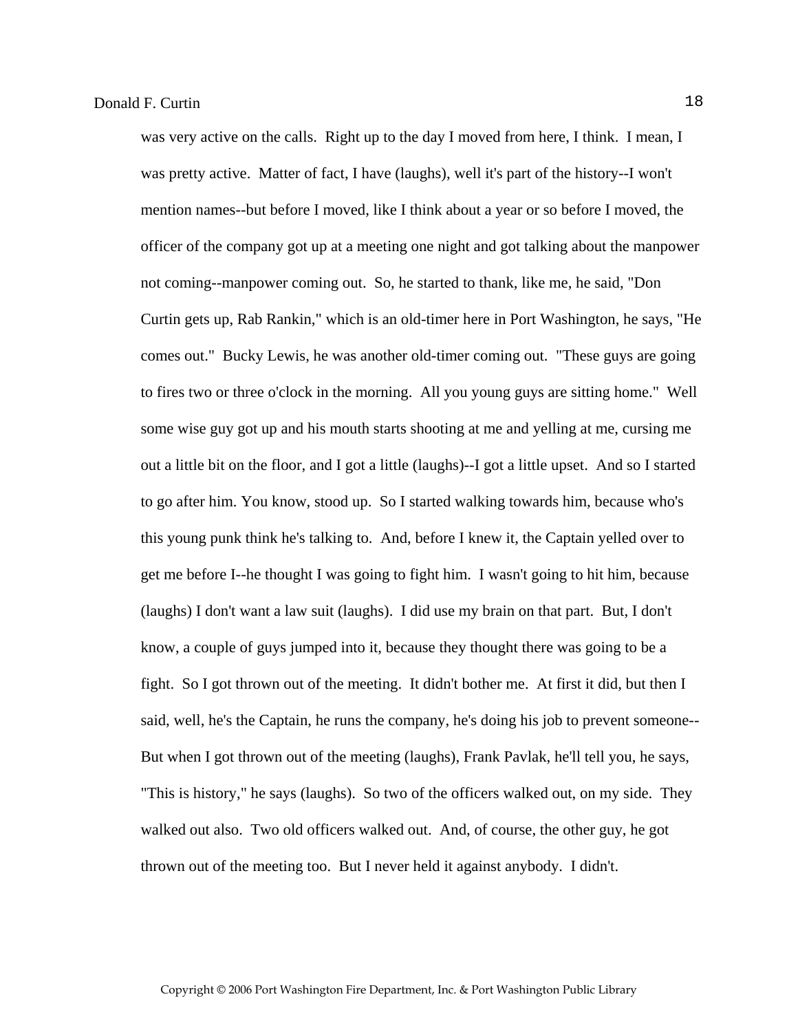was very active on the calls. Right up to the day I moved from here, I think. I mean, I was pretty active. Matter of fact, I have (laughs), well it's part of the history--I won't mention names--but before I moved, like I think about a year or so before I moved, the officer of the company got up at a meeting one night and got talking about the manpower not coming--manpower coming out. So, he started to thank, like me, he said, "Don Curtin gets up, Rab Rankin," which is an old-timer here in Port Washington, he says, "He comes out." Bucky Lewis, he was another old-timer coming out. "These guys are going to fires two or three o'clock in the morning. All you young guys are sitting home." Well some wise guy got up and his mouth starts shooting at me and yelling at me, cursing me out a little bit on the floor, and I got a little (laughs)--I got a little upset. And so I started to go after him. You know, stood up. So I started walking towards him, because who's this young punk think he's talking to. And, before I knew it, the Captain yelled over to get me before I--he thought I was going to fight him. I wasn't going to hit him, because (laughs) I don't want a law suit (laughs). I did use my brain on that part. But, I don't know, a couple of guys jumped into it, because they thought there was going to be a fight. So I got thrown out of the meeting. It didn't bother me. At first it did, but then I said, well, he's the Captain, he runs the company, he's doing his job to prevent someone--But when I got thrown out of the meeting (laughs), Frank Pavlak, he'll tell you, he says, "This is history," he says (laughs). So two of the officers walked out, on my side. They walked out also. Two old officers walked out. And, of course, the other guy, he got thrown out of the meeting too. But I never held it against anybody. I didn't.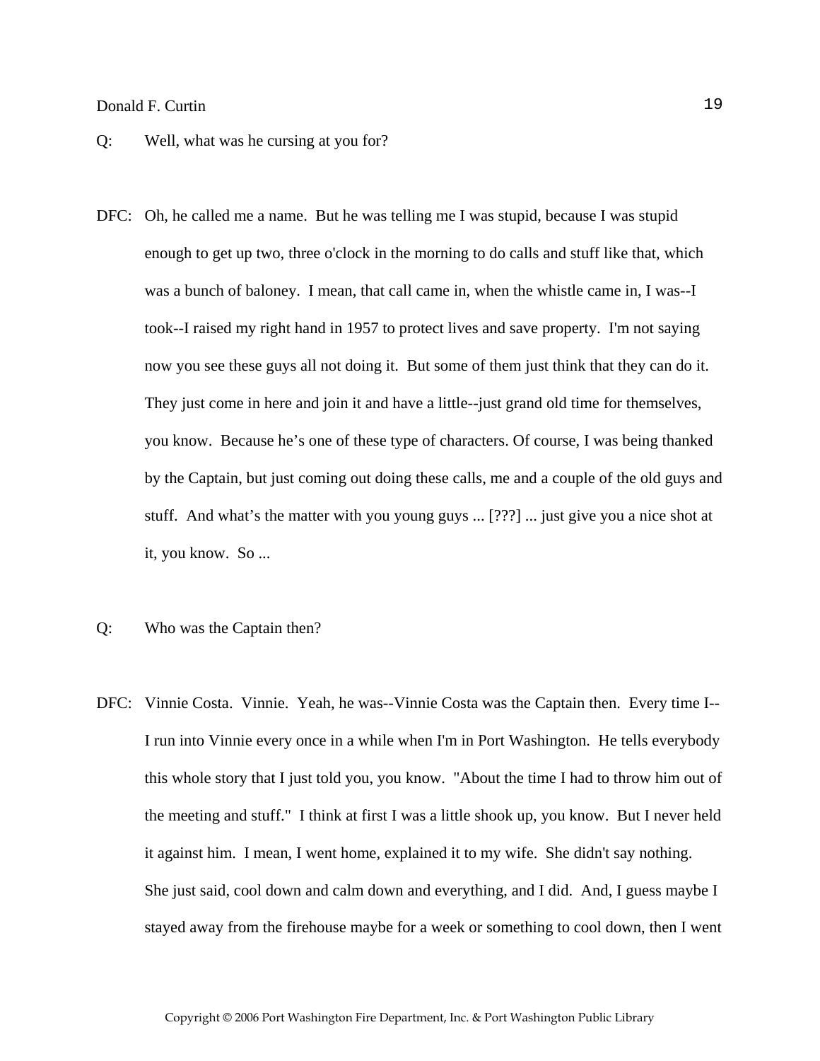Q: Well, what was he cursing at you for?

DFC: Oh, he called me a name. But he was telling me I was stupid, because I was stupid enough to get up two, three o'clock in the morning to do calls and stuff like that, which was a bunch of baloney. I mean, that call came in, when the whistle came in, I was--I took--I raised my right hand in 1957 to protect lives and save property. I'm not saying now you see these guys all not doing it. But some of them just think that they can do it. They just come in here and join it and have a little--just grand old time for themselves, you know. Because he's one of these type of characters. Of course, I was being thanked by the Captain, but just coming out doing these calls, me and a couple of the old guys and stuff. And what's the matter with you young guys ... [???] ... just give you a nice shot at it, you know. So ...

Q: Who was the Captain then?

DFC: Vinnie Costa. Vinnie. Yeah, he was--Vinnie Costa was the Captain then. Every time I--I run into Vinnie every once in a while when I'm in Port Washington. He tells everybody this whole story that I just told you, you know. "About the time I had to throw him out of the meeting and stuff." I think at first I was a little shook up, you know. But I never held it against him. I mean, I went home, explained it to my wife. She didn't say nothing. She just said, cool down and calm down and everything, and I did. And, I guess maybe I stayed away from the firehouse maybe for a week or something to cool down, then I went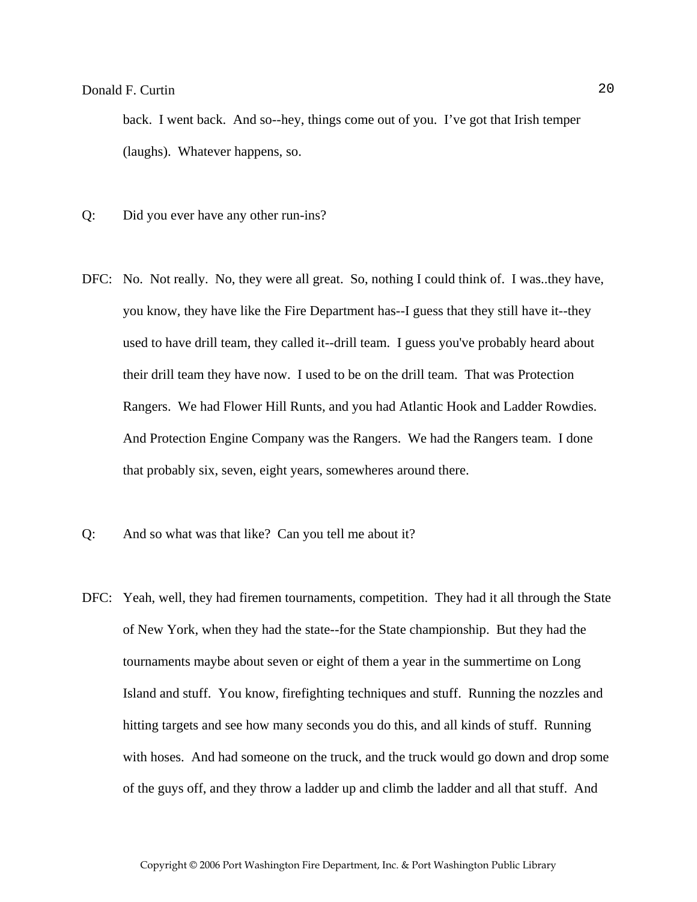back. I went back. And so--hey, things come out of you. I've got that Irish temper (laughs). Whatever happens, so.

Q: Did you ever have any other run-ins?

DFC: No. Not really. No, they were all great. So, nothing I could think of. I was..they have, you know, they have like the Fire Department has--I guess that they still have it--they used to have drill team, they called it--drill team. I guess you've probably heard about their drill team they have now. I used to be on the drill team. That was Protection Rangers. We had Flower Hill Runts, and you had Atlantic Hook and Ladder Rowdies. And Protection Engine Company was the Rangers. We had the Rangers team. I done that probably six, seven, eight years, somewheres around there.

Q: And so what was that like? Can you tell me about it?

DFC: Yeah, well, they had firemen tournaments, competition. They had it all through the State of New York, when they had the state--for the State championship. But they had the tournaments maybe about seven or eight of them a year in the summertime on Long Island and stuff. You know, firefighting techniques and stuff. Running the nozzles and hitting targets and see how many seconds you do this, and all kinds of stuff. Running with hoses. And had someone on the truck, and the truck would go down and drop some of the guys off, and they throw a ladder up and climb the ladder and all that stuff. And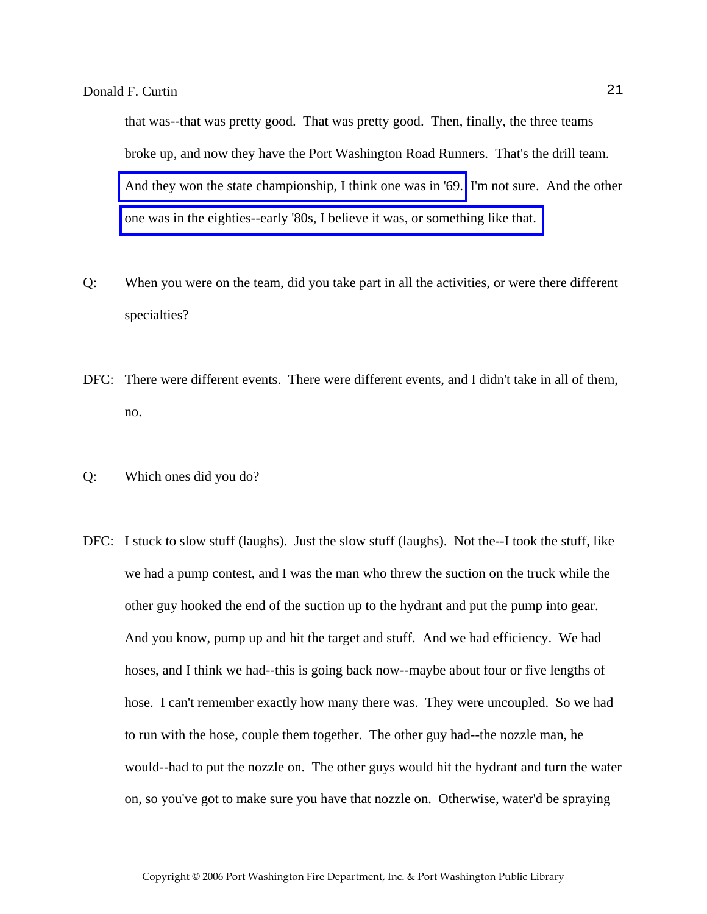that was--that was pretty good. That was pretty good. Then, finally, the three teams broke up, and now they have the Port Washington Road Runners. That's the drill team. And they won the state championship, I think one was in '69. I'm not sure. And the other one was in the eighties--early '80s, I believe it was, or something like that.

Q: When you were on the team, did you take part in all the activities, or were there different specialties?

DFC: There were different events. There were different events, and I didn't take in all of them, no.

Q: Which ones did you do?

DFC: I stuck to slow stuff (laughs). Just the slow stuff (laughs). Not the--I took the stuff, like we had a pump contest, and I was the man who threw the suction on the truck while the other guy hooked the end of the suction up to the hydrant and put the pump into gear. And you know, pump up and hit the target and stuff. And we had efficiency. We had hoses, and I think we had--this is going back now--maybe about four or five lengths of hose. I can't remember exactly how many there was. They were uncoupled. So we had to run with the hose, couple them together. The other guy had--the nozzle man, he would--had to put the nozzle on. The other guys would hit the hydrant and turn the water on, so you've got to make sure you have that nozzle on. Otherwise, water'd be spraying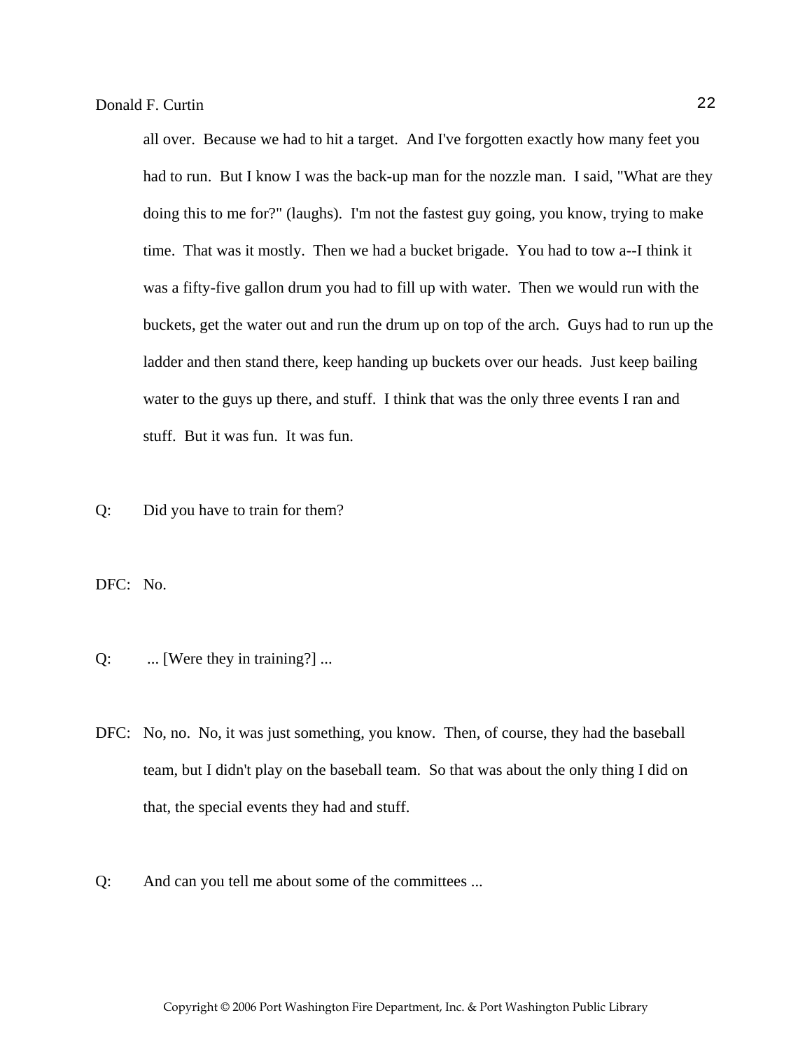all over. Because we had to hit a target. And I've forgotten exactly how many feet you had to run. But I know I was the back-up man for the nozzle man. I said, "What are they doing this to me for?" (laughs). I'm not the fastest guy going, you know, trying to make time. That was it mostly. Then we had a bucket brigade. You had to tow a--I think it was a fifty-five gallon drum you had to fill up with water. Then we would run with the buckets, get the water out and run the drum up on top of the arch. Guys had to run up the ladder and then stand there, keep handing up buckets over our heads. Just keep bailing water to the guys up there, and stuff. I think that was the only three events I ran and stuff. But it was fun. It was fun.

Q: Did you have to train for them?

DFC: No.

Q: ... [Were they in training?] ...

DFC: No, no. No, it was just something, you know. Then, of course, they had the baseball team, but I didn't play on the baseball team. So that was about the only thing I did on that, the special events they had and stuff.

Q: And can you tell me about some of the committees ...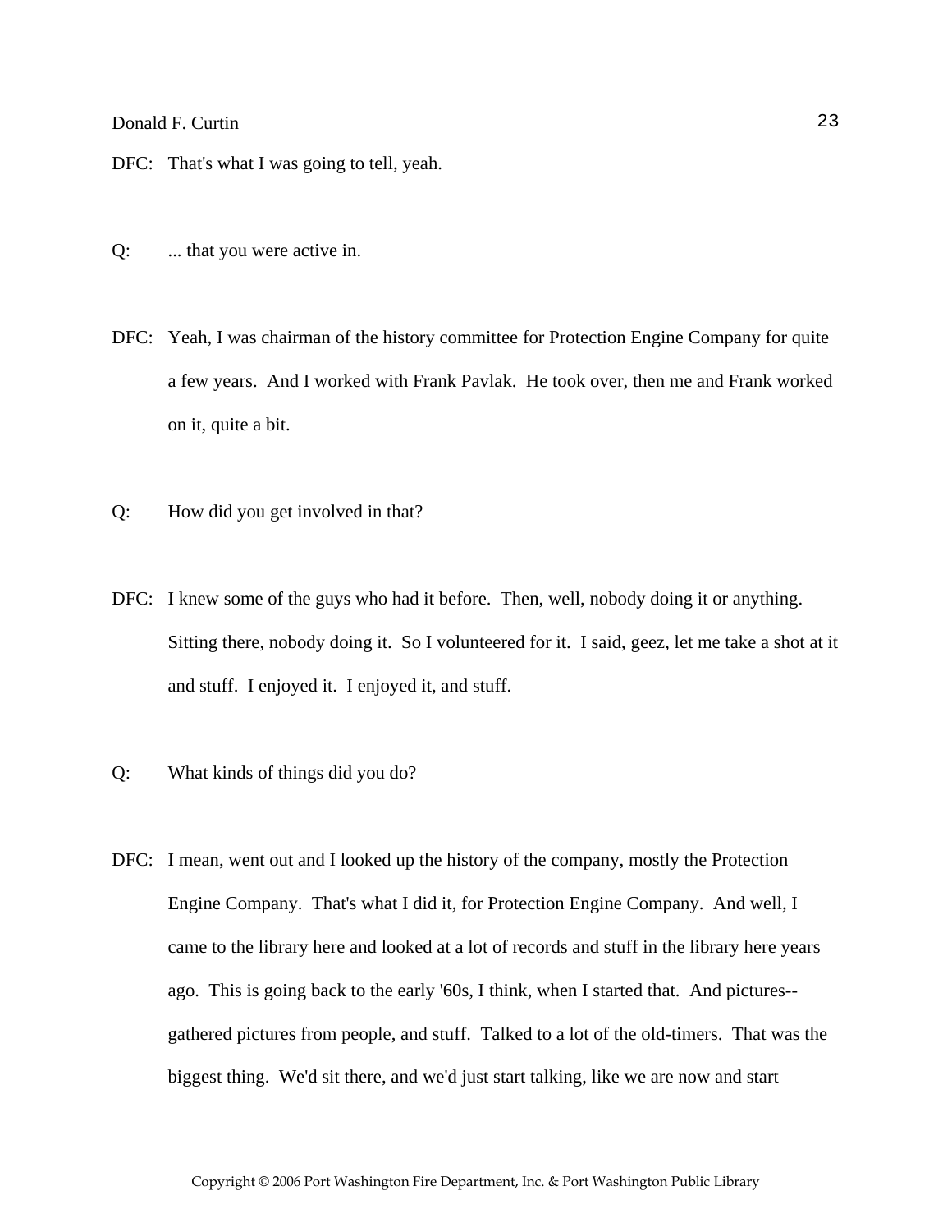DFC: That's what I was going to tell, yeah.

Q: ... that you were active in.

DFC: Yeah, I was chairman of the history committee for Protection Engine Company for quite a few years. And I worked with Frank Pavlak. He took over, then me and Frank worked on it, quite a bit.

Q: How did you get involved in that?

DFC: I knew some of the guys who had it before. Then, well, nobody doing it or anything. Sitting there, nobody doing it. So I volunteered for it. I said, geez, let me take a shot at it and stuff. I enjoyed it. I enjoyed it, and stuff.

Q: What kinds of things did you do?

DFC: I mean, went out and I looked up the history of the company, mostly the Protection Engine Company. That's what I did it, for Protection Engine Company. And well, I came to the library here and looked at a lot of records and stuff in the library here years ago. This is going back to the early '60s, I think, when I started that. And pictures--gathered pictures from people, and stuff. Talked to a lot of the old-timers. That was the biggest thing. We'd sit there, and we'd just start talking, like we are now and start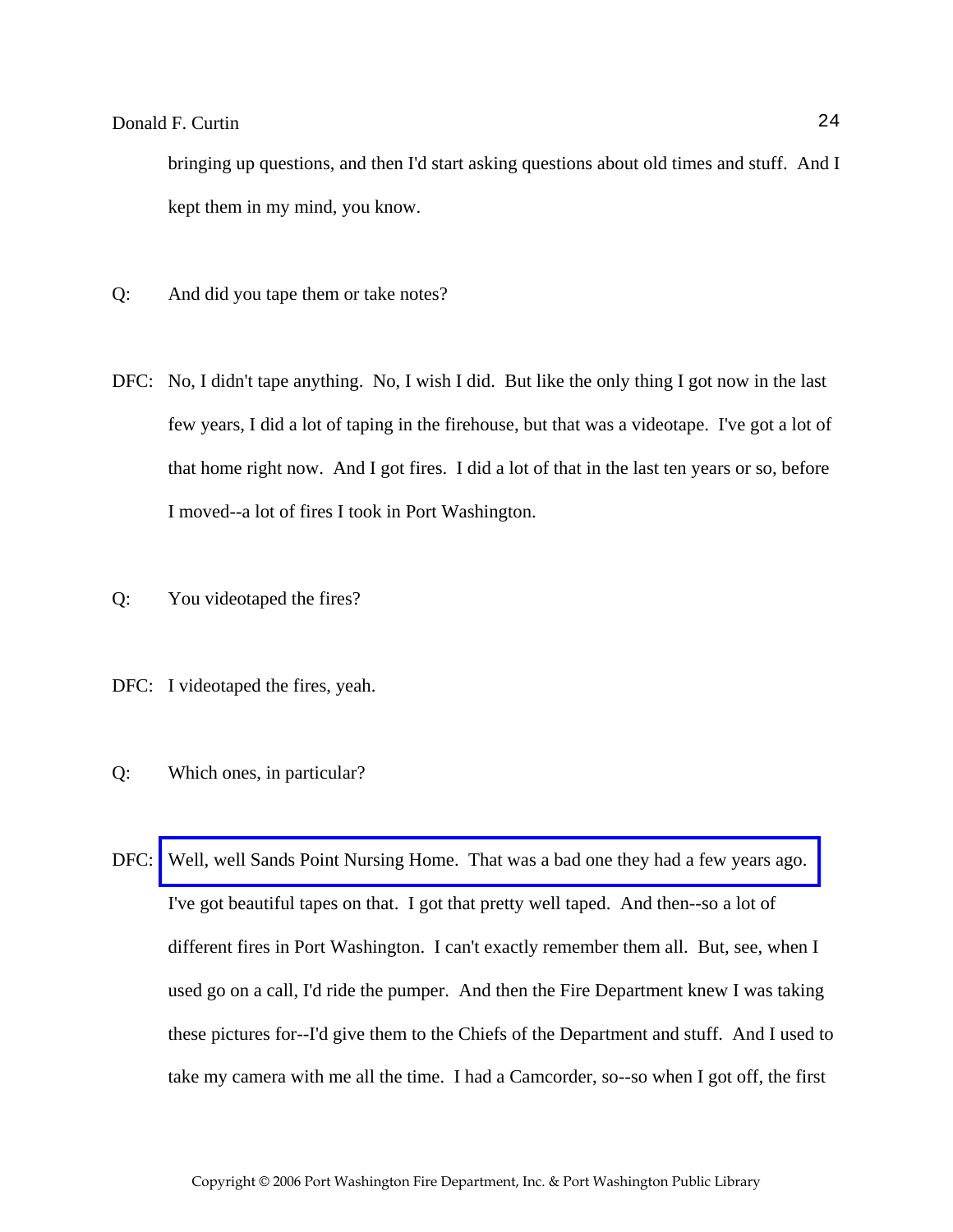bringing up questions, and then I'd start asking questions about old times and stuff. And I kept them in my mind, you know.

Q: And did you tape them or take notes?

DFC: No, I didn't tape anything. No, I wish I did. But like the only thing I got now in the last few years, I did a lot of taping in the firehouse, but that was a videotape. I've got a lot of that home right now. And I got fires. I did a lot of that in the last ten years or so, before I moved--a lot of fires I took in Port Washington.

Q: You videotaped the fires?

DFC: I videotaped the fires, yeah.

Q: Which ones, in particular?

DFC: Well, well Sands Point Nursing Home. That was a bad one they had a few years ago. I've got beautiful tapes on that. I got that pretty well taped. And then--so a lot of different fires in Port Washington. I can't exactly remember them all. But, see, when I used go on a call, I'd ride the pumper. And then the Fire Department knew I was taking these pictures for--I'd give them to the Chiefs of the Department and stuff. And I used to take my camera with me all the time. I had a Camcorder, so--so when I got off, the first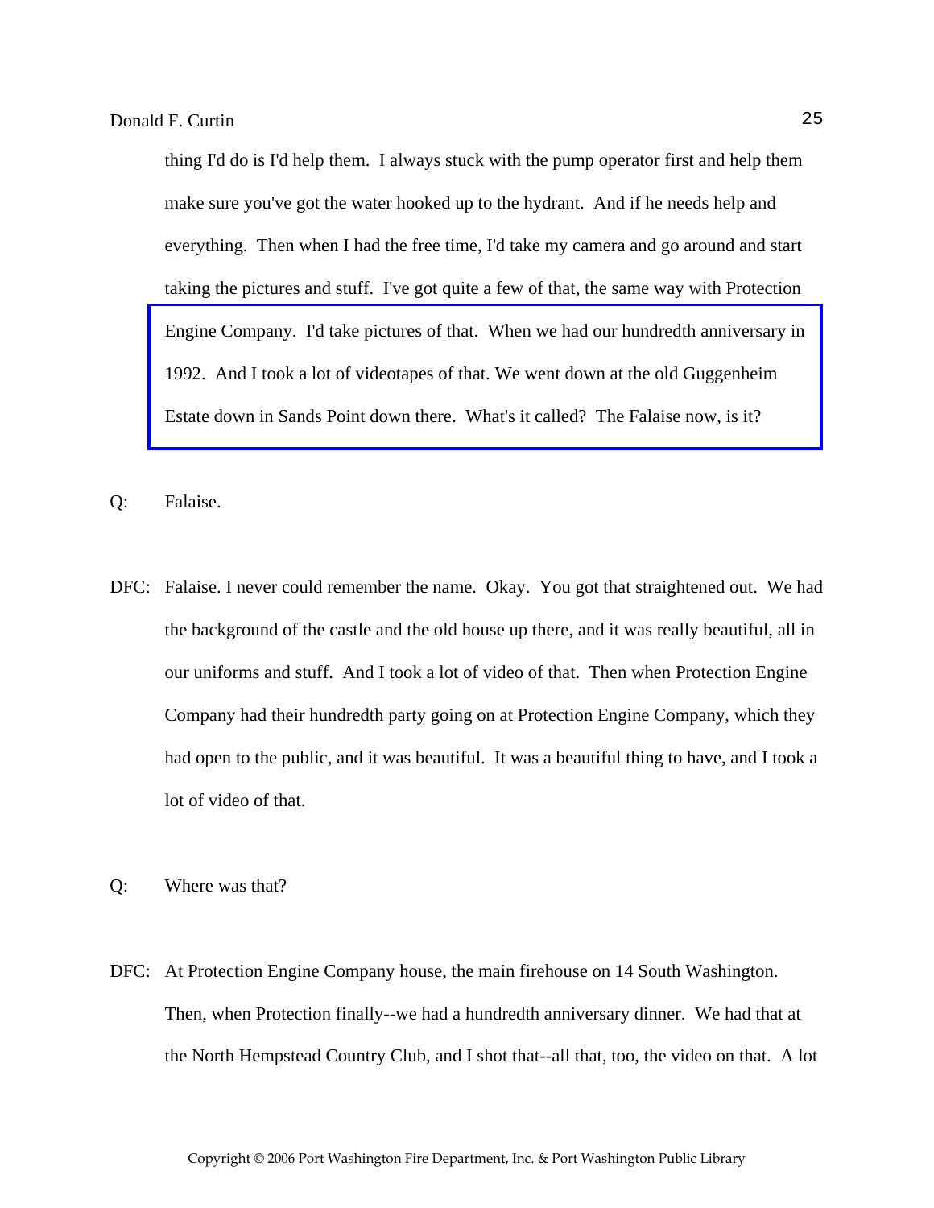thing I'd do is I'd help them. I always stuck with the pump operator first and help them make sure you've got the water hooked up to the hydrant. And if he needs help and everything. Then when I had the free time, I'd take my camera and go around and start taking the pictures and stuff. I've got quite a few of that, the same way with Protection Engine Company. I'd take pictures of that. When we had our hundredth anniversary in 1992. And I took a lot of videotapes of that. We went down at the old Guggenheim Estate down in Sands Point down there. What's it called? The Falaise now, is it?

Q: Falaise.

DFC: Falaise. I never could remember the name. Okay. You got that straightened out. We had the background of the castle and the old house up there, and it was really beautiful, all in our uniforms and stuff. And I took a lot of video of that. Then when Protection Engine Company had their hundredth party going on at Protection Engine Company, which they had open to the public, and it was beautiful. It was a beautiful thing to have, and I took a lot of video of that.

Q: Where was that?

DFC: At Protection Engine Company house, the main firehouse on 14 South Washington. Then, when Protection finally--we had a hundredth anniversary dinner. We had that at the North Hempstead Country Club, and I shot that--all that, too, the video on that. A lot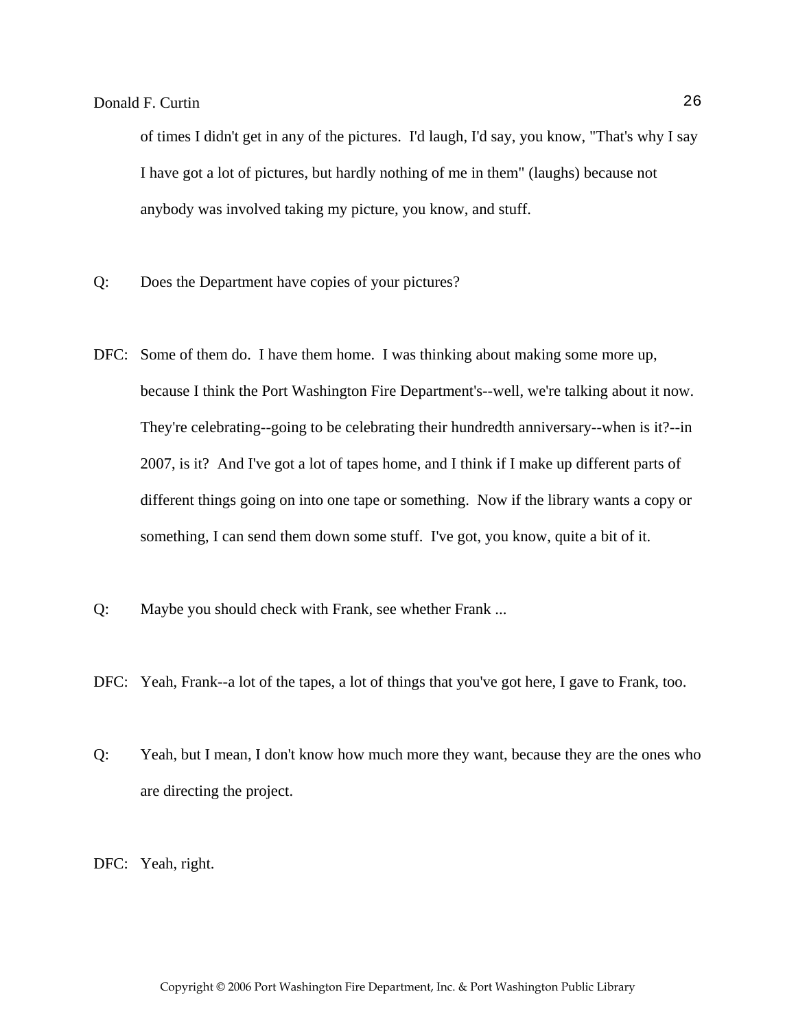of times I didn't get in any of the pictures. I'd laugh, I'd say, you know, "That's why I say I have got a lot of pictures, but hardly nothing of me in them" (laughs) because not anybody was involved taking my picture, you know, and stuff.

Q: Does the Department have copies of your pictures?

DFC: Some of them do. I have them home. I was thinking about making some more up, because I think the Port Washington Fire Department's--well, we're talking about it now. They're celebrating--going to be celebrating their hundredth anniversary--when is it?--in 2007, is it? And I've got a lot of tapes home, and I think if I make up different parts of different things going on into one tape or something. Now if the library wants a copy or something, I can send them down some stuff. I've got, you know, quite a bit of it.

Q: Maybe you should check with Frank, see whether Frank ...

DFC: Yeah, Frank--a lot of the tapes, a lot of things that you've got here, I gave to Frank, too.

Q: Yeah, but I mean, I don't know how much more they want, because they are the ones who are directing the project.

DFC: Yeah, right.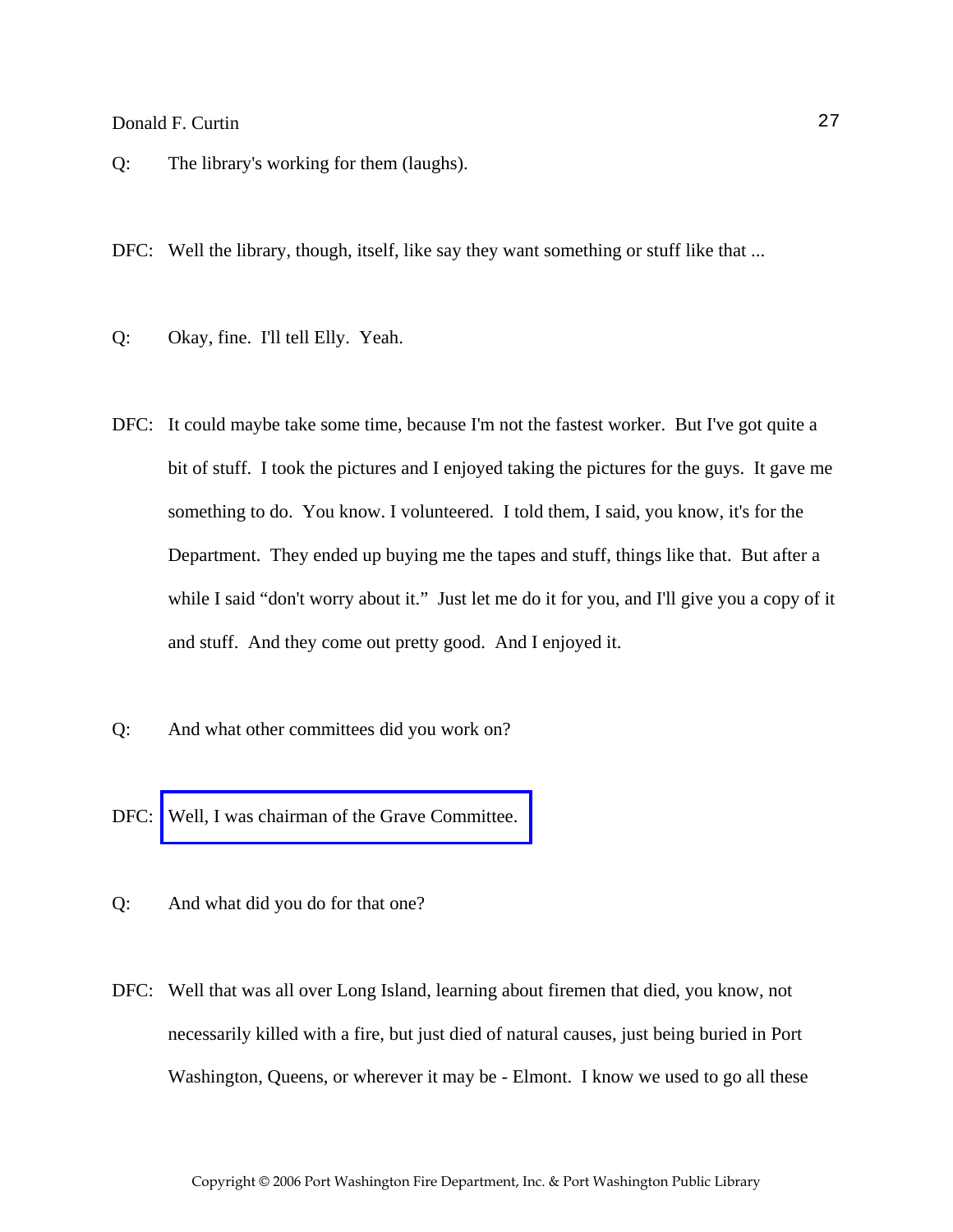Q: The library's working for them (laughs).

DFC: Well the library, though, itself, like say they want something or stuff like that ...

Q: Okay, fine. I'll tell Elly. Yeah.

DFC: It could maybe take some time, because I'm not the fastest worker. But I've got quite a bit of stuff. I took the pictures and I enjoyed taking the pictures for the guys. It gave me something to do. You know. I volunteered. I told them, I said, you know, it's for the Department. They ended up buying me the tapes and stuff, things like that. But after a while I said "don't worry about it." Just let me do it for you, and I'll give you a copy of it and stuff. And they come out pretty good. And I enjoyed it.

Q: And what other committees did you work on?

DFC: Well, I was chairman of the Grave Committee.

Q: And what did you do for that one?

DFC: Well that was all over Long Island, learning about firemen that died, you know, not necessarily killed with a fire, but just died of natural causes, just being buried in Port Washington, Queens, or wherever it may be - Elmont. I know we used to go all these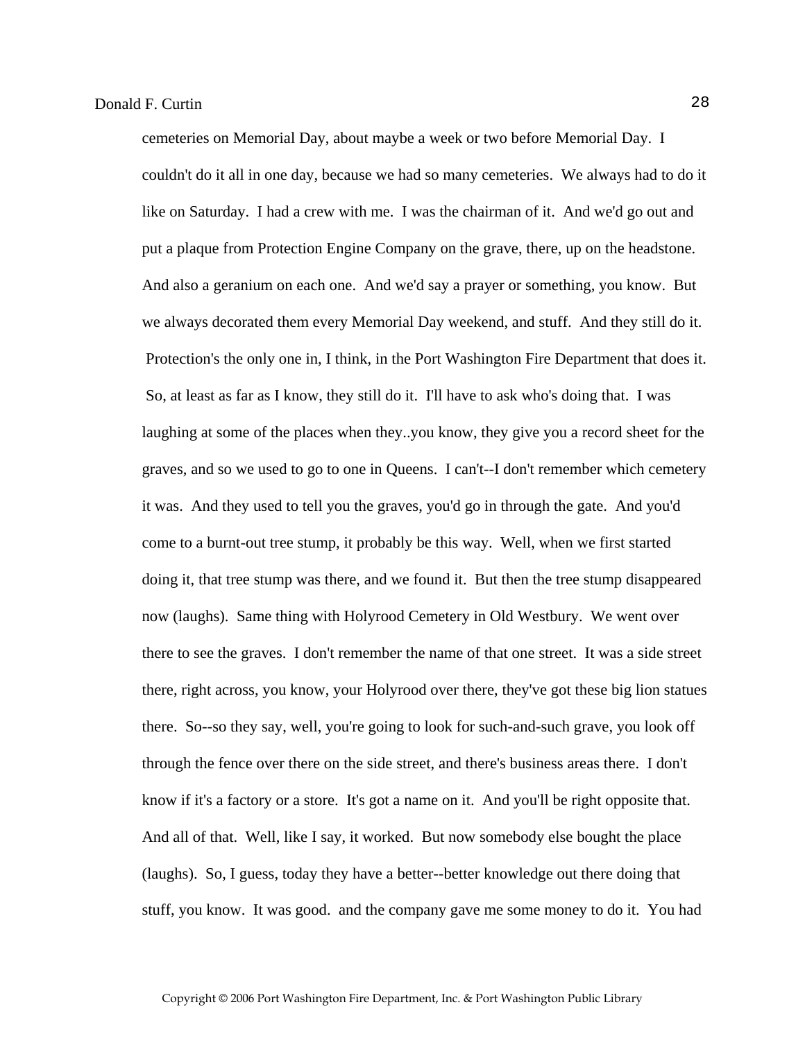cemeteries on Memorial Day, about maybe a week or two before Memorial Day. I couldn't do it all in one day, because we had so many cemeteries. We always had to do it like on Saturday. I had a crew with me. I was the chairman of it. And we'd go out and put a plaque from Protection Engine Company on the grave, there, up on the headstone. And also a geranium on each one. And we'd say a prayer or something, you know. But we always decorated them every Memorial Day weekend, and stuff. And they still do it. Protection's the only one in, I think, in the Port Washington Fire Department that does it. So, at least as far as I know, they still do it. I'll have to ask who's doing that. I was laughing at some of the places when they..you know, they give you a record sheet for the graves, and so we used to go to one in Queens. I can't--I don't remember which cemetery it was. And they used to tell you the graves, you'd go in through the gate. And you'd come to a burnt-out tree stump, it probably be this way. Well, when we first started doing it, that tree stump was there, and we found it. But then the tree stump disappeared now (laughs). Same thing with Holyrood Cemetery in Old Westbury. We went over there to see the graves. I don't remember the name of that one street. It was a side street there, right across, you know, your Holyrood over there, they've got these big lion statues there. So--so they say, well, you're going to look for such-and-such grave, you look off through the fence over there on the side street, and there's business areas there. I don't know if it's a factory or a store. It's got a name on it. And you'll be right opposite that. And all of that. Well, like I say, it worked. But now somebody else bought the place (laughs). So, I guess, today they have a better--better knowledge out there doing that stuff, you know. It was good. and the company gave me some money to do it. You had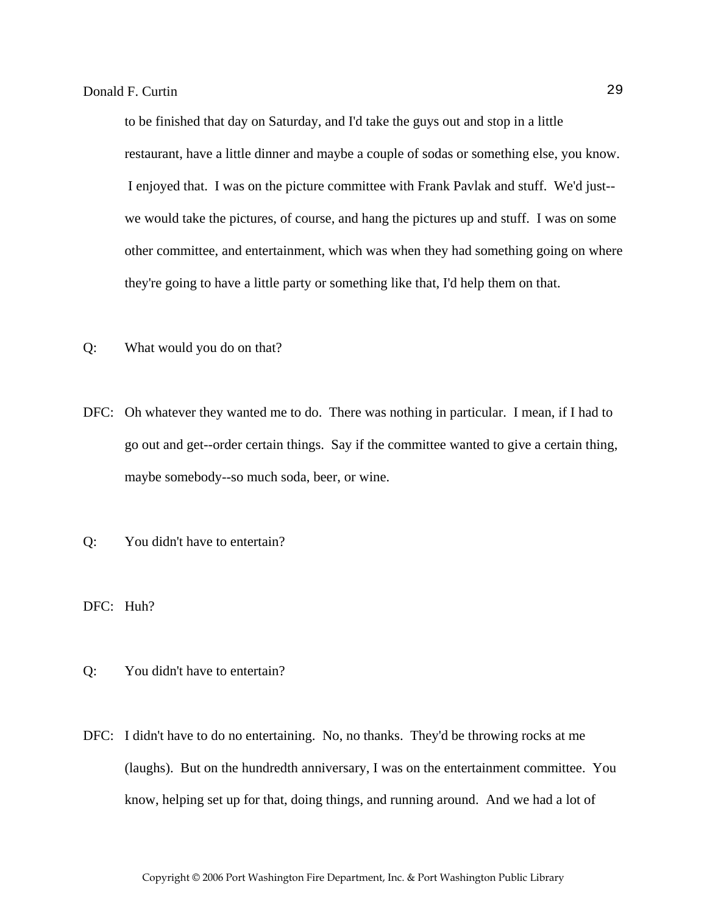to be finished that day on Saturday, and I'd take the guys out and stop in a little restaurant, have a little dinner and maybe a couple of sodas or something else, you know. I enjoyed that. I was on the picture committee with Frank Pavlak and stuff. We'd just--we would take the pictures, of course, and hang the pictures up and stuff. I was on some other committee, and entertainment, which was when they had something going on where they're going to have a little party or something like that, I'd help them on that.

Q: What would you do on that?

DFC: Oh whatever they wanted me to do. There was nothing in particular. I mean, if I had to go out and get--order certain things. Say if the committee wanted to give a certain thing, maybe somebody--so much soda, beer, or wine.

Q: You didn't have to entertain?

DFC: Huh?

Q: You didn't have to entertain?

DFC: I didn't have to do no entertaining. No, no thanks. They'd be throwing rocks at me (laughs). But on the hundredth anniversary, I was on the entertainment committee. You know, helping set up for that, doing things, and running around. And we had a lot of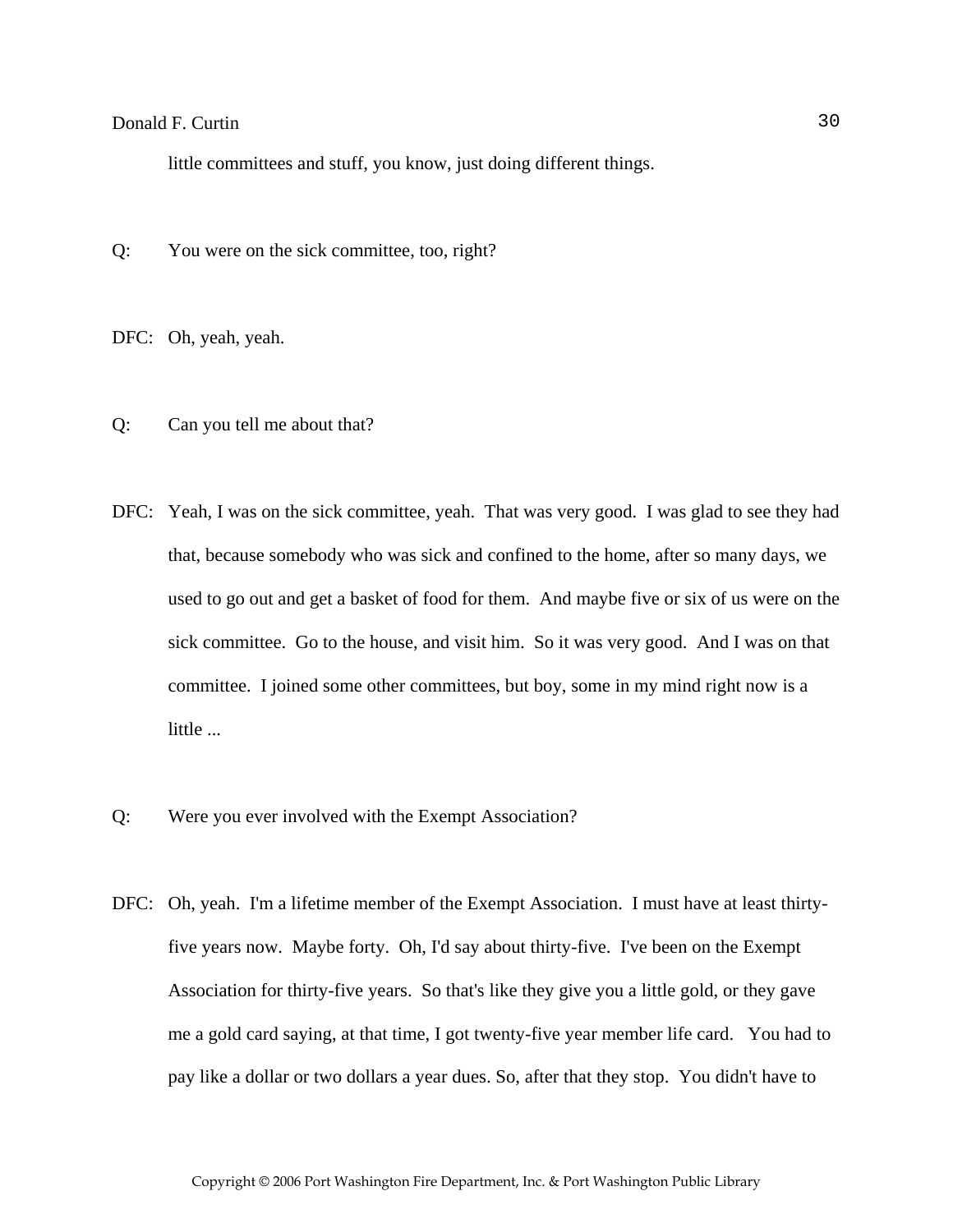little committees and stuff, you know, just doing different things.

Q: You were on the sick committee, too, right?

DFC: Oh, yeah, yeah.

Q: Can you tell me about that?

DFC: Yeah, I was on the sick committee, yeah. That was very good. I was glad to see they had that, because somebody who was sick and confined to the home, after so many days, we used to go out and get a basket of food for them. And maybe five or six of us were on the sick committee. Go to the house, and visit him. So it was very good. And I was on that committee. I joined some other committees, but boy, some in my mind right now is a little ...

Q: Were you ever involved with the Exempt Association?

DFC: Oh, yeah. I'm a lifetime member of the Exempt Association. I must have at least thirty-five years now. Maybe forty. Oh, I'd say about thirty-five. I've been on the Exempt Association for thirty-five years. So that's like they give you a little gold, or they gave me a gold card saying, at that time, I got twenty-five year member life card. You had to pay like a dollar or two dollars a year dues. So, after that they stop. You didn't have to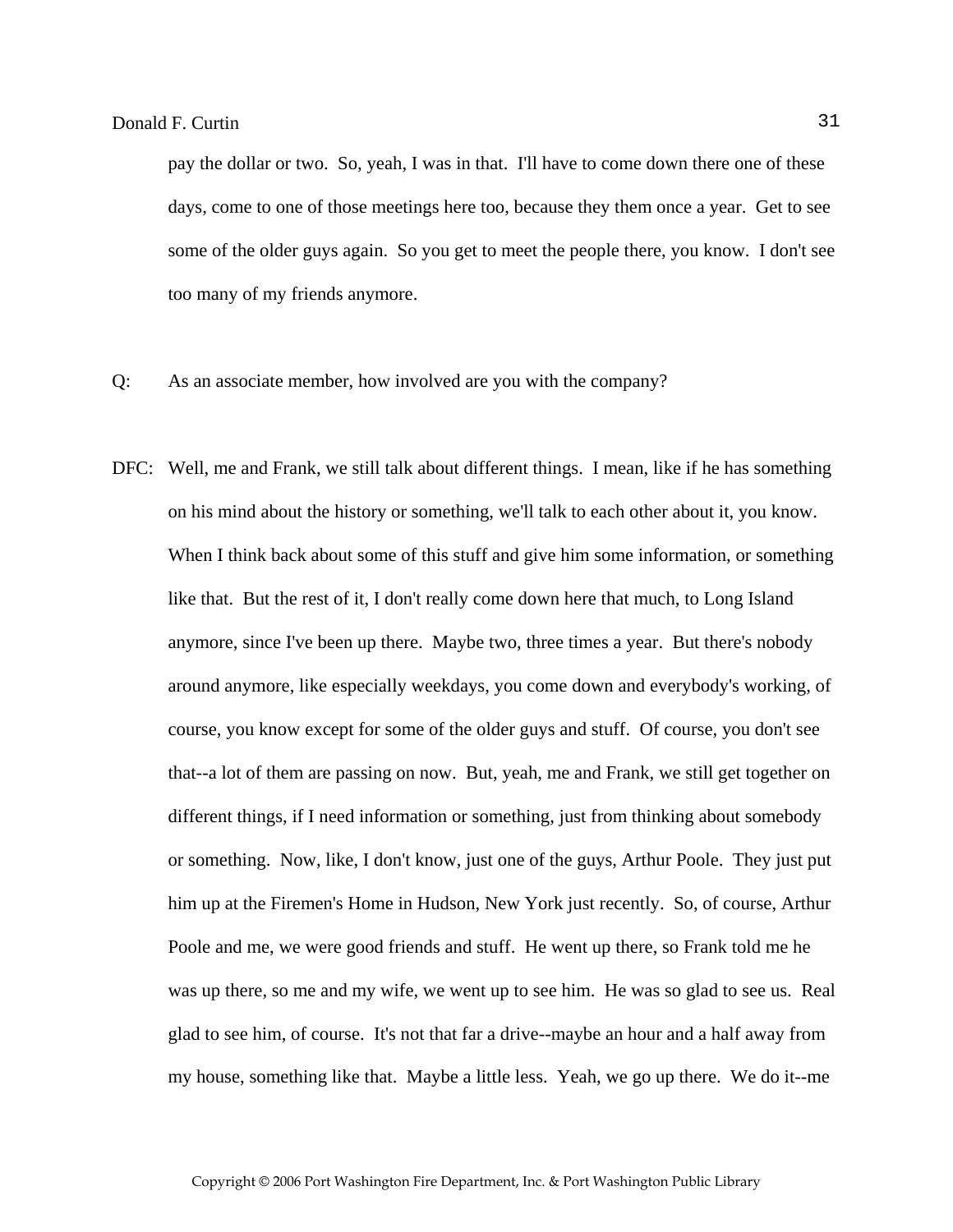pay the dollar or two. So, yeah, I was in that. I'll have to come down there one of these days, come to one of those meetings here too, because they them once a year. Get to see some of the older guys again. So you get to meet the people there, you know. I don't see too many of my friends anymore.

Q: As an associate member, how involved are you with the company?

DFC: Well, me and Frank, we still talk about different things. I mean, like if he has something on his mind about the history or something, we'll talk to each other about it, you know. When I think back about some of this stuff and give him some information, or something like that. But the rest of it, I don't really come down here that much, to Long Island anymore, since I've been up there. Maybe two, three times a year. But there's nobody around anymore, like especially weekdays, you come down and everybody's working, of course, you know except for some of the older guys and stuff. Of course, you don't see that--a lot of them are passing on now. But, yeah, me and Frank, we still get together on different things, if I need information or something, just from thinking about somebody or something. Now, like, I don't know, just one of the guys, Arthur Poole. They just put him up at the Firemen's Home in Hudson, New York just recently. So, of course, Arthur Poole and me, we were good friends and stuff. He went up there, so Frank told me he was up there, so me and my wife, we went up to see him. He was so glad to see us. Real glad to see him, of course. It's not that far a drive--maybe an hour and a half away from my house, something like that. Maybe a little less. Yeah, we go up there. We do it--me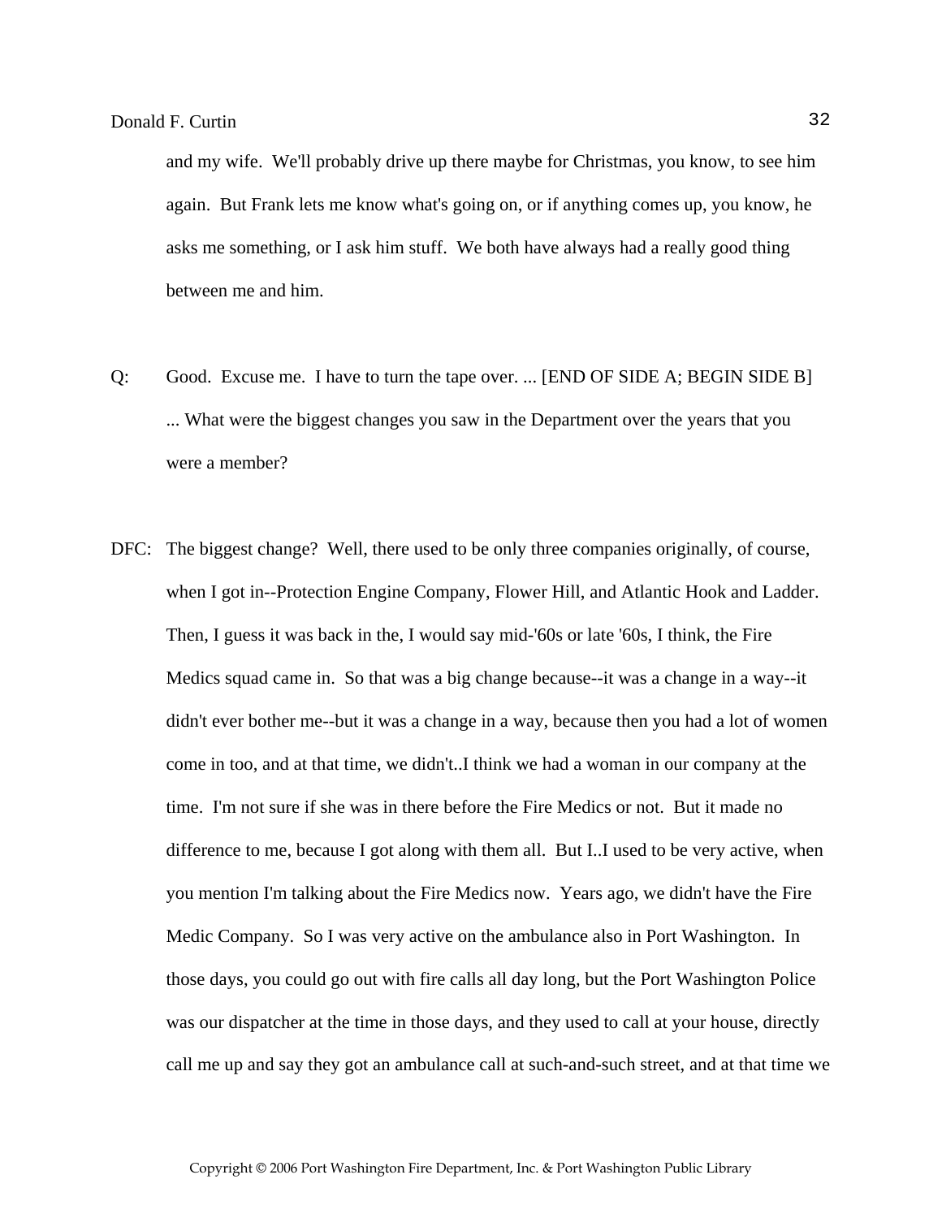and my wife. We'll probably drive up there maybe for Christmas, you know, to see him again. But Frank lets me know what's going on, or if anything comes up, you know, he asks me something, or I ask him stuff. We both have always had a really good thing between me and him.

Q: Good. Excuse me. I have to turn the tape over. ... [END OF SIDE A; BEGIN SIDE B] ... What were the biggest changes you saw in the Department over the years that you were a member?

DFC: The biggest change? Well, there used to be only three companies originally, of course, when I got in--Protection Engine Company, Flower Hill, and Atlantic Hook and Ladder. Then, I guess it was back in the, I would say mid-'60s or late '60s, I think, the Fire Medics squad came in. So that was a big change because--it was a change in a way--it didn't ever bother me--but it was a change in a way, because then you had a lot of women come in too, and at that time, we didn't..I think we had a woman in our company at the time. I'm not sure if she was in there before the Fire Medics or not. But it made no difference to me, because I got along with them all. But I..I used to be very active, when you mention I'm talking about the Fire Medics now. Years ago, we didn't have the Fire Medic Company. So I was very active on the ambulance also in Port Washington. In those days, you could go out with fire calls all day long, but the Port Washington Police was our dispatcher at the time in those days, and they used to call at your house, directly call me up and say they got an ambulance call at such-and-such street, and at that time we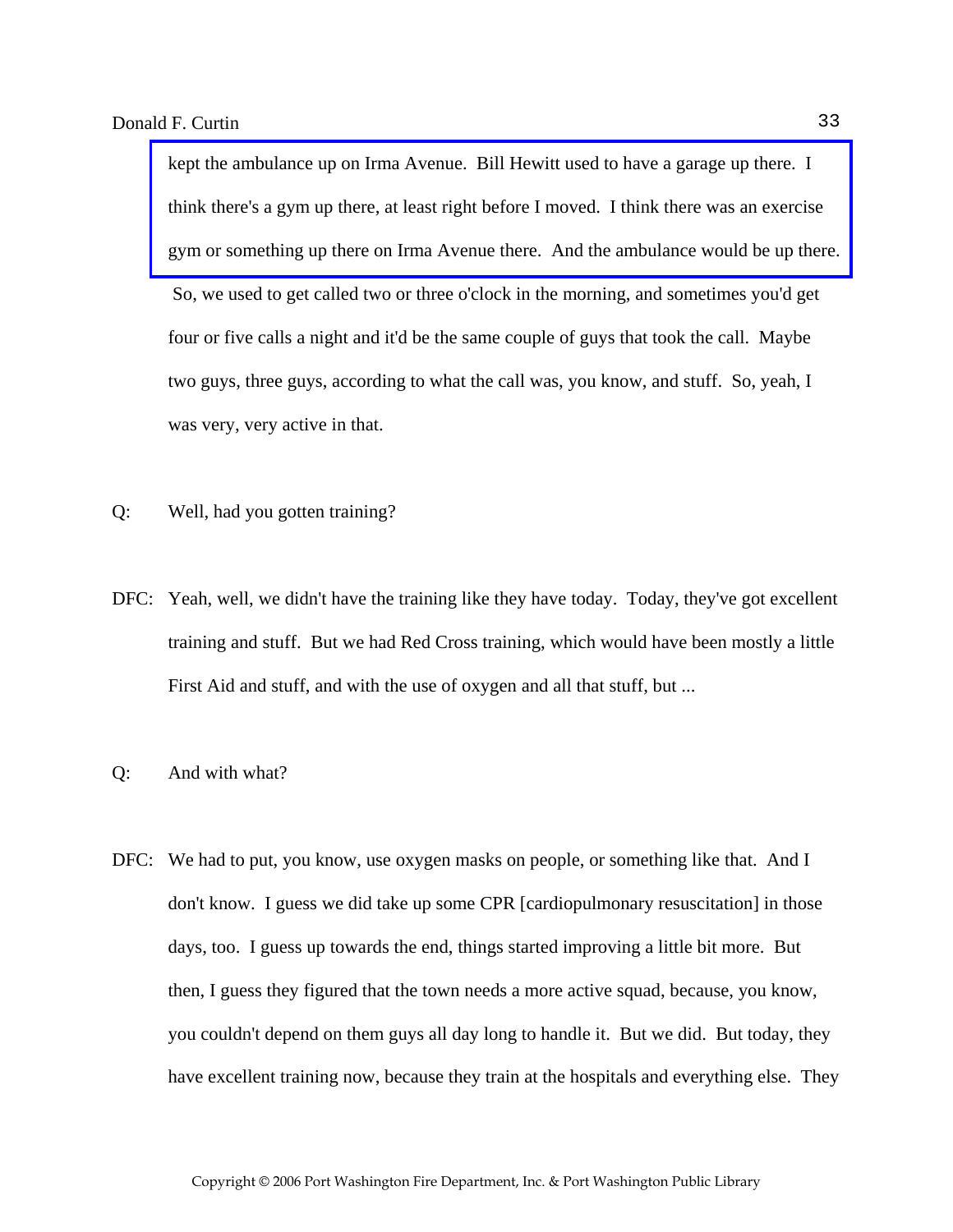kept the ambulance up on Irma Avenue. Bill Hewitt used to have a garage up there. I think there's a gym up there, at least right before I moved. I think there was an exercise gym or something up there on Irma Avenue there. And the ambulance would be up there. So, we used to get called two or three o'clock in the morning, and sometimes you'd get four or five calls a night and it'd be the same couple of guys that took the call. Maybe two guys, three guys, according to what the call was, you know, and stuff. So, yeah, I was very, very active in that.

Q: Well, had you gotten training?

DFC: Yeah, well, we didn't have the training like they have today. Today, they've got excellent training and stuff. But we had Red Cross training, which would have been mostly a little First Aid and stuff, and with the use of oxygen and all that stuff, but ...

Q: And with what?

DFC: We had to put, you know, use oxygen masks on people, or something like that. And I don't know. I guess we did take up some CPR [cardiopulmonary resuscitation] in those days, too. I guess up towards the end, things started improving a little bit more. But then, I guess they figured that the town needs a more active squad, because, you know, you couldn't depend on them guys all day long to handle it. But we did. But today, they have excellent training now, because they train at the hospitals and everything else. They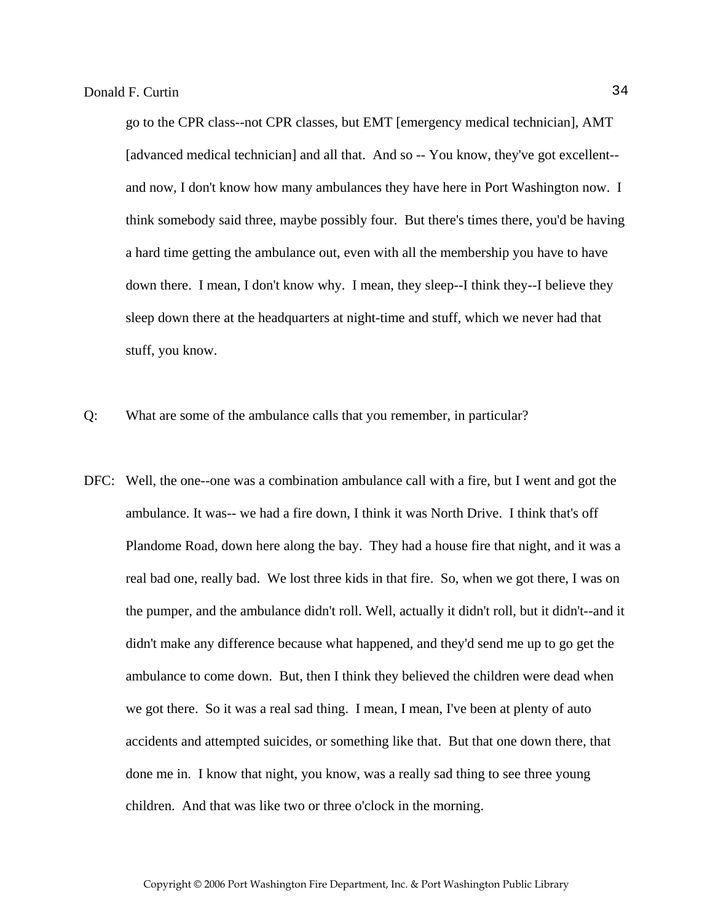go to the CPR class--not CPR classes, but EMT [emergency medical technician], AMT [advanced medical technician] and all that. And so -- You know, they've got excellent-- and now, I don't know how many ambulances they have here in Port Washington now. I think somebody said three, maybe possibly four. But there's times there, you'd be having a hard time getting the ambulance out, even with all the membership you have to have down there. I mean, I don't know why. I mean, they sleep--I think they--I believe they sleep down there at the headquarters at night-time and stuff, which we never had that stuff, you know.

Q: What are some of the ambulance calls that you remember, in particular?

DFC: Well, the one--one was a combination ambulance call with a fire, but I went and got the ambulance. It was-- we had a fire down, I think it was North Drive. I think that's off Plandome Road, down here along the bay. They had a house fire that night, and it was a real bad one, really bad. We lost three kids in that fire. So, when we got there, I was on the pumper, and the ambulance didn't roll. Well, actually it didn't roll, but it didn't--and it didn't make any difference because what happened, and they'd send me up to go get the ambulance to come down. But, then I think they believed the children were dead when we got there. So it was a real sad thing. I mean, I mean, I've been at plenty of auto accidents and attempted suicides, or something like that. But that one down there, that done me in. I know that night, you know, was a really sad thing to see three young children. And that was like two or three o'clock in the morning.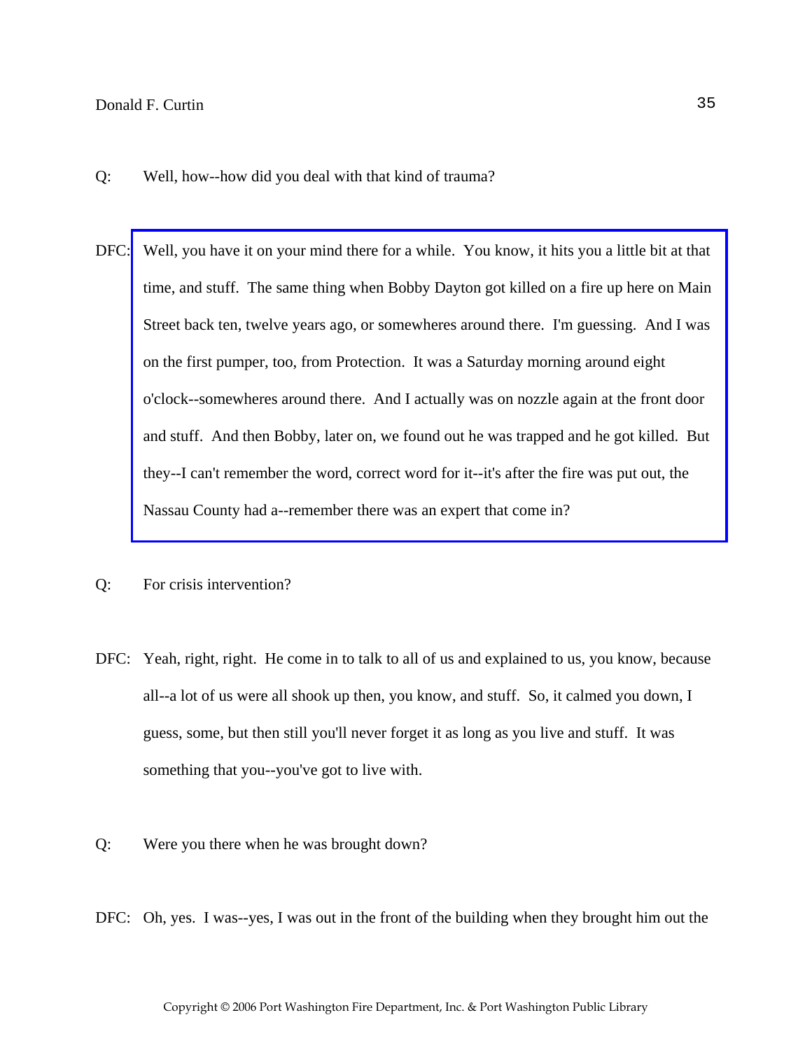Q: Well, how--how did you deal with that kind of trauma?

DFC: Well, you have it on your mind there for a while. You know, it hits you a little bit at that time, and stuff. The same thing when Bobby Dayton got killed on a fire up here on Main Street back ten, twelve years ago, or somewheres around there. I'm guessing. And I was on the first pumper, too, from Protection. It was a Saturday morning around eight o'clock--somewheres around there. And I actually was on nozzle again at the front door and stuff. And then Bobby, later on, we found out he was trapped and he got killed. But they--I can't remember the word, correct word for it--it's after the fire was put out, the Nassau County had a--remember there was an expert that come in?

Q: For crisis intervention?

DFC: Yeah, right, right. He come in to talk to all of us and explained to us, you know, because all--a lot of us were all shook up then, you know, and stuff. So, it calmed you down, I guess, some, but then still you'll never forget it as long as you live and stuff. It was something that you--you've got to live with.

Q: Were you there when he was brought down?

DFC: Oh, yes. I was--yes, I was out in the front of the building when they brought him out the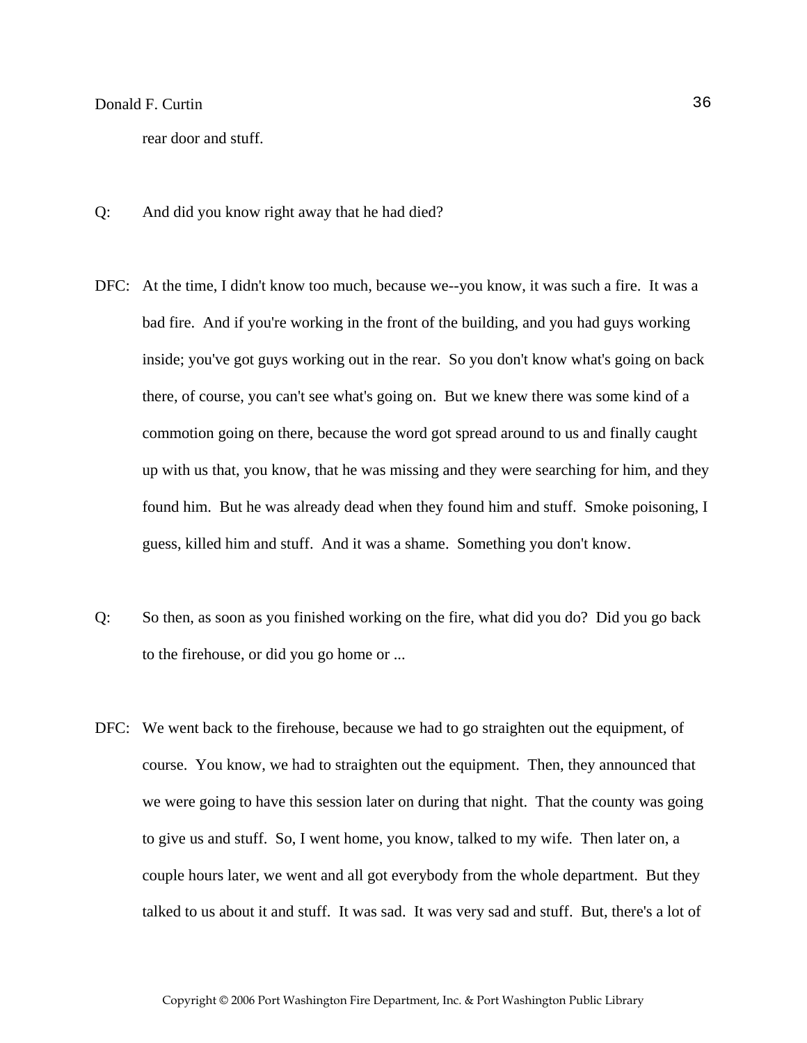rear door and stuff.

Q: And did you know right away that he had died?

DFC: At the time, I didn't know too much, because we--you know, it was such a fire. It was a bad fire. And if you're working in the front of the building, and you had guys working inside; you've got guys working out in the rear. So you don't know what's going on back there, of course, you can't see what's going on. But we knew there was some kind of a commotion going on there, because the word got spread around to us and finally caught up with us that, you know, that he was missing and they were searching for him, and they found him. But he was already dead when they found him and stuff. Smoke poisoning, I guess, killed him and stuff. And it was a shame. Something you don't know.

Q: So then, as soon as you finished working on the fire, what did you do? Did you go back to the firehouse, or did you go home or ...

DFC: We went back to the firehouse, because we had to go straighten out the equipment, of course. You know, we had to straighten out the equipment. Then, they announced that we were going to have this session later on during that night. That the county was going to give us and stuff. So, I went home, you know, talked to my wife. Then later on, a couple hours later, we went and all got everybody from the whole department. But they talked to us about it and stuff. It was sad. It was very sad and stuff. But, there's a lot of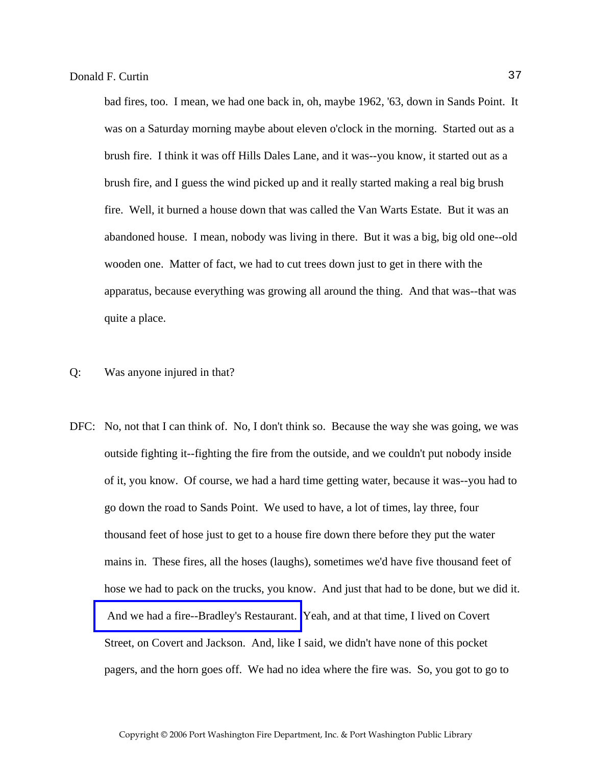bad fires, too. I mean, we had one back in, oh, maybe 1962, '63, down in Sands Point. It was on a Saturday morning maybe about eleven o'clock in the morning. Started out as a brush fire. I think it was off Hills Dales Lane, and it was--you know, it started out as a brush fire, and I guess the wind picked up and it really started making a real big brush fire. Well, it burned a house down that was called the Van Warts Estate. But it was an abandoned house. I mean, nobody was living in there. But it was a big, big old one--old wooden one. Matter of fact, we had to cut trees down just to get in there with the apparatus, because everything was growing all around the thing. And that was--that was quite a place.

Q: Was anyone injured in that?

DFC: No, not that I can think of. No, I don't think so. Because the way she was going, we was outside fighting it--fighting the fire from the outside, and we couldn't put nobody inside of it, you know. Of course, we had a hard time getting water, because it was--you had to go down the road to Sands Point. We used to have, a lot of times, lay three, four thousand feet of hose just to get to a house fire down there before they put the water mains in. These fires, all the hoses (laughs), sometimes we'd have five thousand feet of hose we had to pack on the trucks, you know. And just that had to be done, but we did it. And we had a fire--Bradley's Restaurant. Yeah, and at that time, I lived on Covert Street, on Covert and Jackson. And, like I said, we didn't have none of this pocket pagers, and the horn goes off. We had no idea where the fire was. So, you got to go to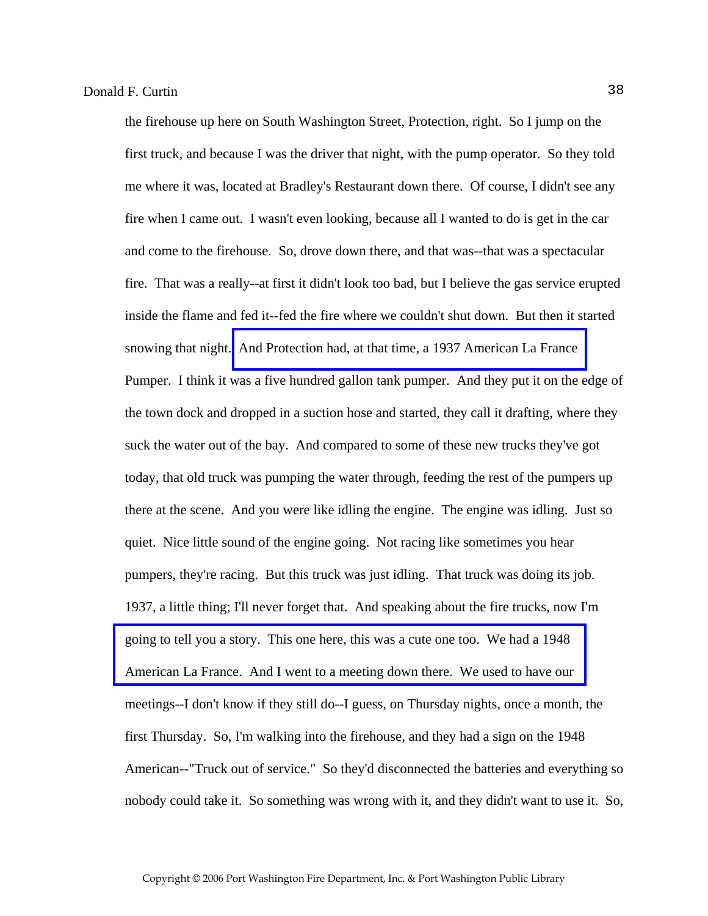the firehouse up here on South Washington Street, Protection, right. So I jump on the first truck, and because I was the driver that night, with the pump operator. So they told me where it was, located at Bradley's Restaurant down there. Of course, I didn't see any fire when I came out. I wasn't even looking, because all I wanted to do is get in the car and come to the firehouse. So, drove down there, and that was--that was a spectacular fire. That was a really--at first it didn't look too bad, but I believe the gas service erupted inside the flame and fed it--fed the fire where we couldn't shut down. But then it started snowing that night. And Protection had, at that time, a 1937 American La France Pumper. I think it was a five hundred gallon tank pumper. And they put it on the edge of the town dock and dropped in a suction hose and started, they call it drafting, where they suck the water out of the bay. And compared to some of these new trucks they've got today, that old truck was pumping the water through, feeding the rest of the pumpers up there at the scene. And you were like idling the engine. The engine was idling. Just so quiet. Nice little sound of the engine going. Not racing like sometimes you hear pumpers, they're racing. But this truck was just idling. That truck was doing its job. 1937, a little thing; I'll never forget that. And speaking about the fire trucks, now I'm going to tell you a story. This one here, this was a cute one too. We had a 1948 American La France. And I went to a meeting down there. We used to have our meetings--I don't know if they still do--I guess, on Thursday nights, once a month, the first Thursday. So, I'm walking into the firehouse, and they had a sign on the 1948 American--"Truck out of service." So they'd disconnected the batteries and everything so nobody could take it. So something was wrong with it, and they didn't want to use it. So,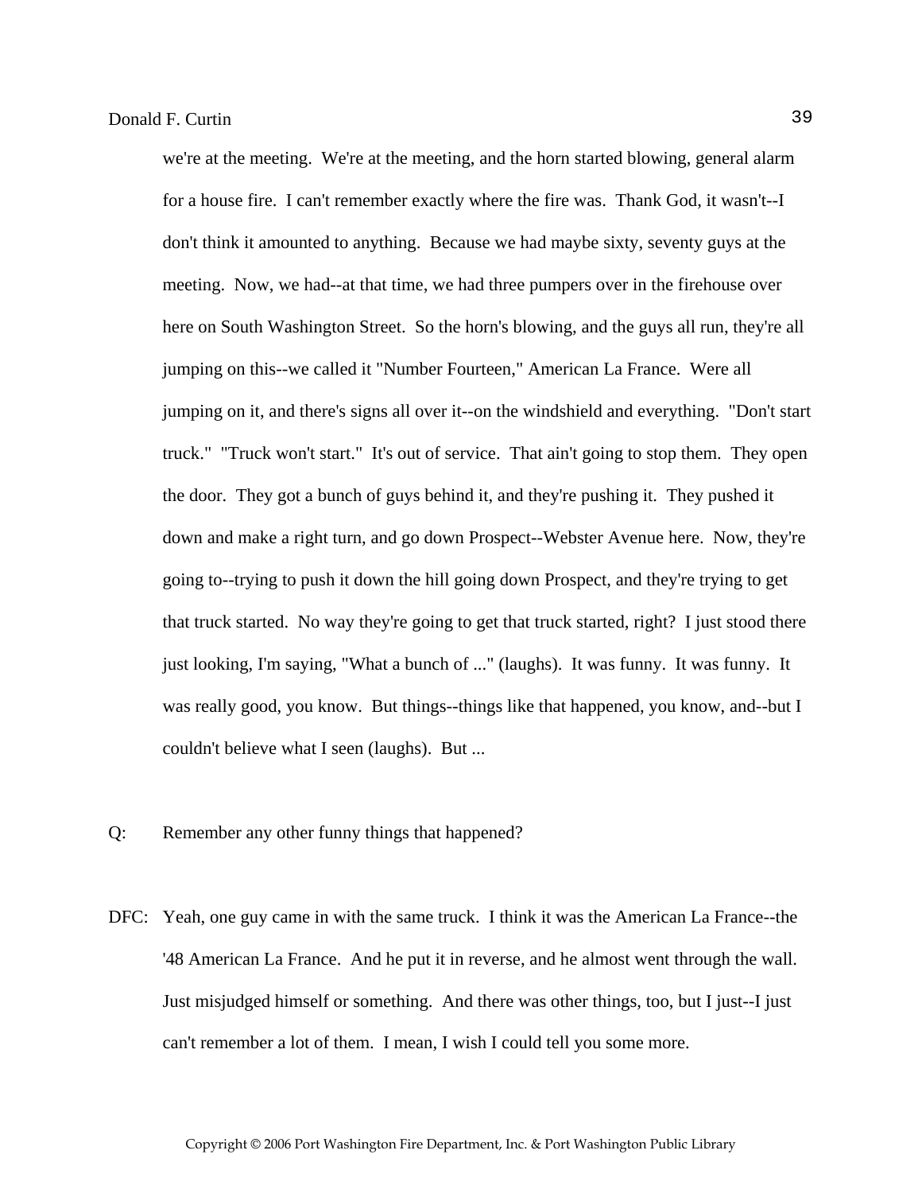we're at the meeting. We're at the meeting, and the horn started blowing, general alarm for a house fire. I can't remember exactly where the fire was. Thank God, it wasn't--I don't think it amounted to anything. Because we had maybe sixty, seventy guys at the meeting. Now, we had--at that time, we had three pumpers over in the firehouse over here on South Washington Street. So the horn's blowing, and the guys all run, they're all jumping on this--we called it "Number Fourteen," American La France. Were all jumping on it, and there's signs all over it--on the windshield and everything. "Don't start truck." "Truck won't start." It's out of service. That ain't going to stop them. They open the door. They got a bunch of guys behind it, and they're pushing it. They pushed it down and make a right turn, and go down Prospect--Webster Avenue here. Now, they're going to--trying to push it down the hill going down Prospect, and they're trying to get that truck started. No way they're going to get that truck started, right? I just stood there just looking, I'm saying, "What a bunch of ..." (laughs). It was funny. It was funny. It was really good, you know. But things--things like that happened, you know, and--but I couldn't believe what I seen (laughs). But ...

Q: Remember any other funny things that happened?

DFC: Yeah, one guy came in with the same truck. I think it was the American La France--the '48 American La France. And he put it in reverse, and he almost went through the wall. Just misjudged himself or something. And there was other things, too, but I just--I just can't remember a lot of them. I mean, I wish I could tell you some more.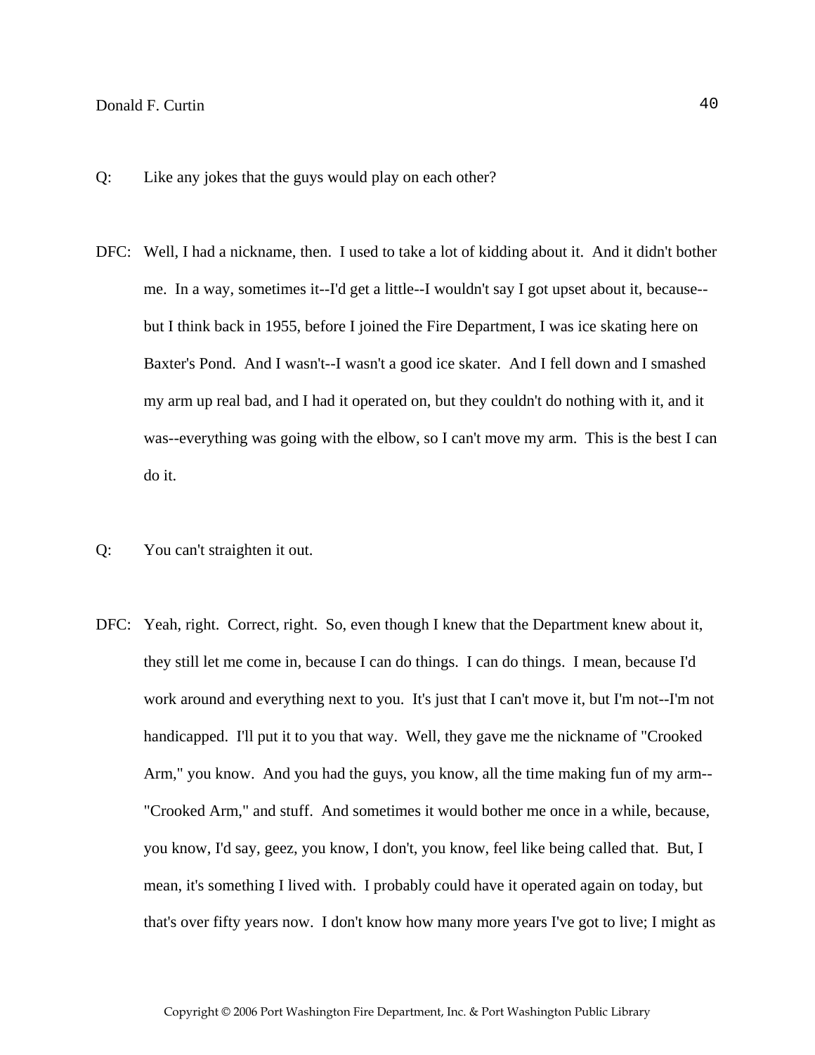Q: Like any jokes that the guys would play on each other?

DFC: Well, I had a nickname, then. I used to take a lot of kidding about it. And it didn't bother me. In a way, sometimes it--I'd get a little--I wouldn't say I got upset about it, because--but I think back in 1955, before I joined the Fire Department, I was ice skating here on Baxter's Pond. And I wasn't--I wasn't a good ice skater. And I fell down and I smashed my arm up real bad, and I had it operated on, but they couldn't do nothing with it, and it was--everything was going with the elbow, so I can't move my arm. This is the best I can do it.

Q: You can't straighten it out.

DFC: Yeah, right. Correct, right. So, even though I knew that the Department knew about it, they still let me come in, because I can do things. I can do things. I mean, because I'd work around and everything next to you. It's just that I can't move it, but I'm not--I'm not handicapped. I'll put it to you that way. Well, they gave me the nickname of "Crooked Arm," you know. And you had the guys, you know, all the time making fun of my arm--"Crooked Arm," and stuff. And sometimes it would bother me once in a while, because, you know, I'd say, geez, you know, I don't, you know, feel like being called that. But, I mean, it's something I lived with. I probably could have it operated again on today, but that's over fifty years now. I don't know how many more years I've got to live; I might as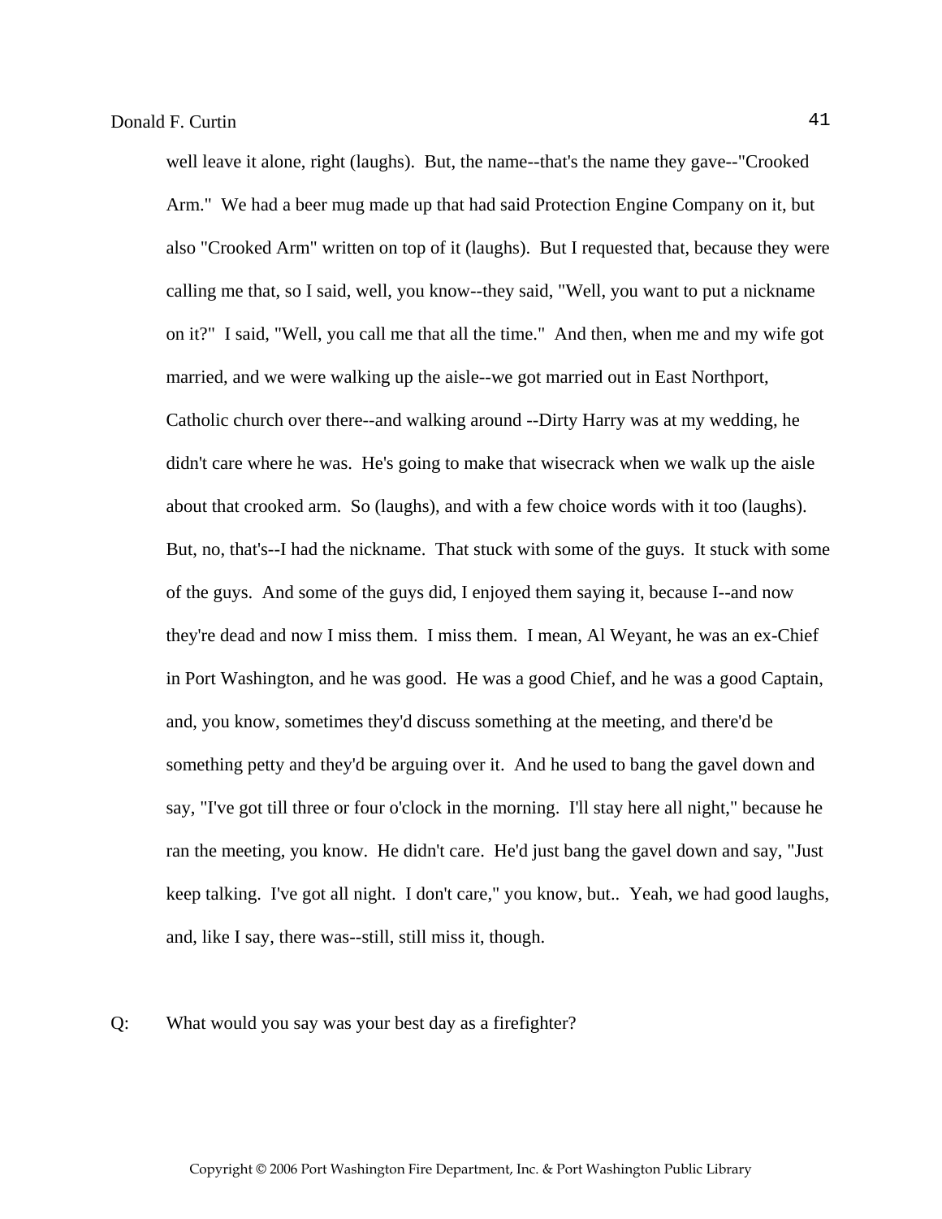well leave it alone, right (laughs). But, the name--that's the name they gave--"Crooked Arm." We had a beer mug made up that had said Protection Engine Company on it, but also "Crooked Arm" written on top of it (laughs). But I requested that, because they were calling me that, so I said, well, you know--they said, "Well, you want to put a nickname on it?" I said, "Well, you call me that all the time." And then, when me and my wife got married, and we were walking up the aisle--we got married out in East Northport, Catholic church over there--and walking around --Dirty Harry was at my wedding, he didn't care where he was. He's going to make that wisecrack when we walk up the aisle about that crooked arm. So (laughs), and with a few choice words with it too (laughs). But, no, that's--I had the nickname. That stuck with some of the guys. It stuck with some of the guys. And some of the guys did, I enjoyed them saying it, because I--and now they're dead and now I miss them. I miss them. I mean, Al Weyant, he was an ex-Chief in Port Washington, and he was good. He was a good Chief, and he was a good Captain, and, you know, sometimes they'd discuss something at the meeting, and there'd be something petty and they'd be arguing over it. And he used to bang the gavel down and say, "I've got till three or four o'clock in the morning. I'll stay here all night," because he ran the meeting, you know. He didn't care. He'd just bang the gavel down and say, "Just keep talking. I've got all night. I don't care," you know, but.. Yeah, we had good laughs, and, like I say, there was--still, still miss it, though.

Q: What would you say was your best day as a firefighter?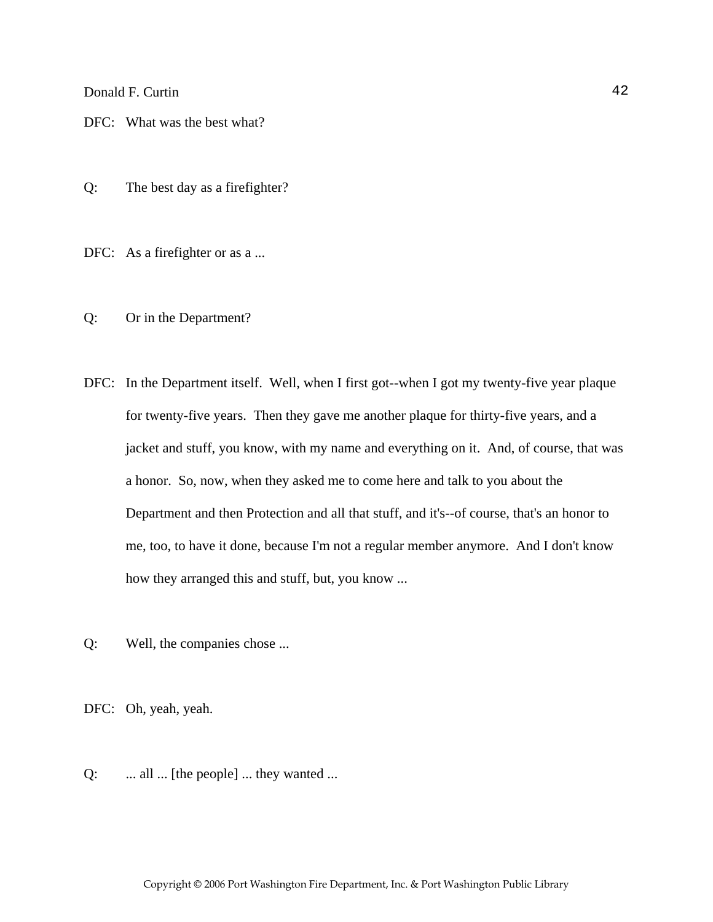DFC: What was the best what?

Q: The best day as a firefighter?

DFC: As a firefighter or as a ...

Q: Or in the Department?

DFC: In the Department itself. Well, when I first got--when I got my twenty-five year plaque for twenty-five years. Then they gave me another plaque for thirty-five years, and a jacket and stuff, you know, with my name and everything on it. And, of course, that was a honor. So, now, when they asked me to come here and talk to you about the Department and then Protection and all that stuff, and it's--of course, that's an honor to me, too, to have it done, because I'm not a regular member anymore. And I don't know how they arranged this and stuff, but, you know ...

Q: Well, the companies chose ...

DFC: Oh, yeah, yeah.

Q: ... all ... [the people] ... they wanted ...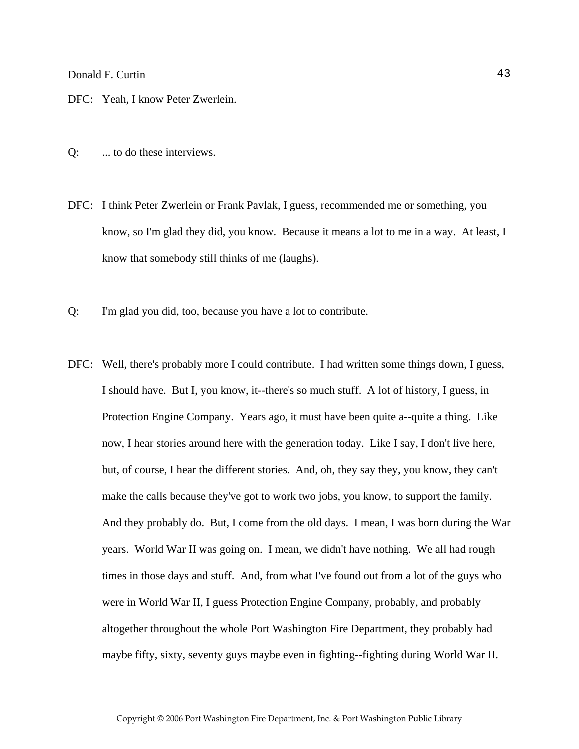DFC: Yeah, I know Peter Zwerlein.

Q: ... to do these interviews.

DFC: I think Peter Zwerlein or Frank Pavlak, I guess, recommended me or something, you know, so I'm glad they did, you know. Because it means a lot to me in a way. At least, I know that somebody still thinks of me (laughs).

Q: I'm glad you did, too, because you have a lot to contribute.

DFC: Well, there's probably more I could contribute. I had written some things down, I guess, I should have. But I, you know, it--there's so much stuff. A lot of history, I guess, in Protection Engine Company. Years ago, it must have been quite a--quite a thing. Like now, I hear stories around here with the generation today. Like I say, I don't live here, but, of course, I hear the different stories. And, oh, they say they, you know, they can't make the calls because they've got to work two jobs, you know, to support the family. And they probably do. But, I come from the old days. I mean, I was born during the War years. World War II was going on. I mean, we didn't have nothing. We all had rough times in those days and stuff. And, from what I've found out from a lot of the guys who were in World War II, I guess Protection Engine Company, probably, and probably altogether throughout the whole Port Washington Fire Department, they probably had maybe fifty, sixty, seventy guys maybe even in fighting--fighting during World War II.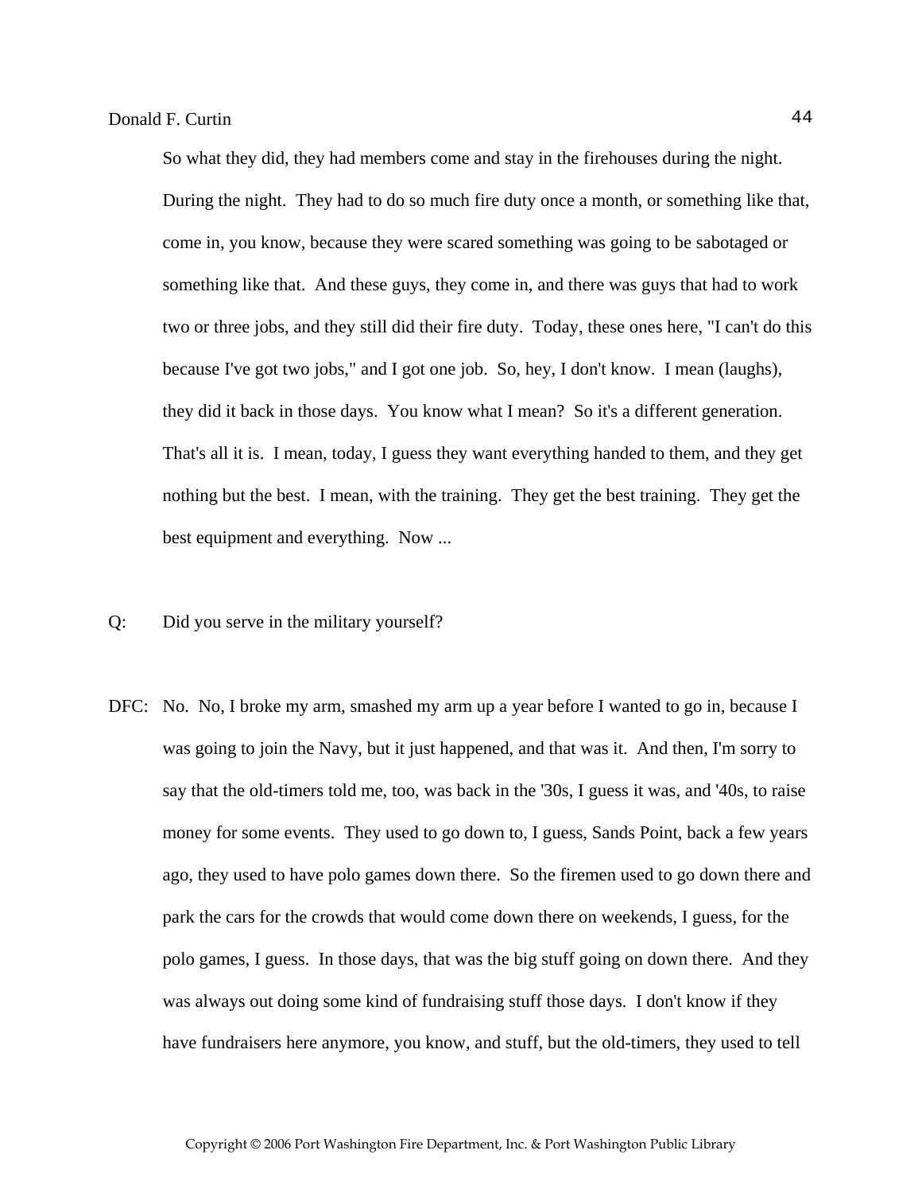So what they did, they had members come and stay in the firehouses during the night. During the night. They had to do so much fire duty once a month, or something like that, come in, you know, because they were scared something was going to be sabotaged or something like that. And these guys, they come in, and there was guys that had to work two or three jobs, and they still did their fire duty. Today, these ones here, "I can't do this because I've got two jobs," and I got one job. So, hey, I don't know. I mean (laughs), they did it back in those days. You know what I mean? So it's a different generation. That's all it is. I mean, today, I guess they want everything handed to them, and they get nothing but the best. I mean, with the training. They get the best training. They get the best equipment and everything. Now ...

Q: Did you serve in the military yourself?

DFC: No. No, I broke my arm, smashed my arm up a year before I wanted to go in, because I was going to join the Navy, but it just happened, and that was it. And then, I'm sorry to say that the old-timers told me, too, was back in the '30s, I guess it was, and '40s, to raise money for some events. They used to go down to, I guess, Sands Point, back a few years ago, they used to have polo games down there. So the firemen used to go down there and park the cars for the crowds that would come down there on weekends, I guess, for the polo games, I guess. In those days, that was the big stuff going on down there. And they was always out doing some kind of fundraising stuff those days. I don't know if they have fundraisers here anymore, you know, and stuff, but the old-timers, they used to tell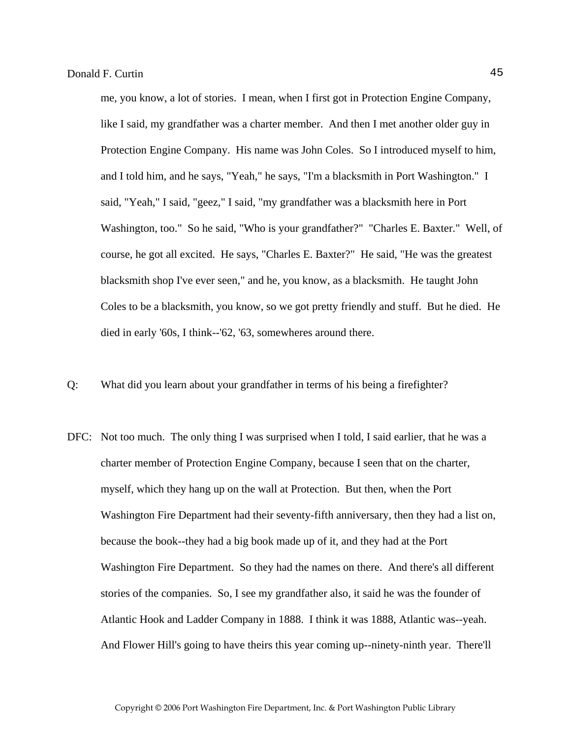me, you know, a lot of stories. I mean, when I first got in Protection Engine Company, like I said, my grandfather was a charter member. And then I met another older guy in Protection Engine Company. His name was John Coles. So I introduced myself to him, and I told him, and he says, "Yeah," he says, "I'm a blacksmith in Port Washington." I said, "Yeah," I said, "geez," I said, "my grandfather was a blacksmith here in Port Washington, too." So he said, "Who is your grandfather?" "Charles E. Baxter." Well, of course, he got all excited. He says, "Charles E. Baxter?" He said, "He was the greatest blacksmith shop I've ever seen," and he, you know, as a blacksmith. He taught John Coles to be a blacksmith, you know, so we got pretty friendly and stuff. But he died. He died in early '60s, I think--'62, '63, somewheres around there.

Q: What did you learn about your grandfather in terms of his being a firefighter?

DFC: Not too much. The only thing I was surprised when I told, I said earlier, that he was a charter member of Protection Engine Company, because I seen that on the charter, myself, which they hang up on the wall at Protection. But then, when the Port Washington Fire Department had their seventy-fifth anniversary, then they had a list on, because the book--they had a big book made up of it, and they had at the Port Washington Fire Department. So they had the names on there. And there's all different stories of the companies. So, I see my grandfather also, it said he was the founder of Atlantic Hook and Ladder Company in 1888. I think it was 1888, Atlantic was--yeah. And Flower Hill's going to have theirs this year coming up--ninety-ninth year. There'll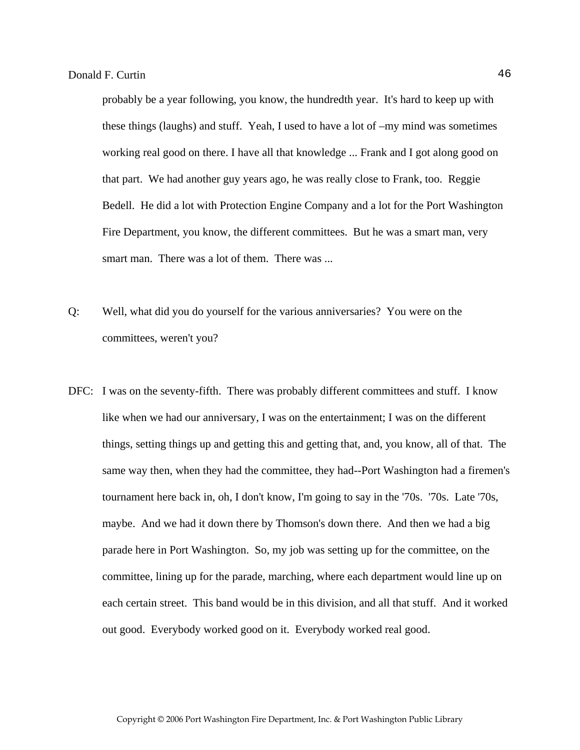probably be a year following, you know, the hundredth year. It's hard to keep up with these things (laughs) and stuff. Yeah, I used to have a lot of –my mind was sometimes working real good on there. I have all that knowledge ... Frank and I got along good on that part. We had another guy years ago, he was really close to Frank, too. Reggie Bedell. He did a lot with Protection Engine Company and a lot for the Port Washington Fire Department, you know, the different committees. But he was a smart man, very smart man. There was a lot of them. There was ...

Q: Well, what did you do yourself for the various anniversaries? You were on the committees, weren't you?

DFC: I was on the seventy-fifth. There was probably different committees and stuff. I know like when we had our anniversary, I was on the entertainment; I was on the different things, setting things up and getting this and getting that, and, you know, all of that. The same way then, when they had the committee, they had--Port Washington had a firemen's tournament here back in, oh, I don't know, I'm going to say in the '70s. '70s. Late '70s, maybe. And we had it down there by Thomson's down there. And then we had a big parade here in Port Washington. So, my job was setting up for the committee, on the committee, lining up for the parade, marching, where each department would line up on each certain street. This band would be in this division, and all that stuff. And it worked out good. Everybody worked good on it. Everybody worked real good.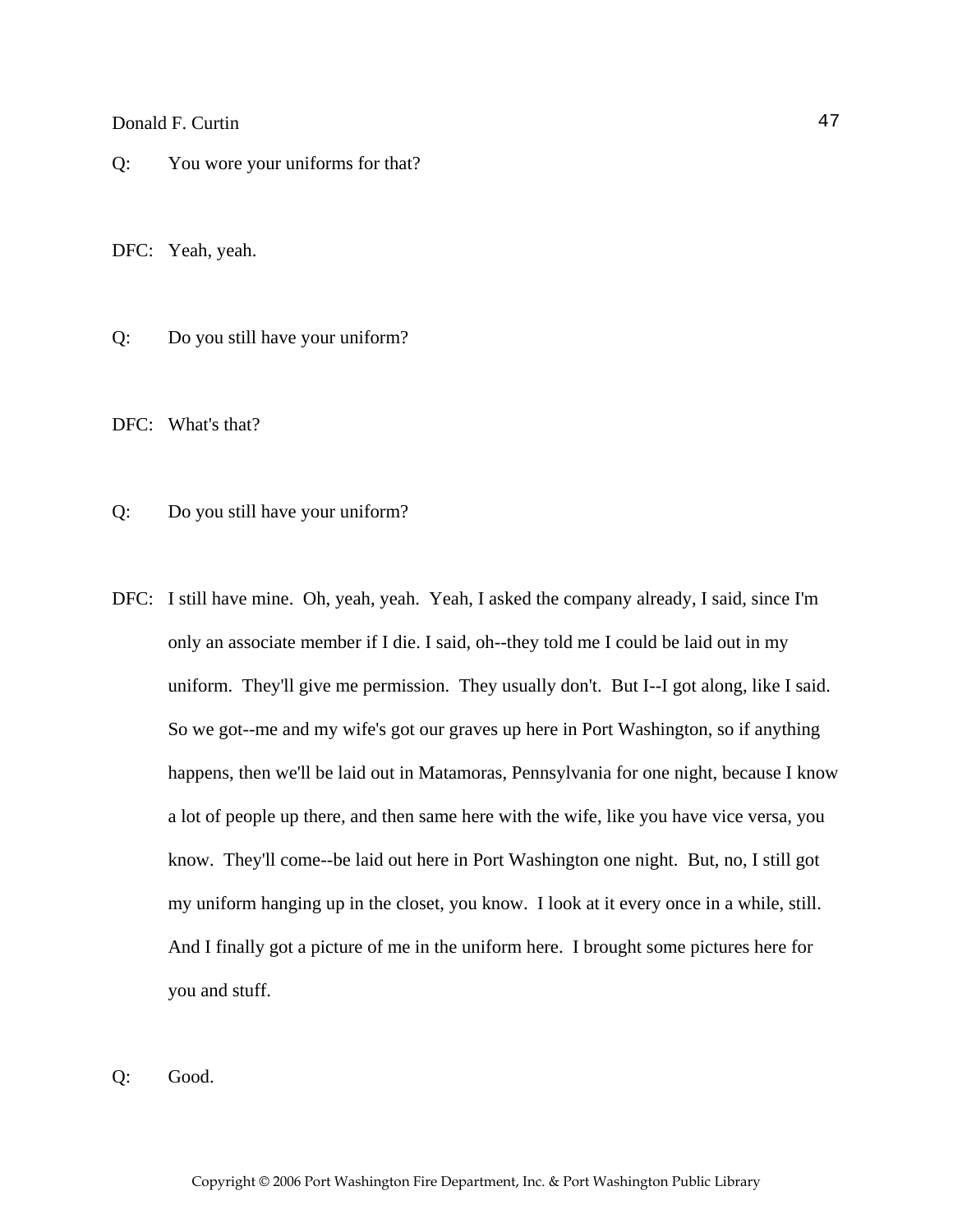Q: You wore your uniforms for that?

DFC: Yeah, yeah.

Q: Do you still have your uniform?

DFC: What's that?

Q: Do you still have your uniform?

DFC: I still have mine. Oh, yeah, yeah. Yeah, I asked the company already, I said, since I'm only an associate member if I die. I said, oh--they told me I could be laid out in my uniform. They'll give me permission. They usually don't. But I--I got along, like I said. So we got--me and my wife's got our graves up here in Port Washington, so if anything happens, then we'll be laid out in Matamoras, Pennsylvania for one night, because I know a lot of people up there, and then same here with the wife, like you have vice versa, you know. They'll come--be laid out here in Port Washington one night. But, no, I still got my uniform hanging up in the closet, you know. I look at it every once in a while, still. And I finally got a picture of me in the uniform here. I brought some pictures here for you and stuff.

Q: Good.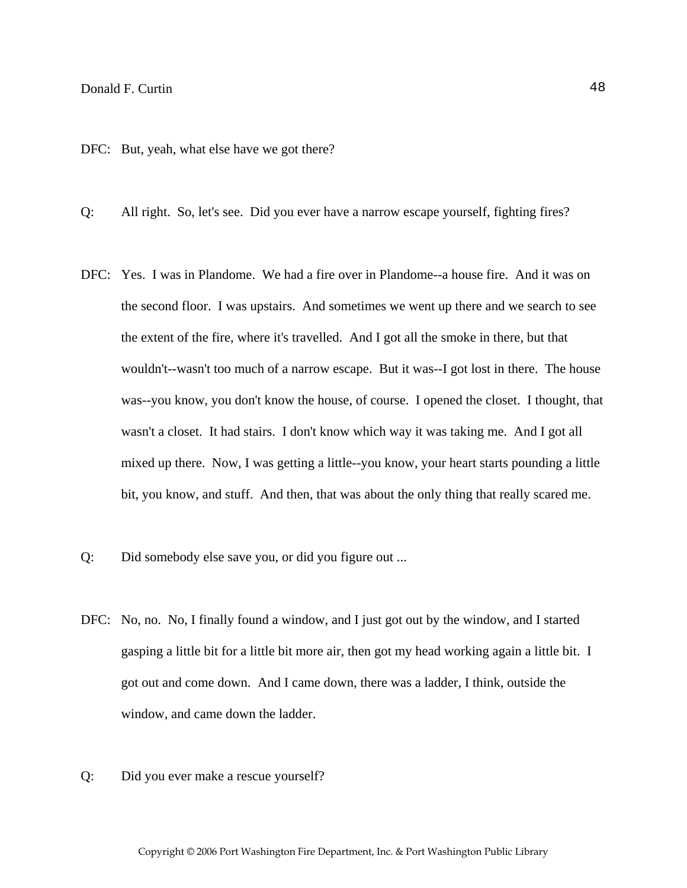DFC: But, yeah, what else have we got there?

Q: All right. So, let's see. Did you ever have a narrow escape yourself, fighting fires?

DFC: Yes. I was in Plandome. We had a fire over in Plandome--a house fire. And it was on the second floor. I was upstairs. And sometimes we went up there and we search to see the extent of the fire, where it's travelled. And I got all the smoke in there, but that wouldn't--wasn't too much of a narrow escape. But it was--I got lost in there. The house was--you know, you don't know the house, of course. I opened the closet. I thought, that wasn't a closet. It had stairs. I don't know which way it was taking me. And I got all mixed up there. Now, I was getting a little--you know, your heart starts pounding a little bit, you know, and stuff. And then, that was about the only thing that really scared me.

Q: Did somebody else save you, or did you figure out ...

DFC: No, no. No, I finally found a window, and I just got out by the window, and I started gasping a little bit for a little bit more air, then got my head working again a little bit. I got out and come down. And I came down, there was a ladder, I think, outside the window, and came down the ladder.

Q: Did you ever make a rescue yourself?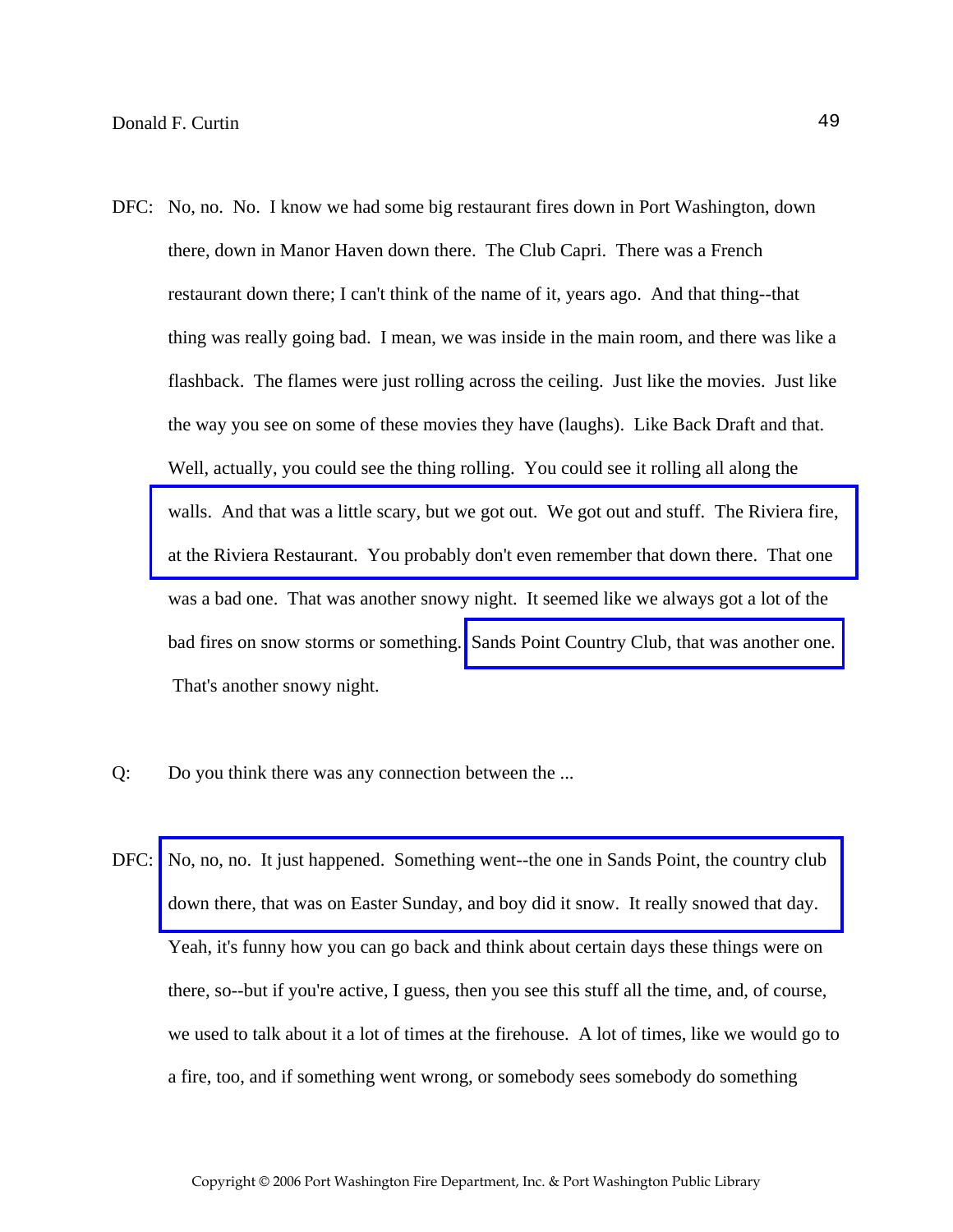DFC: No, no. No. I know we had some big restaurant fires down in Port Washington, down there, down in Manor Haven down there. The Club Capri. There was a French restaurant down there; I can't think of the name of it, years ago. And that thing--that thing was really going bad. I mean, we was inside in the main room, and there was like a flashback. The flames were just rolling across the ceiling. Just like the movies. Just like the way you see on some of these movies they have (laughs). Like Back Draft and that. Well, actually, you could see the thing rolling. You could see it rolling all along the walls. And that was a little scary, but we got out. We got out and stuff. The Riviera fire, at the Riviera Restaurant. You probably don't even remember that down there. That one was a bad one. That was another snowy night. It seemed like we always got a lot of the bad fires on snow storms or something. Sands Point Country Club, that was another one. That's another snowy night.

Q: Do you think there was any connection between the ...

DFC: No, no, no. It just happened. Something went--the one in Sands Point, the country club down there, that was on Easter Sunday, and boy did it snow. It really snowed that day. Yeah, it's funny how you can go back and think about certain days these things were on there, so--but if you're active, I guess, then you see this stuff all the time, and, of course, we used to talk about it a lot of times at the firehouse. A lot of times, like we would go to a fire, too, and if something went wrong, or somebody sees somebody do something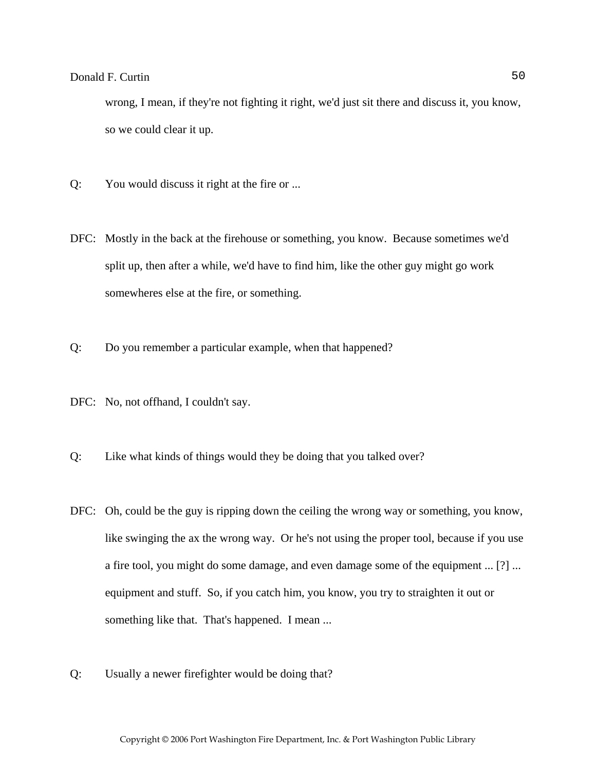wrong, I mean, if they're not fighting it right, we'd just sit there and discuss it, you know, so we could clear it up.

Q: You would discuss it right at the fire or ...

DFC: Mostly in the back at the firehouse or something, you know. Because sometimes we'd split up, then after a while, we'd have to find him, like the other guy might go work somewheres else at the fire, or something.

Q: Do you remember a particular example, when that happened?

DFC: No, not offhand, I couldn't say.

Q: Like what kinds of things would they be doing that you talked over?

DFC: Oh, could be the guy is ripping down the ceiling the wrong way or something, you know, like swinging the ax the wrong way. Or he's not using the proper tool, because if you use a fire tool, you might do some damage, and even damage some of the equipment ... [?] ... equipment and stuff. So, if you catch him, you know, you try to straighten it out or something like that. That's happened. I mean ...

Q: Usually a newer firefighter would be doing that?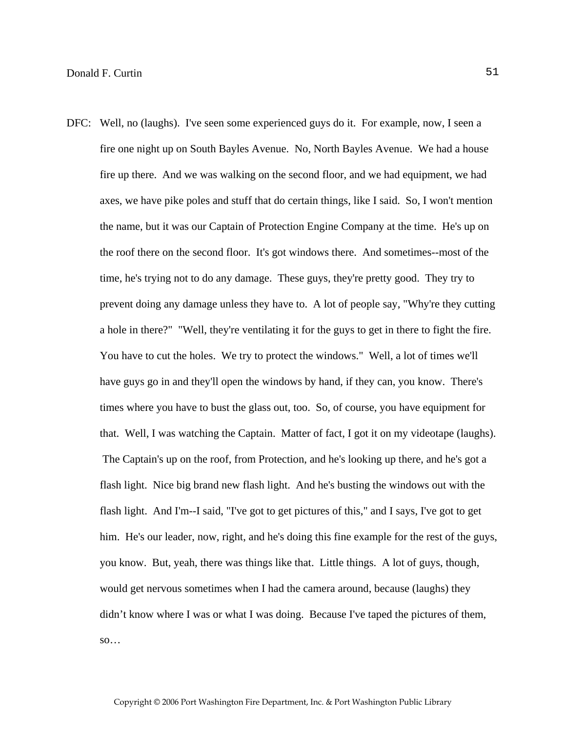DFC: Well, no (laughs). I've seen some experienced guys do it. For example, now, I seen a fire one night up on South Bayles Avenue. No, North Bayles Avenue. We had a house fire up there. And we was walking on the second floor, and we had equipment, we had axes, we have pike poles and stuff that do certain things, like I said. So, I won't mention the name, but it was our Captain of Protection Engine Company at the time. He's up on the roof there on the second floor. It's got windows there. And sometimes--most of the time, he's trying not to do any damage. These guys, they're pretty good. They try to prevent doing any damage unless they have to. A lot of people say, "Why're they cutting a hole in there?" "Well, they're ventilating it for the guys to get in there to fight the fire. You have to cut the holes. We try to protect the windows." Well, a lot of times we'll have guys go in and they'll open the windows by hand, if they can, you know. There's times where you have to bust the glass out, too. So, of course, you have equipment for that. Well, I was watching the Captain. Matter of fact, I got it on my videotape (laughs). The Captain's up on the roof, from Protection, and he's looking up there, and he's got a flash light. Nice big brand new flash light. And he's busting the windows out with the flash light. And I'm--I said, "I've got to get pictures of this," and I says, I've got to get him. He's our leader, now, right, and he's doing this fine example for the rest of the guys, you know. But, yeah, there was things like that. Little things. A lot of guys, though, would get nervous sometimes when I had the camera around, because (laughs) they didn't know where I was or what I was doing. Because I've taped the pictures of them, so…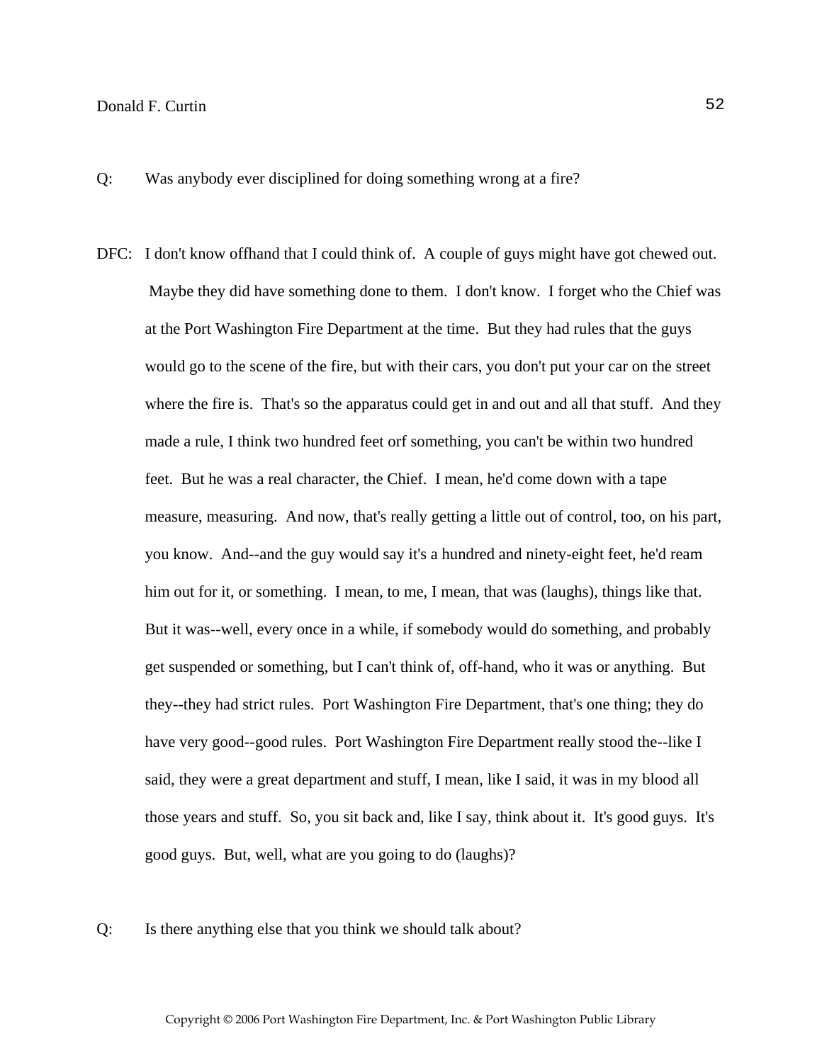Q: Was anybody ever disciplined for doing something wrong at a fire?

DFC: I don't know offhand that I could think of. A couple of guys might have got chewed out. Maybe they did have something done to them. I don't know. I forget who the Chief was at the Port Washington Fire Department at the time. But they had rules that the guys would go to the scene of the fire, but with their cars, you don't put your car on the street where the fire is. That's so the apparatus could get in and out and all that stuff. And they made a rule, I think two hundred feet orf something, you can't be within two hundred feet. But he was a real character, the Chief. I mean, he'd come down with a tape measure, measuring. And now, that's really getting a little out of control, too, on his part, you know. And--and the guy would say it's a hundred and ninety-eight feet, he'd ream him out for it, or something. I mean, to me, I mean, that was (laughs), things like that. But it was--well, every once in a while, if somebody would do something, and probably get suspended or something, but I can't think of, off-hand, who it was or anything. But they--they had strict rules. Port Washington Fire Department, that's one thing; they do have very good--good rules. Port Washington Fire Department really stood the--like I said, they were a great department and stuff, I mean, like I said, it was in my blood all those years and stuff. So, you sit back and, like I say, think about it. It's good guys. It's good guys. But, well, what are you going to do (laughs)?

Q: Is there anything else that you think we should talk about?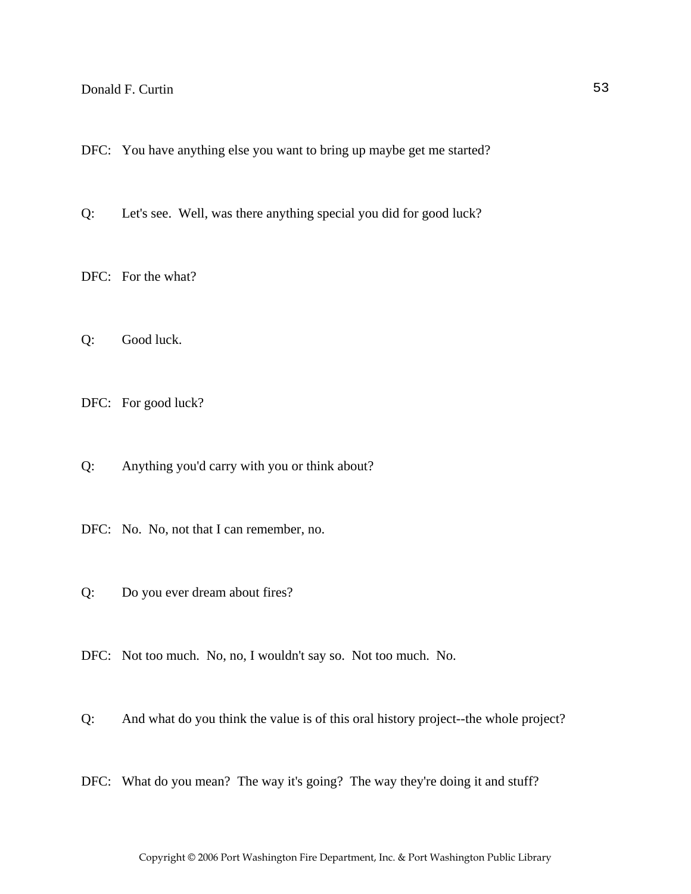DFC: You have anything else you want to bring up maybe get me started?

Q: Let's see. Well, was there anything special you did for good luck?

DFC: For the what?

Q: Good luck.

DFC: For good luck?

Q: Anything you'd carry with you or think about?

DFC: No. No, not that I can remember, no.

Q: Do you ever dream about fires?

DFC: Not too much. No, no, I wouldn't say so. Not too much. No.

Q: And what do you think the value is of this oral history project--the whole project?

DFC: What do you mean? The way it's going? The way they're doing it and stuff?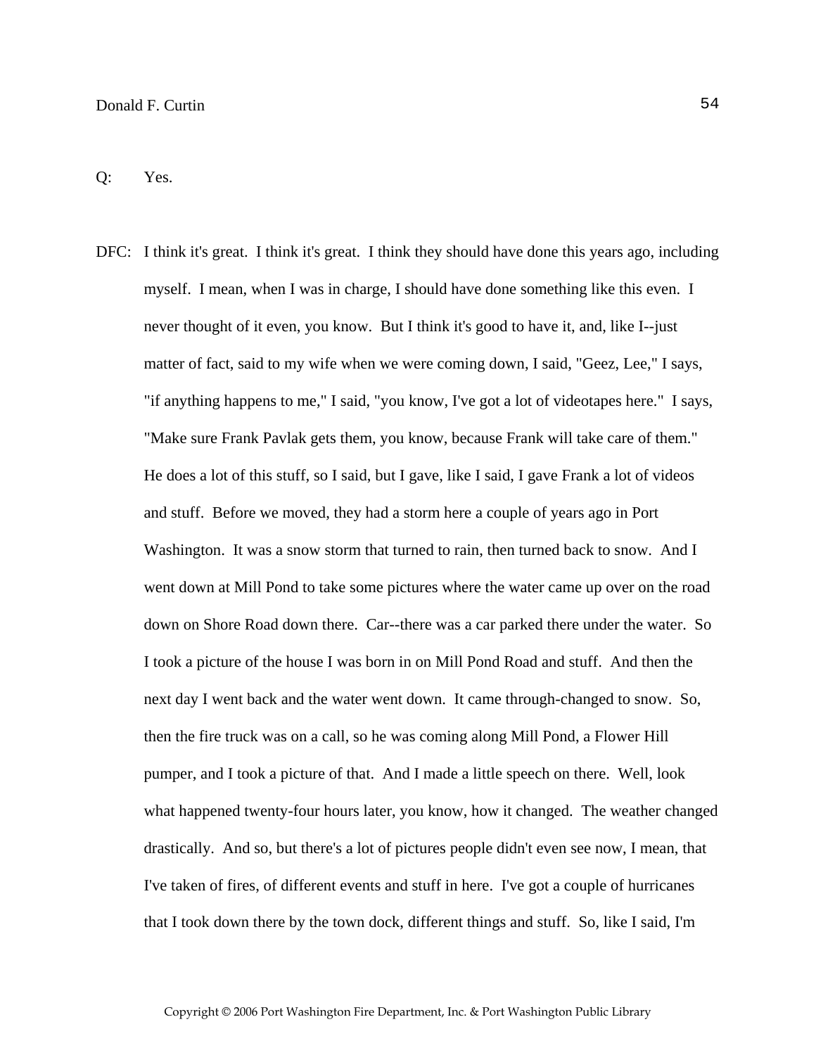Q: Yes.

DFC: I think it's great. I think it's great. I think they should have done this years ago, including myself. I mean, when I was in charge, I should have done something like this even. I never thought of it even, you know. But I think it's good to have it, and, like I--just matter of fact, said to my wife when we were coming down, I said, "Geez, Lee," I says, "if anything happens to me," I said, "you know, I've got a lot of videotapes here." I says, "Make sure Frank Pavlak gets them, you know, because Frank will take care of them." He does a lot of this stuff, so I said, but I gave, like I said, I gave Frank a lot of videos and stuff. Before we moved, they had a storm here a couple of years ago in Port Washington. It was a snow storm that turned to rain, then turned back to snow. And I went down at Mill Pond to take some pictures where the water came up over on the road down on Shore Road down there. Car--there was a car parked there under the water. So I took a picture of the house I was born in on Mill Pond Road and stuff. And then the next day I went back and the water went down. It came through-changed to snow. So, then the fire truck was on a call, so he was coming along Mill Pond, a Flower Hill pumper, and I took a picture of that. And I made a little speech on there. Well, look what happened twenty-four hours later, you know, how it changed. The weather changed drastically. And so, but there's a lot of pictures people didn't even see now, I mean, that I've taken of fires, of different events and stuff in here. I've got a couple of hurricanes that I took down there by the town dock, different things and stuff. So, like I said, I'm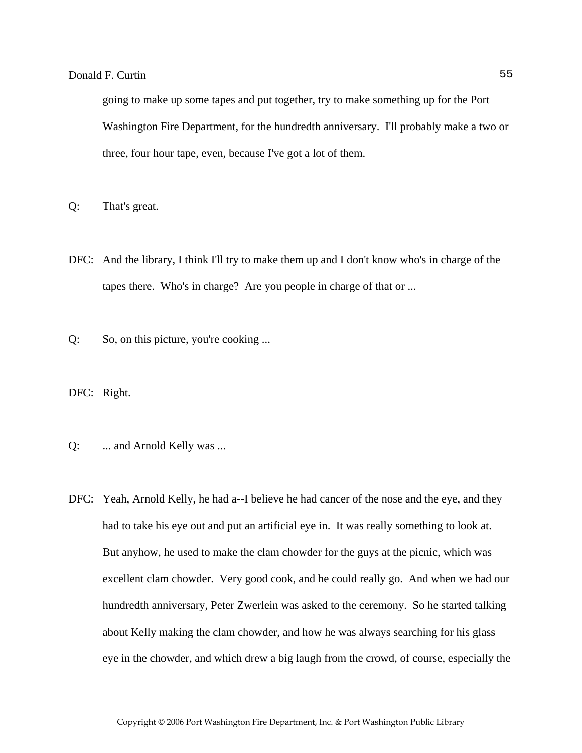going to make up some tapes and put together, try to make something up for the Port Washington Fire Department, for the hundredth anniversary. I'll probably make a two or three, four hour tape, even, because I've got a lot of them.

Q: That's great.

DFC: And the library, I think I'll try to make them up and I don't know who's in charge of the tapes there. Who's in charge? Are you people in charge of that or ...

Q: So, on this picture, you're cooking ...

DFC: Right.

Q: ... and Arnold Kelly was ...

DFC: Yeah, Arnold Kelly, he had a--I believe he had cancer of the nose and the eye, and they had to take his eye out and put an artificial eye in. It was really something to look at. But anyhow, he used to make the clam chowder for the guys at the picnic, which was excellent clam chowder. Very good cook, and he could really go. And when we had our hundredth anniversary, Peter Zwerlein was asked to the ceremony. So he started talking about Kelly making the clam chowder, and how he was always searching for his glass eye in the chowder, and which drew a big laugh from the crowd, of course, especially the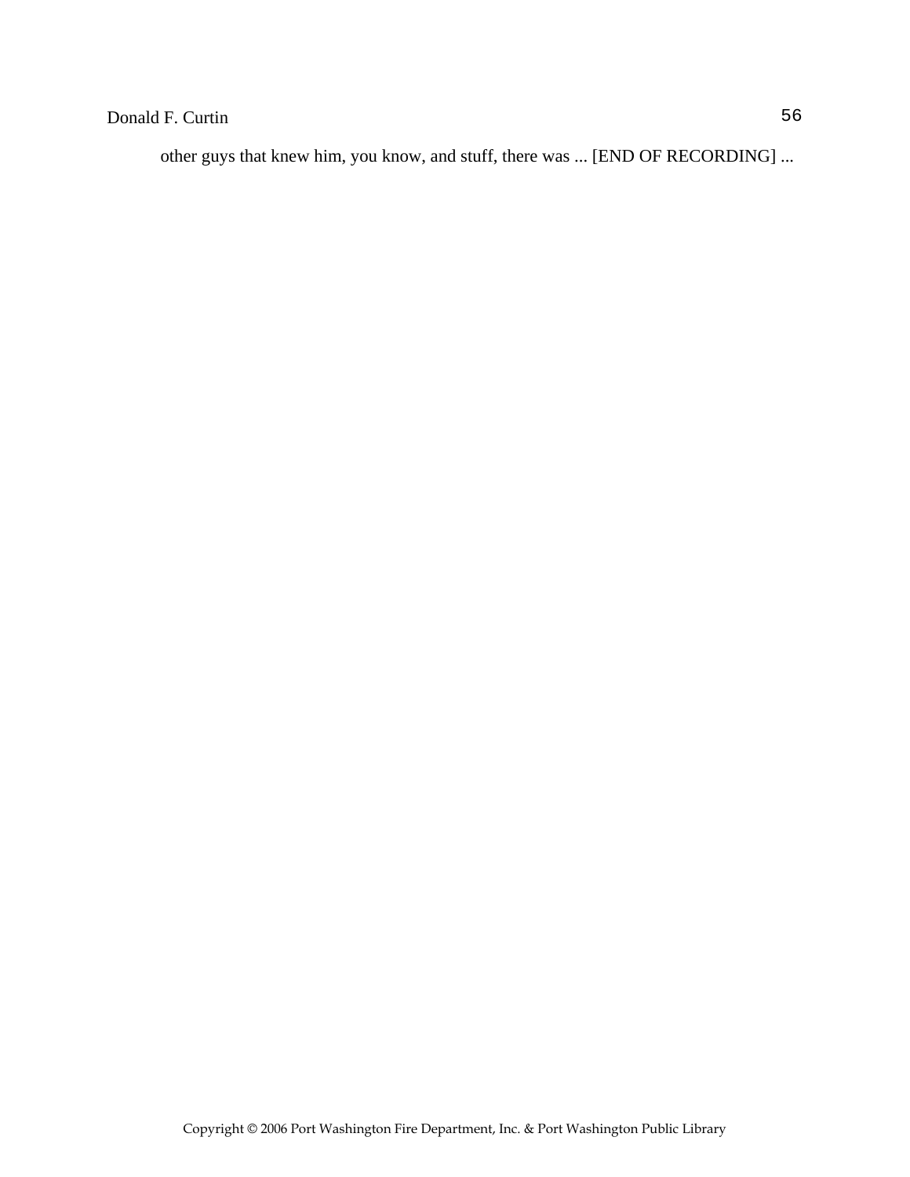other guys that knew him, you know, and stuff, there was ... [END OF RECORDING] ...